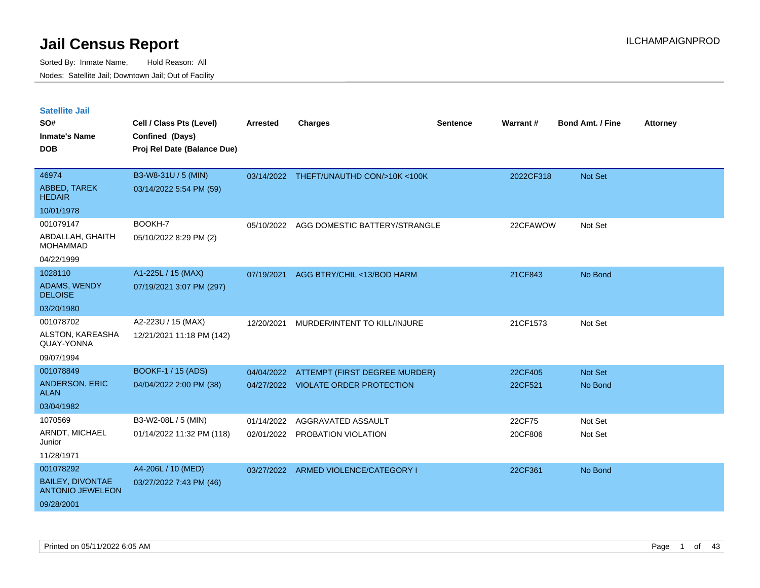# Jail Census Report

ILCHAMPAIGNPROD

Sorted By: Inmate Name, Hold Reason: All

Nodes: Satellite Jail; Downtown Jail; Out of Facility

## Satellite Jail

| SO# / Inmate's Name / DOB | Cell / Class Pts (Level) / Confined (Days) / Proj Rel Date (Balance Due) | Arrested | Charges | Sentence | Warrant # | Bond Amt. / Fine | Attorney |
|---|---|---|---|---|---|---|---|
| 46974<br>ABBED, TAREK HEDAIR<br>10/01/1978 | B3-W8-31U / 5 (MIN)<br>03/14/2022 5:54 PM (59) | 03/14/2022 | THEFT/UNAUTHD CON/>10K <100K | | 2022CF318 | Not Set | |
| 001079147<br>ABDALLAH, GHAITH MOHAMMAD<br>04/22/1999 | BOOKH-7<br>05/10/2022 8:29 PM (2) | 05/10/2022 | AGG DOMESTIC BATTERY/STRANGLE | | 22CFAWOW | Not Set | |
| 1028110<br>ADAMS, WENDY DELOISE<br>03/20/1980 | A1-225L / 15 (MAX)<br>07/19/2021 3:07 PM (297) | 07/19/2021 | AGG BTRY/CHIL <13/BOD HARM | | 21CF843 | No Bond | |
| 001078702<br>ALSTON, KAREASHA QUAY-YONNA<br>09/07/1994 | A2-223U / 15 (MAX)<br>12/21/2021 11:18 PM (142) | 12/20/2021 | MURDER/INTENT TO KILL/INJURE | | 21CF1573 | Not Set | |
| 001078849<br>ANDERSON, ERIC ALAN<br>03/04/1982 | BOOKF-1 / 15 (ADS)<br>04/04/2022 2:00 PM (38) | 04/04/2022<br>04/27/2022 | ATTEMPT (FIRST DEGREE MURDER)<br>VIOLATE ORDER PROTECTION | | 22CF405<br>22CF521 | Not Set<br>No Bond | |
| 1070569<br>ARNDT, MICHAEL Junior<br>11/28/1971 | B3-W2-08L / 5 (MIN)<br>01/14/2022 11:32 PM (118) | 01/14/2022<br>02/01/2022 | AGGRAVATED ASSAULT<br>PROBATION VIOLATION | | 22CF75<br>20CF806 | Not Set<br>Not Set | |
| 001078292<br>BAILEY, DIVONTAE ANTONIO JEWELEON<br>09/28/2001 | A4-206L / 10 (MED)<br>03/27/2022 7:43 PM (46) | 03/27/2022 | ARMED VIOLENCE/CATEGORY I | | 22CF361 | No Bond | |

Printed on 05/11/2022 6:05 AM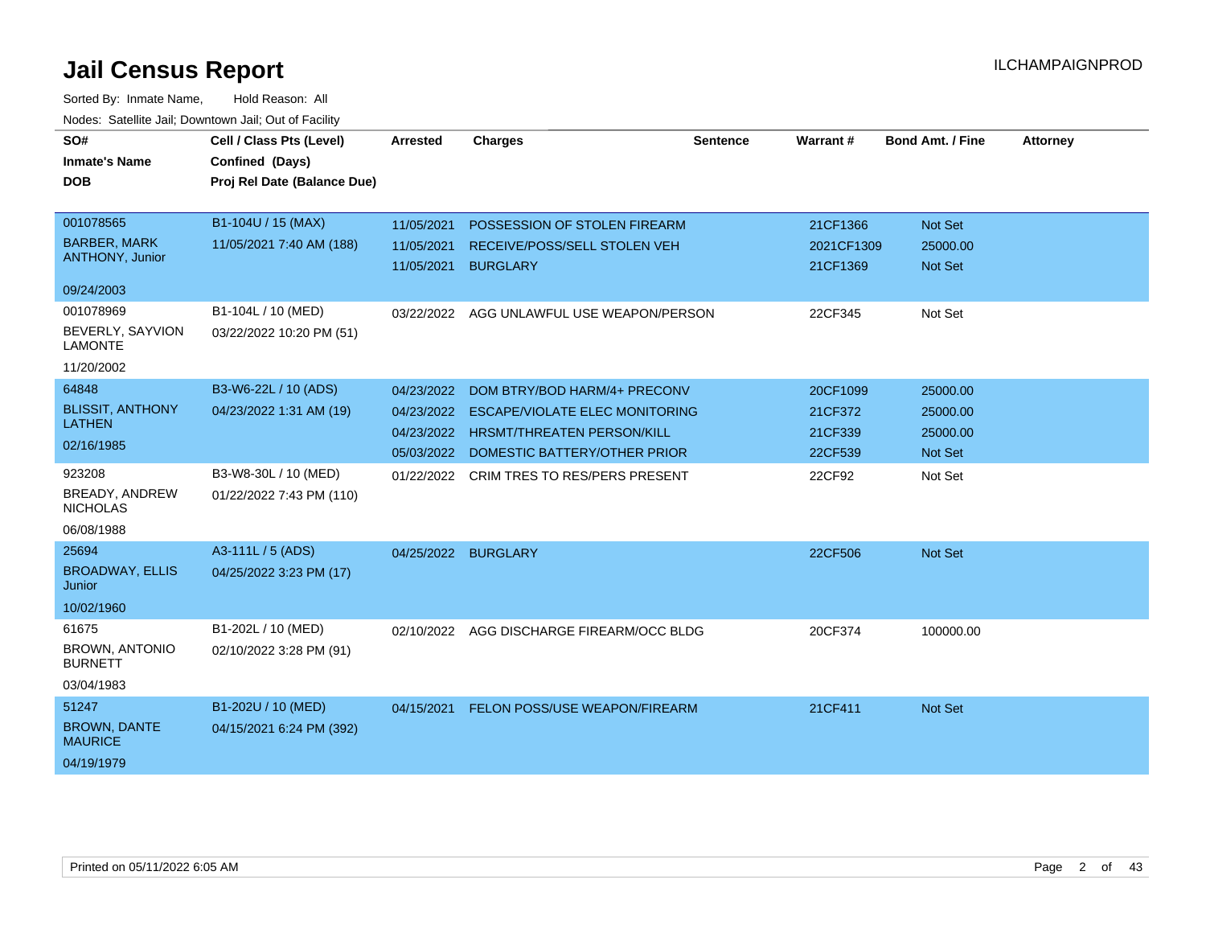# Jail Census Report

ILCHAMPAIGNPROD

Sorted By: Inmate Name, Hold Reason: All

Nodes: Satellite Jail; Downtown Jail; Out of Facility

| SO# / Inmate's Name / DOB | Cell / Class Pts (Level) / Confined (Days) / Proj Rel Date (Balance Due) | Arrested | Charges | Sentence | Warrant # | Bond Amt. / Fine | Attorney |
|---|---|---|---|---|---|---|---|
| 001078565 BARBER, MARK ANTHONY, Junior 09/24/2003 | B1-104U / 15 (MAX) 11/05/2021 7:40 AM (188) | 11/05/2021 | POSSESSION OF STOLEN FIREARM | | 21CF1366 | Not Set | |
| | | 11/05/2021 | RECEIVE/POSS/SELL STOLEN VEH | | 2021CF1309 | 25000.00 | |
| | | 11/05/2021 | BURGLARY | | 21CF1369 | Not Set | |
| 001078969 BEVERLY, SAYVION LAMONTE 11/20/2002 | B1-104L / 10 (MED) 03/22/2022 10:20 PM (51) | 03/22/2022 | AGG UNLAWFUL USE WEAPON/PERSON | | 22CF345 | Not Set | |
| 64848 BLISSIT, ANTHONY LATHEN 02/16/1985 | B3-W6-22L / 10 (ADS) 04/23/2022 1:31 AM (19) | 04/23/2022 | DOM BTRY/BOD HARM/4+ PRECONV | | 20CF1099 | 25000.00 | |
| | | 04/23/2022 | ESCAPE/VIOLATE ELEC MONITORING | | 21CF372 | 25000.00 | |
| | | 04/23/2022 | HRSMT/THREATEN PERSON/KILL | | 21CF339 | 25000.00 | |
| | | 05/03/2022 | DOMESTIC BATTERY/OTHER PRIOR | | 22CF539 | Not Set | |
| 923208 BREADY, ANDREW NICHOLAS 06/08/1988 | B3-W8-30L / 10 (MED) 01/22/2022 7:43 PM (110) | 01/22/2022 | CRIM TRES TO RES/PERS PRESENT | | 22CF92 | Not Set | |
| 25694 BROADWAY, ELLIS Junior 10/02/1960 | A3-111L / 5 (ADS) 04/25/2022 3:23 PM (17) | 04/25/2022 | BURGLARY | | 22CF506 | Not Set | |
| 61675 BROWN, ANTONIO BURNETT 03/04/1983 | B1-202L / 10 (MED) 02/10/2022 3:28 PM (91) | 02/10/2022 | AGG DISCHARGE FIREARM/OCC BLDG | | 20CF374 | 100000.00 | |
| 51247 BROWN, DANTE MAURICE 04/19/1979 | B1-202U / 10 (MED) 04/15/2021 6:24 PM (392) | 04/15/2021 | FELON POSS/USE WEAPON/FIREARM | | 21CF411 | Not Set | |

Printed on 05/11/2022 6:05 AM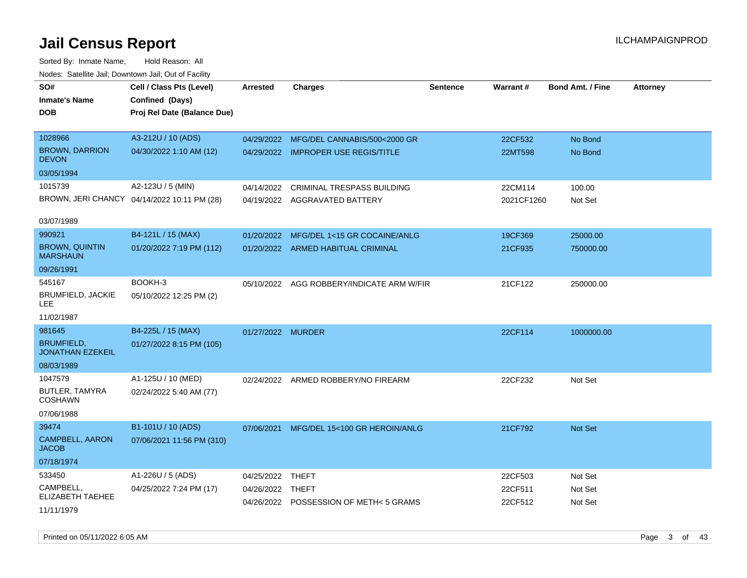# Jail Census Report

ILCHAMPAIGNPROD

Sorted By: Inmate Name, Hold Reason: All

Nodes: Satellite Jail; Downtown Jail; Out of Facility

| SO# / Inmate's Name / DOB | Cell / Class Pts (Level) / Confined (Days) / Proj Rel Date (Balance Due) | Arrested | Charges | Sentence | Warrant # | Bond Amt. / Fine | Attorney |
|---|---|---|---|---|---|---|---|
| 1028966<br>BROWN, DARRION DEVON<br>03/05/1994 | A3-212U / 10 (ADS)<br>04/30/2022 1:10 AM (12) | 04/29/2022 | MFG/DEL CANNABIS/500<2000 GR | | 22CF532 | No Bond | |
| | | 04/29/2022 | IMPROPER USE REGIS/TITLE | | 22MT598 | No Bond | |
| 1015739<br>BROWN, JERI CHANCY<br>03/07/1989 | A2-123U / 5 (MIN)<br>04/14/2022 10:11 PM (28) | 04/14/2022 | CRIMINAL TRESPASS BUILDING | | 22CM114 | 100.00 | |
| | | 04/19/2022 | AGGRAVATED BATTERY | | 2021CF1260 | Not Set | |
| 990921<br>BROWN, QUINTIN MARSHAUN<br>09/26/1991 | B4-121L / 15 (MAX)<br>01/20/2022 7:19 PM (112) | 01/20/2022 | MFG/DEL 1<15 GR COCAINE/ANLG | | 19CF369 | 25000.00 | |
| | | 01/20/2022 | ARMED HABITUAL CRIMINAL | | 21CF935 | 750000.00 | |
| 545167<br>BRUMFIELD, JACKIE LEE<br>11/02/1987 | BOOKH-3<br>05/10/2022 12:25 PM (2) | 05/10/2022 | AGG ROBBERY/INDICATE ARM W/FIR | | 21CF122 | 250000.00 | |
| 981645<br>BRUMFIELD, JONATHAN EZEKEIL<br>08/03/1989 | B4-225L / 15 (MAX)<br>01/27/2022 8:15 PM (105) | 01/27/2022 | MURDER | | 22CF114 | 1000000.00 | |
| 1047579<br>BUTLER, TAMYRA COSHAWN<br>07/06/1988 | A1-125U / 10 (MED)<br>02/24/2022 5:40 AM (77) | 02/24/2022 | ARMED ROBBERY/NO FIREARM | | 22CF232 | Not Set | |
| 39474<br>CAMPBELL, AARON JACOB<br>07/18/1974 | B1-101U / 10 (ADS)<br>07/06/2021 11:56 PM (310) | 07/06/2021 | MFG/DEL 15<100 GR HEROIN/ANLG | | 21CF792 | Not Set | |
| 533450<br>CAMPBELL, ELIZABETH TAEHEE<br>11/11/1979 | A1-226U / 5 (ADS)<br>04/25/2022 7:24 PM (17) | 04/25/2022 | THEFT | | 22CF503 | Not Set | |
| | | 04/26/2022 | THEFT | | 22CF511 | Not Set | |
| | | 04/26/2022 | POSSESSION OF METH< 5 GRAMS | | 22CF512 | Not Set | |

Printed on 05/11/2022 6:05 AM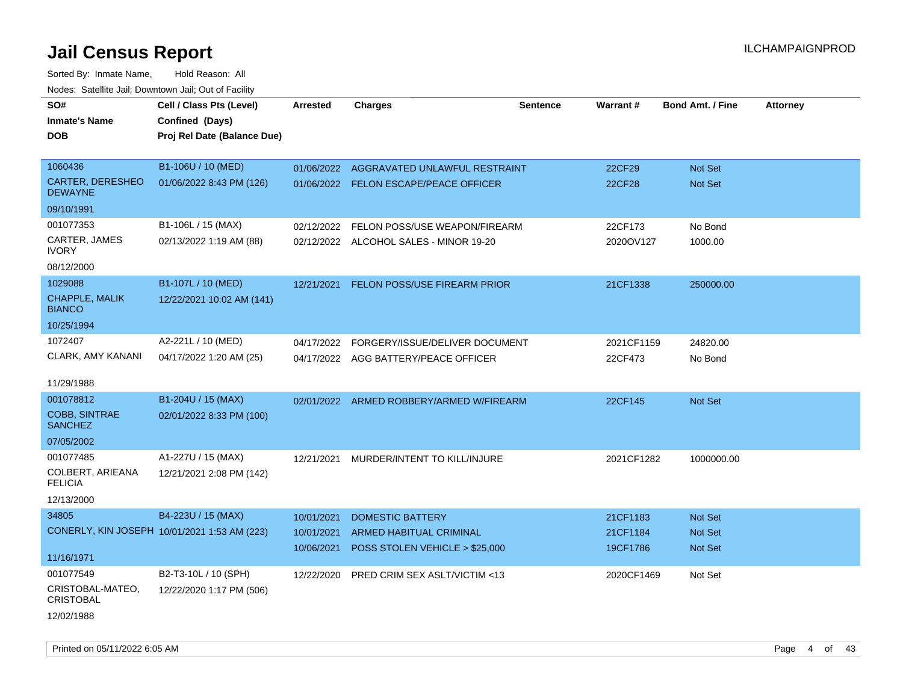# Jail Census Report

ILCHAMPAIGNPROD

Sorted By: Inmate Name, Hold Reason: All

Nodes: Satellite Jail; Downtown Jail; Out of Facility

| SO# / Inmate's Name / DOB | Cell / Class Pts (Level) / Confined (Days) / Proj Rel Date (Balance Due) | Arrested | Charges | Sentence | Warrant # | Bond Amt. / Fine | Attorney |
|---|---|---|---|---|---|---|---|
| 1060436 CARTER, DERESHEO DEWAYNE 09/10/1991 | B1-106U / 10 (MED) 01/06/2022 8:43 PM (126) | 01/06/2022 | AGGRAVATED UNLAWFUL RESTRAINT | | 22CF29 | Not Set | |
| | | 01/06/2022 | FELON ESCAPE/PEACE OFFICER | | 22CF28 | Not Set | |
| 001077353 CARTER, JAMES IVORY 08/12/2000 | B1-106L / 15 (MAX) 02/13/2022 1:19 AM (88) | 02/12/2022 | FELON POSS/USE WEAPON/FIREARM | | 22CF173 | No Bond | |
| | | 02/12/2022 | ALCOHOL SALES - MINOR 19-20 | | 2020OV127 | 1000.00 | |
| 1029088 CHAPPLE, MALIK BIANCO 10/25/1994 | B1-107L / 10 (MED) 12/22/2021 10:02 AM (141) | 12/21/2021 | FELON POSS/USE FIREARM PRIOR | | 21CF1338 | 250000.00 | |
| 1072407 CLARK, AMY KANANI 11/29/1988 | A2-221L / 10 (MED) 04/17/2022 1:20 AM (25) | 04/17/2022 | FORGERY/ISSUE/DELIVER DOCUMENT | | 2021CF1159 | 24820.00 | |
| | | 04/17/2022 | AGG BATTERY/PEACE OFFICER | | 22CF473 | No Bond | |
| 001078812 COBB, SINTRAE SANCHEZ 07/05/2002 | B1-204U / 15 (MAX) 02/01/2022 8:33 PM (100) | 02/01/2022 | ARMED ROBBERY/ARMED W/FIREARM | | 22CF145 | Not Set | |
| 001077485 COLBERT, ARIEANA FELICIA 12/13/2000 | A1-227U / 15 (MAX) 12/21/2021 2:08 PM (142) | 12/21/2021 | MURDER/INTENT TO KILL/INJURE | | 2021CF1282 | 1000000.00 | |
| 34805 CONERLY, KIN JOSEPH 11/16/1971 | B4-223U / 15 (MAX) 10/01/2021 1:53 AM (223) | 10/01/2021 | DOMESTIC BATTERY | | 21CF1183 | Not Set | |
| | | 10/01/2021 | ARMED HABITUAL CRIMINAL | | 21CF1184 | Not Set | |
| | | 10/06/2021 | POSS STOLEN VEHICLE > $25,000 | | 19CF1786 | Not Set | |
| 001077549 CRISTOBAL-MATEO, CRISTOBAL 12/02/1988 | B2-T3-10L / 10 (SPH) 12/22/2020 1:17 PM (506) | 12/22/2020 | PRED CRIM SEX ASLT/VICTIM <13 | | 2020CF1469 | Not Set | |

Printed on 05/11/2022 6:05 AM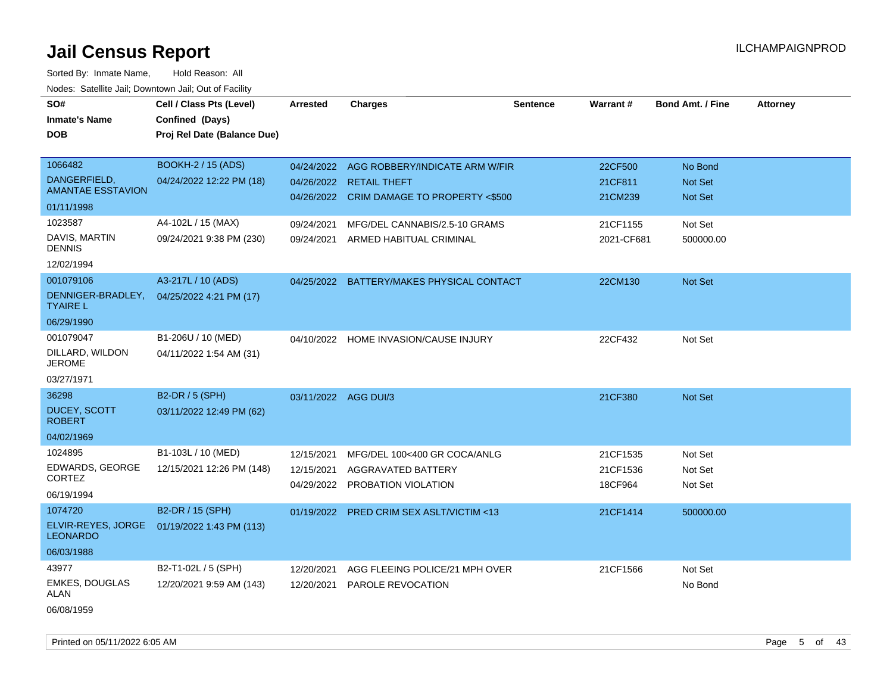# Jail Census Report

Sorted By: Inmate Name, Hold Reason: All

Nodes: Satellite Jail; Downtown Jail; Out of Facility

| SO# / Inmate's Name / DOB | Cell / Class Pts (Level) / Confined (Days) / Proj Rel Date (Balance Due) | Arrested | Charges | Sentence | Warrant # | Bond Amt. / Fine | Attorney |
|---|---|---|---|---|---|---|---|
| 1066482<br>DANGERFIELD, AMANTAE ESSTAVION<br>01/11/1998 | BOOKH-2 / 15 (ADS)<br>04/24/2022 12:22 PM (18) | 04/24/2022<br>04/26/2022<br>04/26/2022 | AGG ROBBERY/INDICATE ARM W/FIR<br>RETAIL THEFT<br>CRIM DAMAGE TO PROPERTY <$500 | | 22CF500<br>21CF811<br>21CM239 | No Bond<br>Not Set<br>Not Set | |
| 1023587<br>DAVIS, MARTIN DENNIS<br>12/02/1994 | A4-102L / 15 (MAX)<br>09/24/2021 9:38 PM (230) | 09/24/2021<br>09/24/2021 | MFG/DEL CANNABIS/2.5-10 GRAMS<br>ARMED HABITUAL CRIMINAL | | 21CF1155<br>2021-CF681 | Not Set<br>500000.00 | |
| 001079106<br>DENNIGER-BRADLEY, TYAIRE L<br>06/29/1990 | A3-217L / 10 (ADS)<br>04/25/2022 4:21 PM (17) | 04/25/2022 | BATTERY/MAKES PHYSICAL CONTACT | | 22CM130 | Not Set | |
| 001079047<br>DILLARD, WILDON JEROME<br>03/27/1971 | B1-206U / 10 (MED)<br>04/11/2022 1:54 AM (31) | 04/10/2022 | HOME INVASION/CAUSE INJURY | | 22CF432 | Not Set | |
| 36298<br>DUCEY, SCOTT ROBERT<br>04/02/1969 | B2-DR / 5 (SPH)<br>03/11/2022 12:49 PM (62) | 03/11/2022 | AGG DUI/3 | | 21CF380 | Not Set | |
| 1024895<br>EDWARDS, GEORGE CORTEZ<br>06/19/1994 | B1-103L / 10 (MED)<br>12/15/2021 12:26 PM (148) | 12/15/2021<br>12/15/2021<br>04/29/2022 | MFG/DEL 100<400 GR COCA/ANLG<br>AGGRAVATED BATTERY<br>PROBATION VIOLATION | | 21CF1535<br>21CF1536<br>18CF964 | Not Set<br>Not Set<br>Not Set | |
| 1074720<br>ELVIR-REYES, JORGE LEONARDO<br>06/03/1988 | B2-DR / 15 (SPH)<br>01/19/2022 1:43 PM (113) | 01/19/2022 | PRED CRIM SEX ASLT/VICTIM <13 | | 21CF1414 | 500000.00 | |
| 43977<br>EMKES, DOUGLAS ALAN<br>06/08/1959 | B2-T1-02L / 5 (SPH)<br>12/20/2021 9:59 AM (143) | 12/20/2021<br>12/20/2021 | AGG FLEEING POLICE/21 MPH OVER<br>PAROLE REVOCATION | | 21CF1566 | Not Set<br>No Bond | |

Printed on 05/11/2022 6:05 AM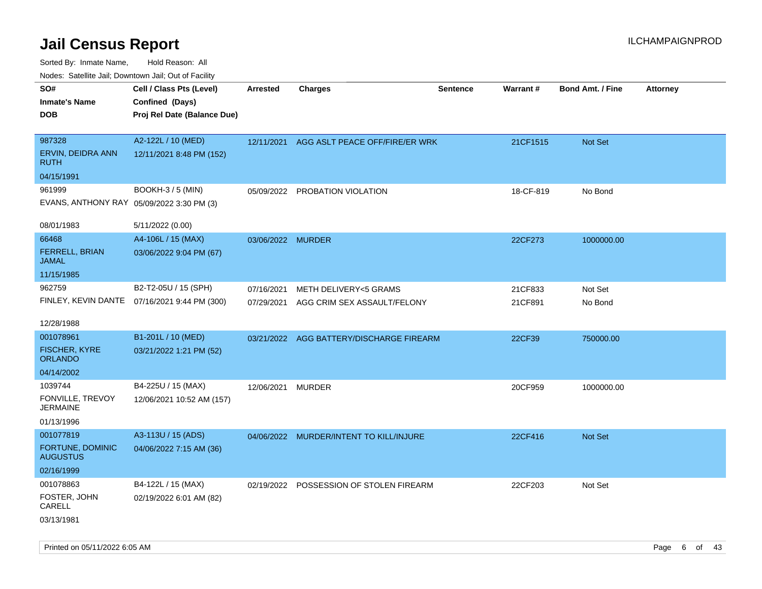# Jail Census Report

ILCHAMPAIGNPROD

Sorted By: Inmate Name, Hold Reason: All

Nodes: Satellite Jail; Downtown Jail; Out of Facility

| SO# / Inmate's Name / DOB | Cell / Class Pts (Level) / Confined (Days) / Proj Rel Date (Balance Due) | Arrested | Charges | Sentence | Warrant # | Bond Amt. / Fine | Attorney |
|---|---|---|---|---|---|---|---|
| 987328<br>ERVIN, DEIDRA ANN RUTH<br>04/15/1991 | A2-122L / 10 (MED)<br>12/11/2021 8:48 PM (152) | 12/11/2021 | AGG ASLT PEACE OFF/FIRE/ER WRK | | 21CF1515 | Not Set | |
| 961999<br>EVANS, ANTHONY RAY<br>08/01/1983 | BOOKH-3 / 5 (MIN)<br>05/09/2022 3:30 PM (3)<br>5/11/2022 (0.00) | 05/09/2022 | PROBATION VIOLATION | | 18-CF-819 | No Bond | |
| 66468<br>FERRELL, BRIAN JAMAL<br>11/15/1985 | A4-106L / 15 (MAX)<br>03/06/2022 9:04 PM (67) | 03/06/2022 | MURDER | | 22CF273 | 1000000.00 | |
| 962759<br>FINLEY, KEVIN DANTE<br>12/28/1988 | B2-T2-05U / 15 (SPH)<br>07/16/2021 9:44 PM (300) | 07/16/2021 | METH DELIVERY<5 GRAMS | | 21CF833 | Not Set | |
| | | 07/29/2021 | AGG CRIM SEX ASSAULT/FELONY | | 21CF891 | No Bond | |
| 001078961<br>FISCHER, KYRE ORLANDO<br>04/14/2002 | B1-201L / 10 (MED)<br>03/21/2022 1:21 PM (52) | 03/21/2022 | AGG BATTERY/DISCHARGE FIREARM | | 22CF39 | 750000.00 | |
| 1039744<br>FONVILLE, TREVOY JERMAINE<br>01/13/1996 | B4-225U / 15 (MAX)<br>12/06/2021 10:52 AM (157) | 12/06/2021 | MURDER | | 20CF959 | 1000000.00 | |
| 001077819<br>FORTUNE, DOMINIC AUGUSTUS<br>02/16/1999 | A3-113U / 15 (ADS)<br>04/06/2022 7:15 AM (36) | 04/06/2022 | MURDER/INTENT TO KILL/INJURE | | 22CF416 | Not Set | |
| 001078863<br>FOSTER, JOHN CARELL<br>03/13/1981 | B4-122L / 15 (MAX)<br>02/19/2022 6:01 AM (82) | 02/19/2022 | POSSESSION OF STOLEN FIREARM | | 22CF203 | Not Set | |

Printed on 05/11/2022 6:05 AM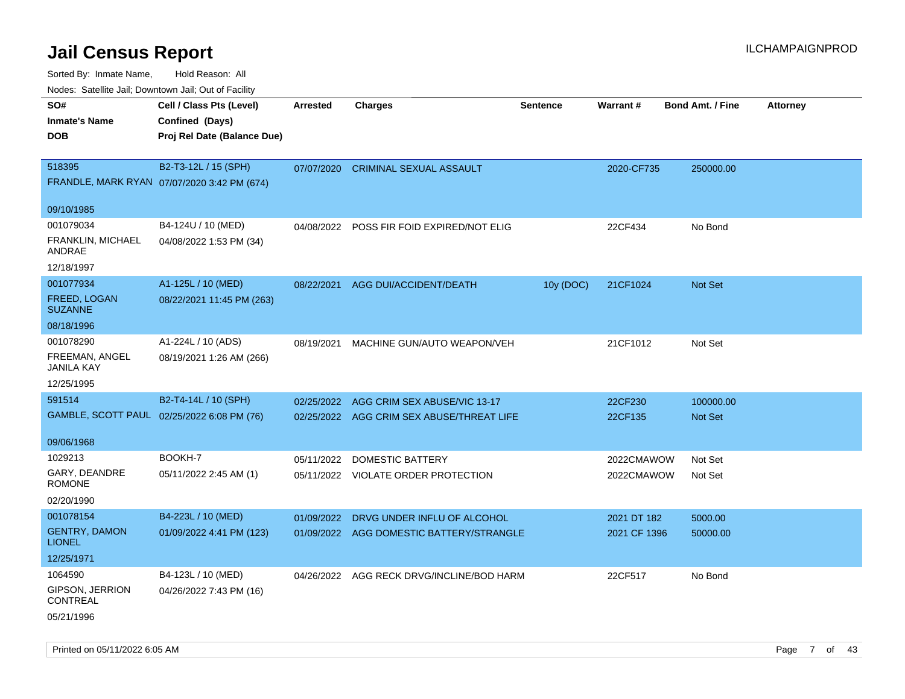# Jail Census Report

ILCHAMPAIGNPROD

Sorted By: Inmate Name, Hold Reason: All

Nodes: Satellite Jail; Downtown Jail; Out of Facility

| SO# / Inmate's Name / DOB | Cell / Class Pts (Level) / Confined (Days) / Proj Rel Date (Balance Due) | Arrested | Charges | Sentence | Warrant # | Bond Amt. / Fine | Attorney |
|---|---|---|---|---|---|---|---|
| 518395<br>FRANDLE, MARK RYAN<br>09/10/1985 | B2-T3-12L / 15 (SPH)<br>07/07/2020 3:42 PM (674) | 07/07/2020 | CRIMINAL SEXUAL ASSAULT | | 2020-CF735 | 250000.00 | |
| 001079034<br>FRANKLIN, MICHAEL ANDRAE<br>12/18/1997 | B4-124U / 10 (MED)<br>04/08/2022 1:53 PM (34) | 04/08/2022 | POSS FIR FOID EXPIRED/NOT ELIG | | 22CF434 | No Bond | |
| 001077934<br>FREED, LOGAN SUZANNE<br>08/18/1996 | A1-125L / 10 (MED)<br>08/22/2021 11:45 PM (263) | 08/22/2021 | AGG DUI/ACCIDENT/DEATH | 10y (DOC) | 21CF1024 | Not Set | |
| 001078290<br>FREEMAN, ANGEL JANILA KAY<br>12/25/1995 | A1-224L / 10 (ADS)<br>08/19/2021 1:26 AM (266) | 08/19/2021 | MACHINE GUN/AUTO WEAPON/VEH | | 21CF1012 | Not Set | |
| 591514<br>GAMBLE, SCOTT PAUL<br>09/06/1968 | B2-T4-14L / 10 (SPH)<br>02/25/2022 6:08 PM (76) | 02/25/2022 | AGG CRIM SEX ABUSE/VIC 13-17 | | 22CF230 | 100000.00 | |
| | | 02/25/2022 | AGG CRIM SEX ABUSE/THREAT LIFE | | 22CF135 | Not Set | |
| 1029213<br>GARY, DEANDRE ROMONE<br>02/20/1990 | BOOKH-7<br>05/11/2022 2:45 AM (1) | 05/11/2022 | DOMESTIC BATTERY | | 2022CMAWOW | Not Set | |
| | | 05/11/2022 | VIOLATE ORDER PROTECTION | | 2022CMAWOW | Not Set | |
| 001078154<br>GENTRY, DAMON LIONEL<br>12/25/1971 | B4-223L / 10 (MED)<br>01/09/2022 4:41 PM (123) | 01/09/2022 | DRVG UNDER INFLU OF ALCOHOL | | 2021 DT 182 | 5000.00 | |
| | | 01/09/2022 | AGG DOMESTIC BATTERY/STRANGLE | | 2021 CF 1396 | 50000.00 | |
| 1064590<br>GIPSON, JERRION CONTREAL<br>05/21/1996 | B4-123L / 10 (MED)<br>04/26/2022 7:43 PM (16) | 04/26/2022 | AGG RECK DRVG/INCLINE/BOD HARM | | 22CF517 | No Bond | |

Printed on 05/11/2022 6:05 AM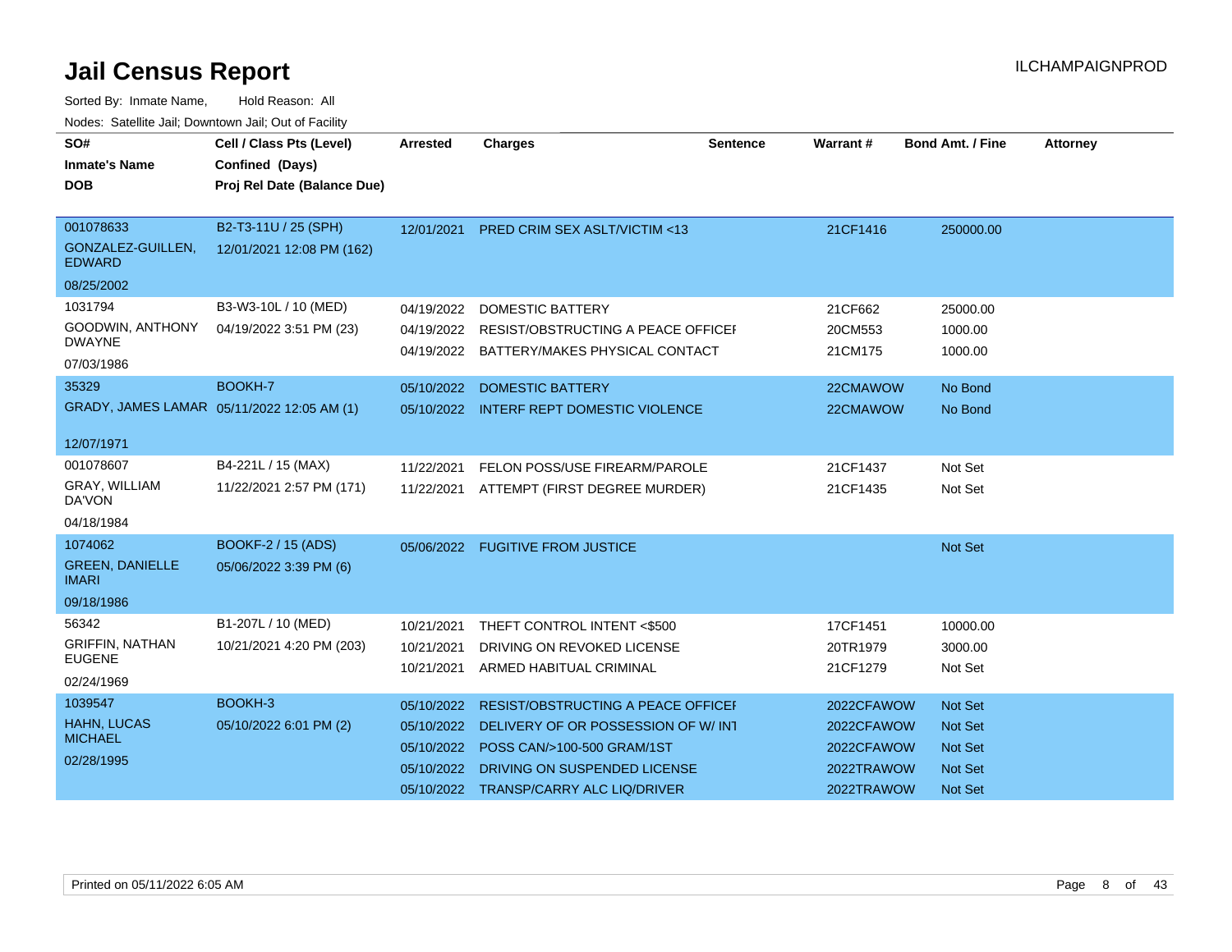# Jail Census Report

ILCHAMPAIGNPROD

Sorted By: Inmate Name, Hold Reason: All

Nodes: Satellite Jail; Downtown Jail; Out of Facility

| SO# / Inmate's Name / DOB | Cell / Class Pts (Level) / Confined (Days) / Proj Rel Date (Balance Due) | Arrested | Charges | Sentence | Warrant # | Bond Amt. / Fine | Attorney |
|---|---|---|---|---|---|---|---|
| 001078633<br>GONZALEZ-GUILLEN, EDWARD<br>08/25/2002 | B2-T3-11U / 25 (SPH)<br>12/01/2021 12:08 PM (162) | 12/01/2021 | PRED CRIM SEX ASLT/VICTIM <13 | | 21CF1416 | 250000.00 | |
| 1031794<br>GOODWIN, ANTHONY DWAYNE<br>07/03/1986 | B3-W3-10L / 10 (MED)<br>04/19/2022 3:51 PM (23) | 04/19/2022 | DOMESTIC BATTERY | | 21CF662 | 25000.00 | |
| | | 04/19/2022 | RESIST/OBSTRUCTING A PEACE OFFICEI | | 20CM553 | 1000.00 | |
| | | 04/19/2022 | BATTERY/MAKES PHYSICAL CONTACT | | 21CM175 | 1000.00 | |
| 35329<br>GRADY, JAMES LAMAR<br>12/07/1971 | BOOKH-7<br>05/11/2022 12:05 AM (1) | 05/10/2022 | DOMESTIC BATTERY | | 22CMAWOW | No Bond | |
| | | 05/10/2022 | INTERF REPT DOMESTIC VIOLENCE | | 22CMAWOW | No Bond | |
| 001078607<br>GRAY, WILLIAM DA'VON<br>04/18/1984 | B4-221L / 15 (MAX)<br>11/22/2021 2:57 PM (171) | 11/22/2021 | FELON POSS/USE FIREARM/PAROLE | | 21CF1437 | Not Set | |
| | | 11/22/2021 | ATTEMPT (FIRST DEGREE MURDER) | | 21CF1435 | Not Set | |
| 1074062<br>GREEN, DANIELLE IMARI<br>09/18/1986 | BOOKF-2 / 15 (ADS)<br>05/06/2022 3:39 PM (6) | 05/06/2022 | FUGITIVE FROM JUSTICE | | | Not Set | |
| 56342<br>GRIFFIN, NATHAN EUGENE<br>02/24/1969 | B1-207L / 10 (MED)<br>10/21/2021 4:20 PM (203) | 10/21/2021 | THEFT CONTROL INTENT <$500 | | 17CF1451 | 10000.00 | |
| | | 10/21/2021 | DRIVING ON REVOKED LICENSE | | 20TR1979 | 3000.00 | |
| | | 10/21/2021 | ARMED HABITUAL CRIMINAL | | 21CF1279 | Not Set | |
| 1039547<br>HAHN, LUCAS MICHAEL<br>02/28/1995 | BOOKH-3<br>05/10/2022 6:01 PM (2) | 05/10/2022 | RESIST/OBSTRUCTING A PEACE OFFICEI | | 2022CFAWOW | Not Set | |
| | | 05/10/2022 | DELIVERY OF OR POSSESSION OF W/ INT | | 2022CFAWOW | Not Set | |
| | | 05/10/2022 | POSS CAN/>100-500 GRAM/1ST | | 2022CFAWOW | Not Set | |
| | | 05/10/2022 | DRIVING ON SUSPENDED LICENSE | | 2022TRAWOW | Not Set | |
| | | 05/10/2022 | TRANSP/CARRY ALC LIQ/DRIVER | | 2022TRAWOW | Not Set | |

Printed on 05/11/2022 6:05 AM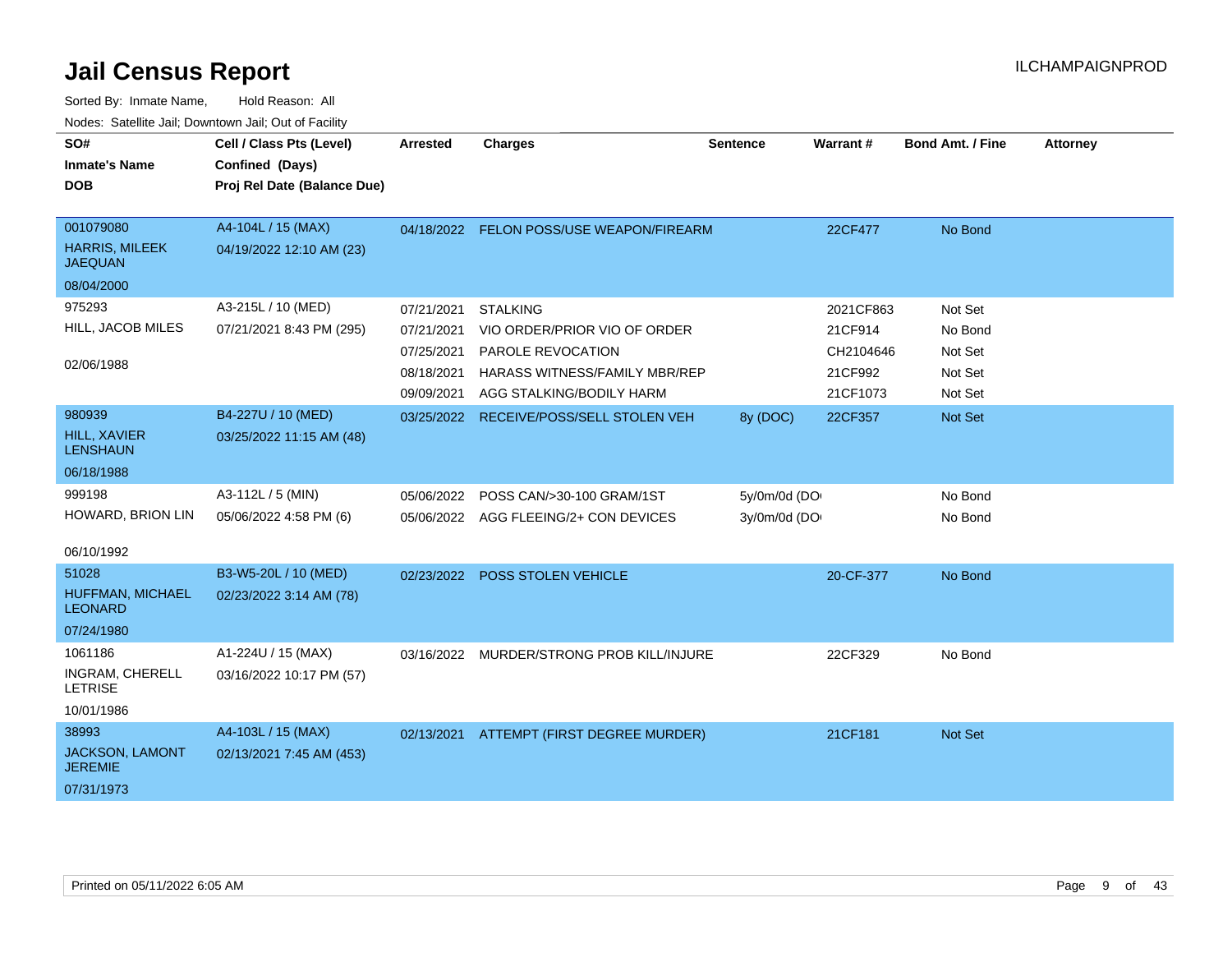# Jail Census Report

ILCHAMPAIGNPROD

Sorted By: Inmate Name, Hold Reason: All

Nodes: Satellite Jail; Downtown Jail; Out of Facility

| SO# / Inmate's Name / DOB | Cell / Class Pts (Level) / Confined (Days) / Proj Rel Date (Balance Due) | Arrested | Charges | Sentence | Warrant # | Bond Amt. / Fine | Attorney |
|---|---|---|---|---|---|---|---|
| 001079080<br>HARRIS, MILEEK JAEQUAN<br>08/04/2000 | A4-104L / 15 (MAX)<br>04/19/2022 12:10 AM (23) | 04/18/2022 | FELON POSS/USE WEAPON/FIREARM | | 22CF477 | No Bond | |
| 975293<br>HILL, JACOB MILES<br>02/06/1988 | A3-215L / 10 (MED)<br>07/21/2021 8:43 PM (295) | 07/21/2021 | STALKING | | 2021CF863 | Not Set | |
| | | 07/21/2021 | VIO ORDER/PRIOR VIO OF ORDER | | 21CF914 | No Bond | |
| | | 07/25/2021 | PAROLE REVOCATION | | CH2104646 | Not Set | |
| | | 08/18/2021 | HARASS WITNESS/FAMILY MBR/REP | | 21CF992 | Not Set | |
| | | 09/09/2021 | AGG STALKING/BODILY HARM | | 21CF1073 | Not Set | |
| 980939<br>HILL, XAVIER LENSHAUN<br>06/18/1988 | B4-227U / 10 (MED)<br>03/25/2022 11:15 AM (48) | 03/25/2022 | RECEIVE/POSS/SELL STOLEN VEH | 8y (DOC) | 22CF357 | Not Set | |
| 999198<br>HOWARD, BRION LIN<br>06/10/1992 | A3-112L / 5 (MIN)<br>05/06/2022 4:58 PM (6) | 05/06/2022 | POSS CAN/>30-100 GRAM/1ST | 5y/0m/0d (DO | | No Bond | |
| | | 05/06/2022 | AGG FLEEING/2+ CON DEVICES | 3y/0m/0d (DO | | No Bond | |
| 51028<br>HUFFMAN, MICHAEL LEONARD<br>07/24/1980 | B3-W5-20L / 10 (MED)<br>02/23/2022 3:14 AM (78) | 02/23/2022 | POSS STOLEN VEHICLE | | 20-CF-377 | No Bond | |
| 1061186<br>INGRAM, CHERELL LETRISE<br>10/01/1986 | A1-224U / 15 (MAX)<br>03/16/2022 10:17 PM (57) | 03/16/2022 | MURDER/STRONG PROB KILL/INJURE | | 22CF329 | No Bond | |
| 38993<br>JACKSON, LAMONT JEREMIE<br>07/31/1973 | A4-103L / 15 (MAX)<br>02/13/2021 7:45 AM (453) | 02/13/2021 | ATTEMPT (FIRST DEGREE MURDER) | | 21CF181 | Not Set | |

Printed on 05/11/2022 6:05 AM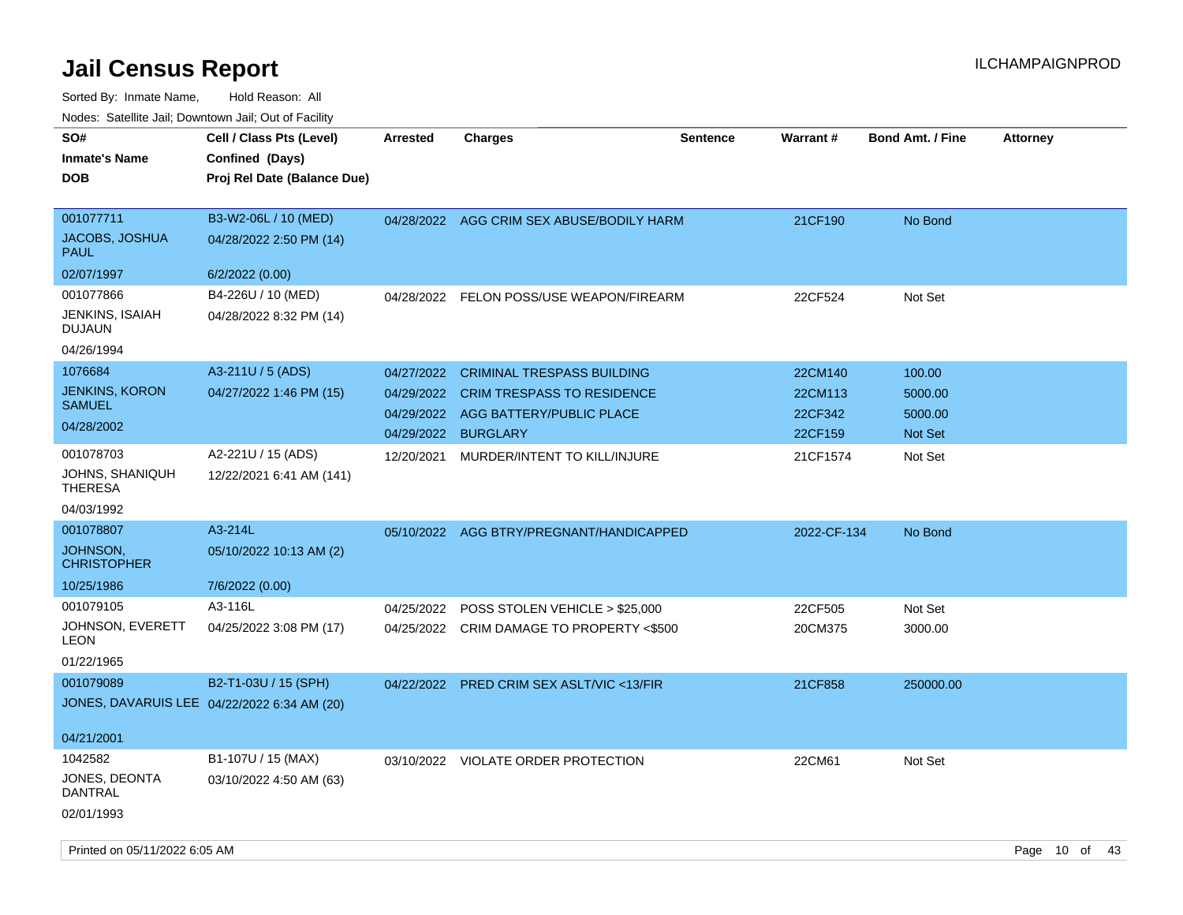# Jail Census Report

Sorted By: Inmate Name, Hold Reason: All

Nodes: Satellite Jail; Downtown Jail; Out of Facility

| SO# / Inmate's Name / DOB | Cell / Class Pts (Level) / Confined (Days) / Proj Rel Date (Balance Due) | Arrested | Charges | Sentence | Warrant # | Bond Amt. / Fine | Attorney |
|---|---|---|---|---|---|---|---|
| 001077711<br>JACOBS, JOSHUA PAUL<br>02/07/1997 | B3-W2-06L / 10 (MED)<br>04/28/2022 2:50 PM (14)<br>6/2/2022 (0.00) | 04/28/2022 | AGG CRIM SEX ABUSE/BODILY HARM | | 21CF190 | No Bond | |
| 001077866<br>JENKINS, ISAIAH DUJAUN<br>04/26/1994 | B4-226U / 10 (MED)<br>04/28/2022 8:32 PM (14) | 04/28/2022 | FELON POSS/USE WEAPON/FIREARM | | 22CF524 | Not Set | |
| 1076684<br>JENKINS, KORON SAMUEL<br>04/28/2002 | A3-211U / 5 (ADS)<br>04/27/2022 1:46 PM (15) | 04/27/2022 | CRIMINAL TRESPASS BUILDING | | 22CM140 | 100.00 | |
| | | 04/29/2022 | CRIM TRESPASS TO RESIDENCE | | 22CM113 | 5000.00 | |
| | | 04/29/2022 | AGG BATTERY/PUBLIC PLACE | | 22CF342 | 5000.00 | |
| | | 04/29/2022 | BURGLARY | | 22CF159 | Not Set | |
| 001078703<br>JOHNS, SHANIQUH THERESA<br>04/03/1992 | A2-221U / 15 (ADS)<br>12/22/2021 6:41 AM (141) | 12/20/2021 | MURDER/INTENT TO KILL/INJURE | | 21CF1574 | Not Set | |
| 001078807<br>JOHNSON, CHRISTOPHER<br>10/25/1986 | A3-214L<br>05/10/2022 10:13 AM (2)<br>7/6/2022 (0.00) | 05/10/2022 | AGG BTRY/PREGNANT/HANDICAPPED | | 2022-CF-134 | No Bond | |
| 001079105<br>JOHNSON, EVERETT LEON<br>01/22/1965 | A3-116L<br>04/25/2022 3:08 PM (17) | 04/25/2022 | POSS STOLEN VEHICLE > $25,000 | | 22CF505 | Not Set | |
| | | 04/25/2022 | CRIM DAMAGE TO PROPERTY <$500 | | 20CM375 | 3000.00 | |
| 001079089<br>JONES, DAVARUIS LEE<br>04/21/2001 | B2-T1-03U / 15 (SPH)<br>04/22/2022 6:34 AM (20) | 04/22/2022 | PRED CRIM SEX ASLT/VIC <13/FIR | | 21CF858 | 250000.00 | |
| 1042582<br>JONES, DEONTA DANTRAL<br>02/01/1993 | B1-107U / 15 (MAX)<br>03/10/2022 4:50 AM (63) | 03/10/2022 | VIOLATE ORDER PROTECTION | | 22CM61 | Not Set | |

Printed on 05/11/2022 6:05 AM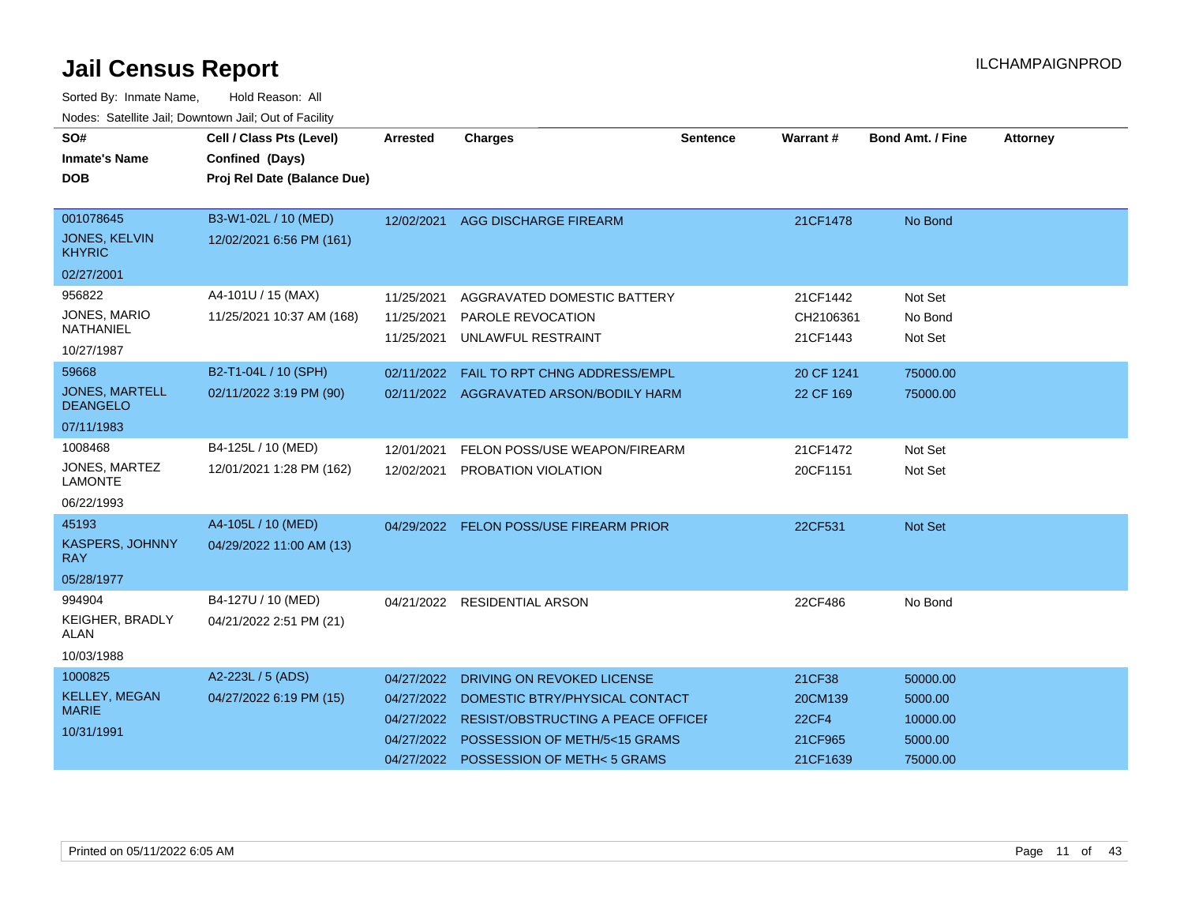# Jail Census Report

Sorted By: Inmate Name, Hold Reason: All

Nodes: Satellite Jail; Downtown Jail; Out of Facility

| SO# / Inmate's Name / DOB | Cell / Class Pts (Level) / Confined (Days) / Proj Rel Date (Balance Due) | Arrested | Charges | Sentence | Warrant # | Bond Amt. / Fine | Attorney |
|---|---|---|---|---|---|---|---|
| 001078645<br>JONES, KELVIN KHYRIC<br>02/27/2001 | B3-W1-02L / 10 (MED)<br>12/02/2021 6:56 PM (161) | 12/02/2021 | AGG DISCHARGE FIREARM | | 21CF1478 | No Bond | |
| 956822<br>JONES, MARIO NATHANIEL<br>10/27/1987 | A4-101U / 15 (MAX)<br>11/25/2021 10:37 AM (168) | 11/25/2021 | AGGRAVATED DOMESTIC BATTERY | | 21CF1442 | Not Set | |
| | | 11/25/2021 | PAROLE REVOCATION | | CH2106361 | No Bond | |
| | | 11/25/2021 | UNLAWFUL RESTRAINT | | 21CF1443 | Not Set | |
| 59668<br>JONES, MARTELL DEANGELO<br>07/11/1983 | B2-T1-04L / 10 (SPH)<br>02/11/2022 3:19 PM (90) | 02/11/2022 | FAIL TO RPT CHNG ADDRESS/EMPL | | 20 CF 1241 | 75000.00 | |
| | | 02/11/2022 | AGGRAVATED ARSON/BODILY HARM | | 22 CF 169 | 75000.00 | |
| 1008468<br>JONES, MARTEZ LAMONTE<br>06/22/1993 | B4-125L / 10 (MED)<br>12/01/2021 1:28 PM (162) | 12/01/2021 | FELON POSS/USE WEAPON/FIREARM | | 21CF1472 | Not Set | |
| | | 12/02/2021 | PROBATION VIOLATION | | 20CF1151 | Not Set | |
| 45193<br>KASPERS, JOHNNY RAY<br>05/28/1977 | A4-105L / 10 (MED)<br>04/29/2022 11:00 AM (13) | 04/29/2022 | FELON POSS/USE FIREARM PRIOR | | 22CF531 | Not Set | |
| 994904<br>KEIGHER, BRADLY ALAN<br>10/03/1988 | B4-127U / 10 (MED)<br>04/21/2022 2:51 PM (21) | 04/21/2022 | RESIDENTIAL ARSON | | 22CF486 | No Bond | |
| 1000825<br>KELLEY, MEGAN MARIE<br>10/31/1991 | A2-223L / 5 (ADS)<br>04/27/2022 6:19 PM (15) | 04/27/2022 | DRIVING ON REVOKED LICENSE | | 21CF38 | 50000.00 | |
| | | 04/27/2022 | DOMESTIC BTRY/PHYSICAL CONTACT | | 20CM139 | 5000.00 | |
| | | 04/27/2022 | RESIST/OBSTRUCTING A PEACE OFFICEI | | 22CF4 | 10000.00 | |
| | | 04/27/2022 | POSSESSION OF METH/5<15 GRAMS | | 21CF965 | 5000.00 | |
| | | 04/27/2022 | POSSESSION OF METH< 5 GRAMS | | 21CF1639 | 75000.00 | |

Printed on 05/11/2022 6:05 AM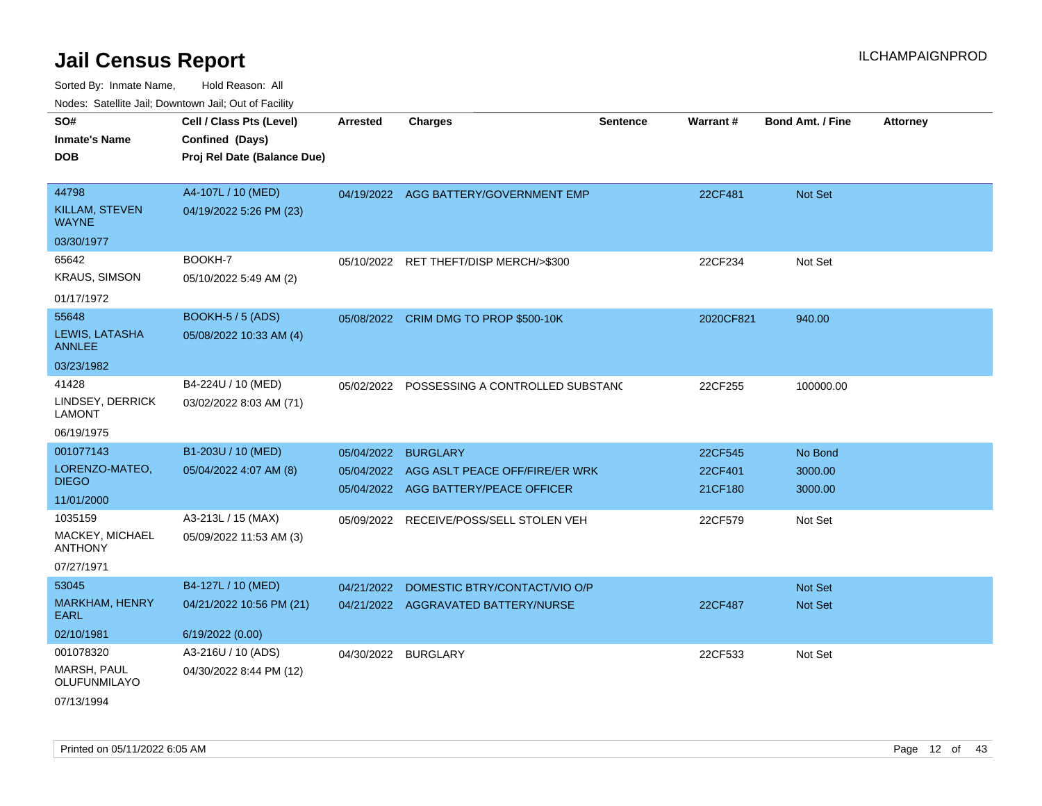# Jail Census Report

ILCHAMPAIGNPROD

Sorted By: Inmate Name, Hold Reason: All

Nodes: Satellite Jail; Downtown Jail; Out of Facility

| SO# / Inmate's Name / DOB | Cell / Class Pts (Level) / Confined (Days) / Proj Rel Date (Balance Due) | Arrested | Charges | Sentence | Warrant # | Bond Amt. / Fine | Attorney |
|---|---|---|---|---|---|---|---|
| 44798<br>KILLAM, STEVEN WAYNE<br>03/30/1977 | A4-107L / 10 (MED)<br>04/19/2022 5:26 PM (23) | 04/19/2022 | AGG BATTERY/GOVERNMENT EMP | | 22CF481 | Not Set | |
| 65642<br>KRAUS, SIMSON<br>01/17/1972 | BOOKH-7<br>05/10/2022 5:49 AM (2) | 05/10/2022 | RET THEFT/DISP MERCH/>$300 | | 22CF234 | Not Set | |
| 55648<br>LEWIS, LATASHA ANNLEE<br>03/23/1982 | BOOKH-5 / 5 (ADS)<br>05/08/2022 10:33 AM (4) | 05/08/2022 | CRIM DMG TO PROP $500-10K | | 2020CF821 | 940.00 | |
| 41428<br>LINDSEY, DERRICK LAMONT<br>06/19/1975 | B4-224U / 10 (MED)<br>03/02/2022 8:03 AM (71) | 05/02/2022 | POSSESSING A CONTROLLED SUBSTANC | | 22CF255 | 100000.00 | |
| 001077143<br>LORENZO-MATEO, DIEGO<br>11/01/2000 | B1-203U / 10 (MED)<br>05/04/2022 4:07 AM (8) | 05/04/2022 | BURGLARY | | 22CF545 | No Bond | |
| | | 05/04/2022 | AGG ASLT PEACE OFF/FIRE/ER WRK | | 22CF401 | 3000.00 | |
| | | 05/04/2022 | AGG BATTERY/PEACE OFFICER | | 21CF180 | 3000.00 | |
| 1035159<br>MACKEY, MICHAEL ANTHONY<br>07/27/1971 | A3-213L / 15 (MAX)<br>05/09/2022 11:53 AM (3) | 05/09/2022 | RECEIVE/POSS/SELL STOLEN VEH | | 22CF579 | Not Set | |
| 53045<br>MARKHAM, HENRY EARL<br>02/10/1981 | B4-127L / 10 (MED)<br>04/21/2022 10:56 PM (21)<br>6/19/2022 (0.00) | 04/21/2022 | DOMESTIC BTRY/CONTACT/VIO O/P | | | Not Set | |
| | | 04/21/2022 | AGGRAVATED BATTERY/NURSE | | 22CF487 | Not Set | |
| 001078320<br>MARSH, PAUL OLUFUNMILAYO<br>07/13/1994 | A3-216U / 10 (ADS)<br>04/30/2022 8:44 PM (12) | 04/30/2022 | BURGLARY | | 22CF533 | Not Set | |

Printed on 05/11/2022 6:05 AM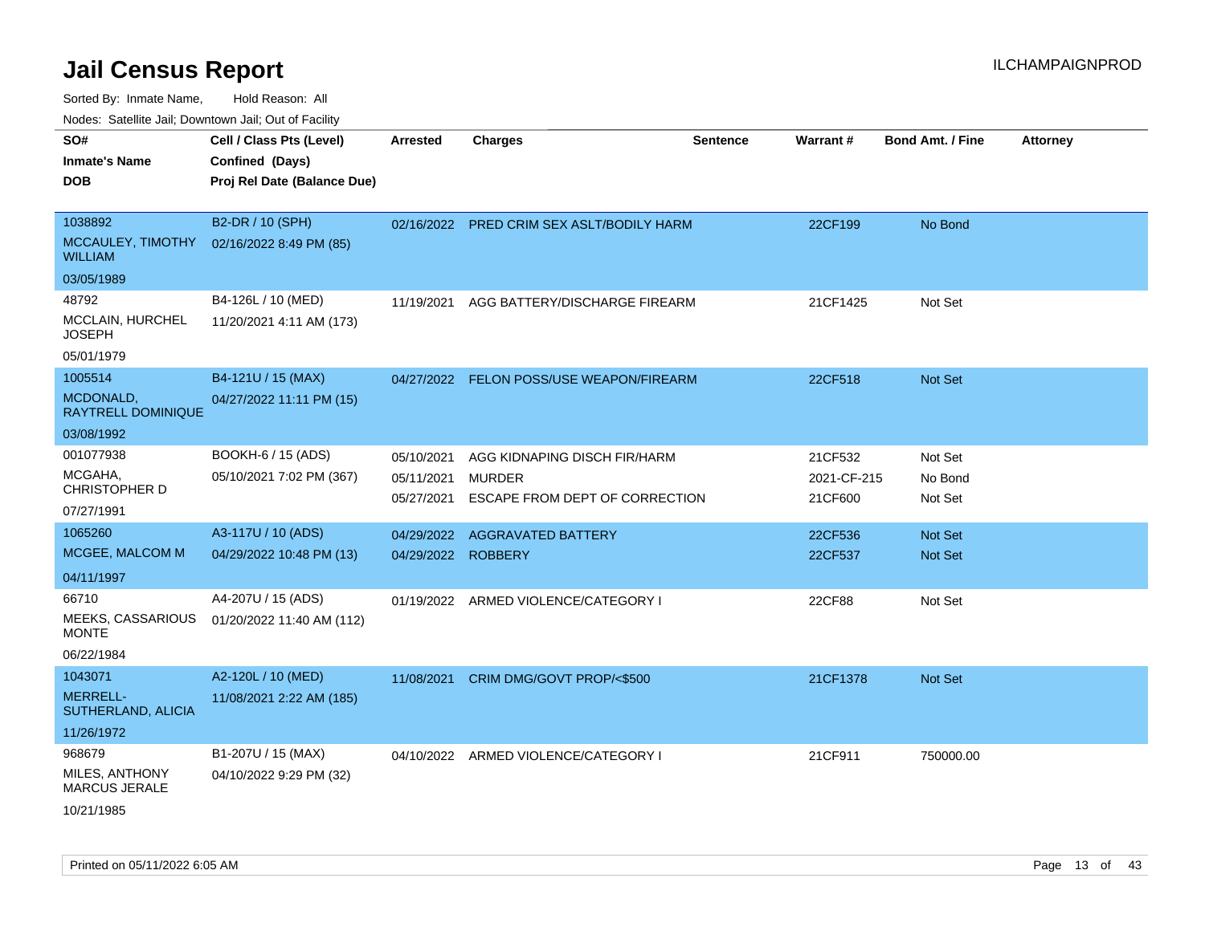# Jail Census Report

Sorted By: Inmate Name, Hold Reason: All

Nodes: Satellite Jail; Downtown Jail; Out of Facility

| SO# / Inmate's Name / DOB | Cell / Class Pts (Level) / Confined (Days) / Proj Rel Date (Balance Due) | Arrested | Charges | Sentence | Warrant # | Bond Amt. / Fine | Attorney |
|---|---|---|---|---|---|---|---|
| 1038892<br>MCCAULEY, TIMOTHY WILLIAM<br>03/05/1989 | B2-DR / 10 (SPH)<br>02/16/2022 8:49 PM (85) | 02/16/2022 | PRED CRIM SEX ASLT/BODILY HARM | | 22CF199 | No Bond | |
| 48792<br>MCCLAIN, HURCHEL JOSEPH<br>05/01/1979 | B4-126L / 10 (MED)<br>11/20/2021 4:11 AM (173) | 11/19/2021 | AGG BATTERY/DISCHARGE FIREARM | | 21CF1425 | Not Set | |
| 1005514<br>MCDONALD, RAYTRELL DOMINIQUE<br>03/08/1992 | B4-121U / 15 (MAX)<br>04/27/2022 11:11 PM (15) | 04/27/2022 | FELON POSS/USE WEAPON/FIREARM | | 22CF518 | Not Set | |
| 001077938<br>MCGAHA, CHRISTOPHER D<br>07/27/1991 | BOOKH-6 / 15 (ADS)<br>05/10/2021 7:02 PM (367) | 05/10/2021<br>05/11/2021<br>05/27/2021 | AGG KIDNAPING DISCH FIR/HARM<br>MURDER<br>ESCAPE FROM DEPT OF CORRECTION | | 21CF532<br>2021-CF-215<br>21CF600 | Not Set<br>No Bond<br>Not Set | |
| 1065260<br>MCGEE, MALCOM M<br>04/11/1997 | A3-117U / 10 (ADS)<br>04/29/2022 10:48 PM (13) | 04/29/2022<br>04/29/2022 | AGGRAVATED BATTERY<br>ROBBERY | | 22CF536<br>22CF537 | Not Set<br>Not Set | |
| 66710<br>MEEKS, CASSARIOUS MONTE<br>06/22/1984 | A4-207U / 15 (ADS)<br>01/20/2022 11:40 AM (112) | 01/19/2022 | ARMED VIOLENCE/CATEGORY I | | 22CF88 | Not Set | |
| 1043071<br>MERRELL-SUTHERLAND, ALICIA<br>11/26/1972 | A2-120L / 10 (MED)<br>11/08/2021 2:22 AM (185) | 11/08/2021 | CRIM DMG/GOVT PROP/<$500 | | 21CF1378 | Not Set | |
| 968679<br>MILES, ANTHONY MARCUS JERALE<br>10/21/1985 | B1-207U / 15 (MAX)<br>04/10/2022 9:29 PM (32) | 04/10/2022 | ARMED VIOLENCE/CATEGORY I | | 21CF911 | 750000.00 | |

Printed on 05/11/2022 6:05 AM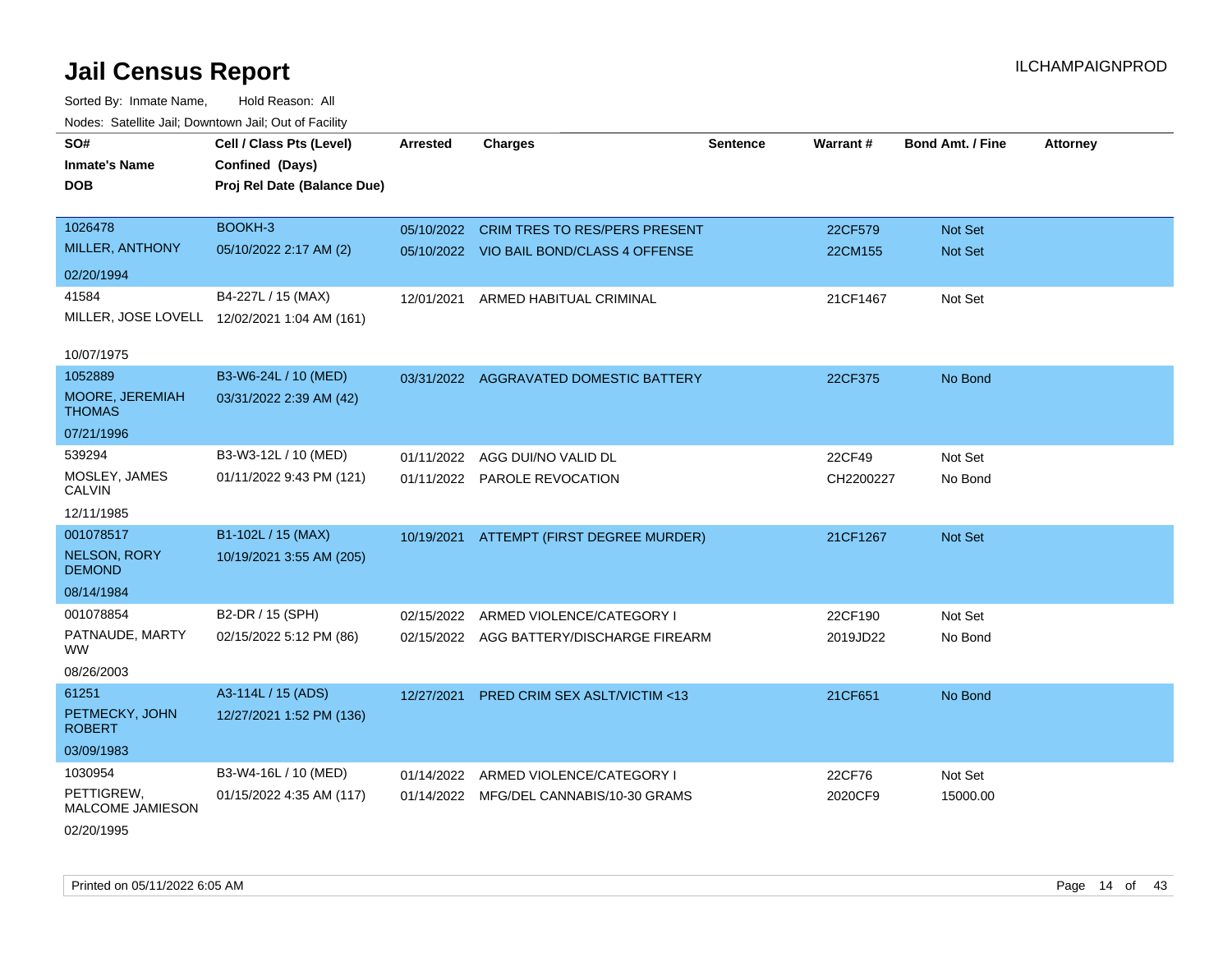# Jail Census Report

ILCHAMPAIGNPROD

Sorted By: Inmate Name, Hold Reason: All

Nodes: Satellite Jail; Downtown Jail; Out of Facility

| SO# / Inmate's Name / DOB | Cell / Class Pts (Level) / Confined (Days) / Proj Rel Date (Balance Due) | Arrested | Charges | Sentence | Warrant # | Bond Amt. / Fine | Attorney |
|---|---|---|---|---|---|---|---|
| 1026478 MILLER, ANTHONY 02/20/1994 | BOOKH-3 05/10/2022 2:17 AM (2) | 05/10/2022 | CRIM TRES TO RES/PERS PRESENT | | 22CF579 | Not Set | |
| | | 05/10/2022 | VIO BAIL BOND/CLASS 4 OFFENSE | | 22CM155 | Not Set | |
| 41584 MILLER, JOSE LOVELL 10/07/1975 | B4-227L / 15 (MAX) 12/02/2021 1:04 AM (161) | 12/01/2021 | ARMED HABITUAL CRIMINAL | | 21CF1467 | Not Set | |
| 1052889 MOORE, JEREMIAH THOMAS 07/21/1996 | B3-W6-24L / 10 (MED) 03/31/2022 2:39 AM (42) | 03/31/2022 | AGGRAVATED DOMESTIC BATTERY | | 22CF375 | No Bond | |
| 539294 MOSLEY, JAMES CALVIN 12/11/1985 | B3-W3-12L / 10 (MED) 01/11/2022 9:43 PM (121) | 01/11/2022 | AGG DUI/NO VALID DL | | 22CF49 | Not Set | |
| | | 01/11/2022 | PAROLE REVOCATION | | CH2200227 | No Bond | |
| 001078517 NELSON, RORY DEMOND 08/14/1984 | B1-102L / 15 (MAX) 10/19/2021 3:55 AM (205) | 10/19/2021 | ATTEMPT (FIRST DEGREE MURDER) | | 21CF1267 | Not Set | |
| 001078854 PATNAUDE, MARTY WW 08/26/2003 | B2-DR / 15 (SPH) 02/15/2022 5:12 PM (86) | 02/15/2022 | ARMED VIOLENCE/CATEGORY I | | 22CF190 | Not Set | |
| | | 02/15/2022 | AGG BATTERY/DISCHARGE FIREARM | | 2019JD22 | No Bond | |
| 61251 PETMECKY, JOHN ROBERT 03/09/1983 | A3-114L / 15 (ADS) 12/27/2021 1:52 PM (136) | 12/27/2021 | PRED CRIM SEX ASLT/VICTIM <13 | | 21CF651 | No Bond | |
| 1030954 PETTIGREW, MALCOME JAMIESON 02/20/1995 | B3-W4-16L / 10 (MED) 01/15/2022 4:35 AM (117) | 01/14/2022 | ARMED VIOLENCE/CATEGORY I | | 22CF76 | Not Set | |
| | | 01/14/2022 | MFG/DEL CANNABIS/10-30 GRAMS | | 2020CF9 | 15000.00 | |

Printed on 05/11/2022 6:05 AM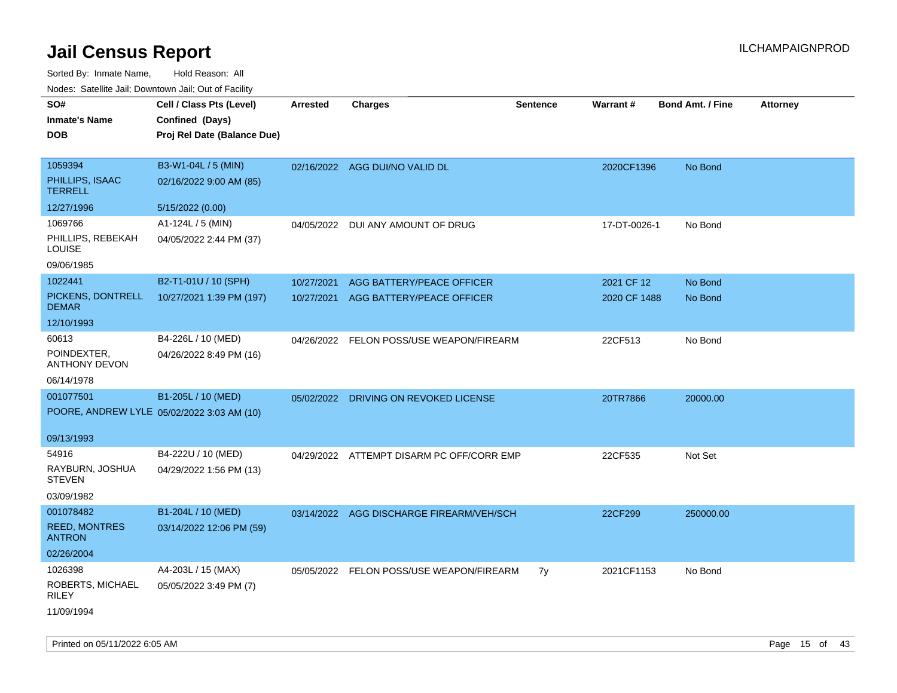# Jail Census Report

Sorted By: Inmate Name, Hold Reason: All

Nodes: Satellite Jail; Downtown Jail; Out of Facility

| SO# / Inmate's Name / DOB | Cell / Class Pts (Level) / Confined (Days) / Proj Rel Date (Balance Due) | Arrested | Charges | Sentence | Warrant # | Bond Amt. / Fine | Attorney |
|---|---|---|---|---|---|---|---|
| 1059394<br>PHILLIPS, ISAAC TERRELL<br>12/27/1996 | B3-W1-04L / 5 (MIN)<br>02/16/2022 9:00 AM (85)<br>5/15/2022 (0.00) | 02/16/2022 | AGG DUI/NO VALID DL | | 2020CF1396 | No Bond | |
| 1069766<br>PHILLIPS, REBEKAH LOUISE<br>09/06/1985 | A1-124L / 5 (MIN)<br>04/05/2022 2:44 PM (37) | 04/05/2022 | DUI ANY AMOUNT OF DRUG | | 17-DT-0026-1 | No Bond | |
| 1022441<br>PICKENS, DONTRELL DEMAR<br>12/10/1993 | B2-T1-01U / 10 (SPH)<br>10/27/2021 1:39 PM (197) | 10/27/2021<br>10/27/2021 | AGG BATTERY/PEACE OFFICER<br>AGG BATTERY/PEACE OFFICER | | 2021 CF 12<br>2020 CF 1488 | No Bond<br>No Bond | |
| 60613<br>POINDEXTER, ANTHONY DEVON<br>06/14/1978 | B4-226L / 10 (MED)<br>04/26/2022 8:49 PM (16) | 04/26/2022 | FELON POSS/USE WEAPON/FIREARM | | 22CF513 | No Bond | |
| 001077501<br>POORE, ANDREW LYLE<br>09/13/1993 | B1-205L / 10 (MED)<br>05/02/2022 3:03 AM (10) | 05/02/2022 | DRIVING ON REVOKED LICENSE | | 20TR7866 | 20000.00 | |
| 54916<br>RAYBURN, JOSHUA STEVEN<br>03/09/1982 | B4-222U / 10 (MED)<br>04/29/2022 1:56 PM (13) | 04/29/2022 | ATTEMPT DISARM PC OFF/CORR EMP | | 22CF535 | Not Set | |
| 001078482<br>REED, MONTRES ANTRON<br>02/26/2004 | B1-204L / 10 (MED)<br>03/14/2022 12:06 PM (59) | 03/14/2022 | AGG DISCHARGE FIREARM/VEH/SCH | | 22CF299 | 250000.00 | |
| 1026398<br>ROBERTS, MICHAEL RILEY<br>11/09/1994 | A4-203L / 15 (MAX)<br>05/05/2022 3:49 PM (7) | 05/05/2022 | FELON POSS/USE WEAPON/FIREARM | 7y | 2021CF1153 | No Bond | |

Printed on 05/11/2022 6:05 AM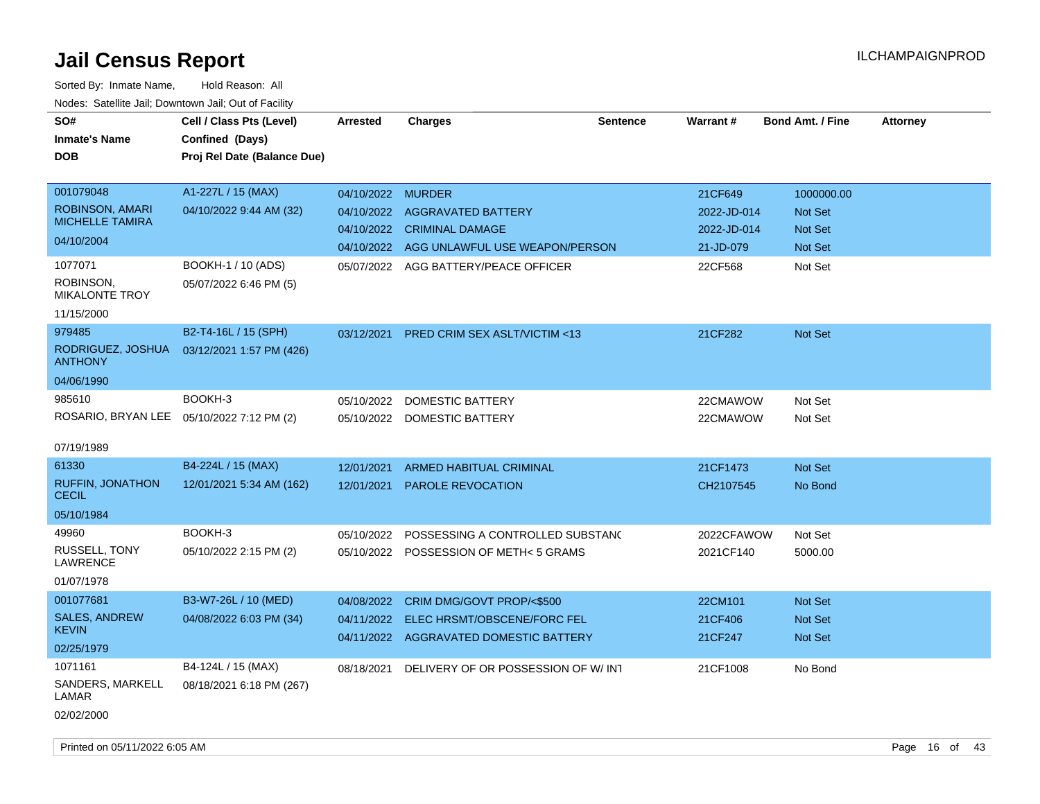# Jail Census Report

ILCHAMPAIGNPROD

Sorted By: Inmate Name, Hold Reason: All

Nodes: Satellite Jail; Downtown Jail; Out of Facility

| SO# / Inmate's Name / DOB | Cell / Class Pts (Level) / Confined (Days) / Proj Rel Date (Balance Due) | Arrested | Charges | Sentence | Warrant # | Bond Amt. / Fine | Attorney |
|---|---|---|---|---|---|---|---|
| 001079048<br>ROBINSON, AMARI MICHELLE TAMIRA<br>04/10/2004 | A1-227L / 15 (MAX)<br>04/10/2022 9:44 AM (32) | 04/10/2022 | MURDER | | 21CF649 | 1000000.00 | |
| | | 04/10/2022 | AGGRAVATED BATTERY | | 2022-JD-014 | Not Set | |
| | | 04/10/2022 | CRIMINAL DAMAGE | | 2022-JD-014 | Not Set | |
| | | 04/10/2022 | AGG UNLAWFUL USE WEAPON/PERSON | | 21-JD-079 | Not Set | |
| 1077071<br>ROBINSON, MIKALONTE TROY<br>11/15/2000 | BOOKH-1 / 10 (ADS)<br>05/07/2022 6:46 PM (5) | 05/07/2022 | AGG BATTERY/PEACE OFFICER | | 22CF568 | Not Set | |
| 979485<br>RODRIGUEZ, JOSHUA ANTHONY<br>04/06/1990 | B2-T4-16L / 15 (SPH)<br>03/12/2021 1:57 PM (426) | 03/12/2021 | PRED CRIM SEX ASLT/VICTIM <13 | | 21CF282 | Not Set | |
| 985610<br>ROSARIO, BRYAN LEE<br>07/19/1989 | BOOKH-3<br>05/10/2022 7:12 PM (2) | 05/10/2022 | DOMESTIC BATTERY | | 22CMAWOW | Not Set | |
| | | 05/10/2022 | DOMESTIC BATTERY | | 22CMAWOW | Not Set | |
| 61330<br>RUFFIN, JONATHON CECIL<br>05/10/1984 | B4-224L / 15 (MAX)<br>12/01/2021 5:34 AM (162) | 12/01/2021 | ARMED HABITUAL CRIMINAL | | 21CF1473 | Not Set | |
| | | 12/01/2021 | PAROLE REVOCATION | | CH2107545 | No Bond | |
| 49960<br>RUSSELL, TONY LAWRENCE<br>01/07/1978 | BOOKH-3<br>05/10/2022 2:15 PM (2) | 05/10/2022 | POSSESSING A CONTROLLED SUBSTANC | | 2022CFAWOW | Not Set | |
| | | 05/10/2022 | POSSESSION OF METH< 5 GRAMS | | 2021CF140 | 5000.00 | |
| 001077681<br>SALES, ANDREW KEVIN<br>02/25/1979 | B3-W7-26L / 10 (MED)<br>04/08/2022 6:03 PM (34) | 04/08/2022 | CRIM DMG/GOVT PROP/<$500 | | 22CM101 | Not Set | |
| | | 04/11/2022 | ELEC HRSMT/OBSCENE/FORC FEL | | 21CF406 | Not Set | |
| | | 04/11/2022 | AGGRAVATED DOMESTIC BATTERY | | 21CF247 | Not Set | |
| 1071161<br>SANDERS, MARKELL LAMAR<br>02/02/2000 | B4-124L / 15 (MAX)<br>08/18/2021 6:18 PM (267) | 08/18/2021 | DELIVERY OF OR POSSESSION OF W/ INT | | 21CF1008 | No Bond | |

Printed on 05/11/2022 6:05 AM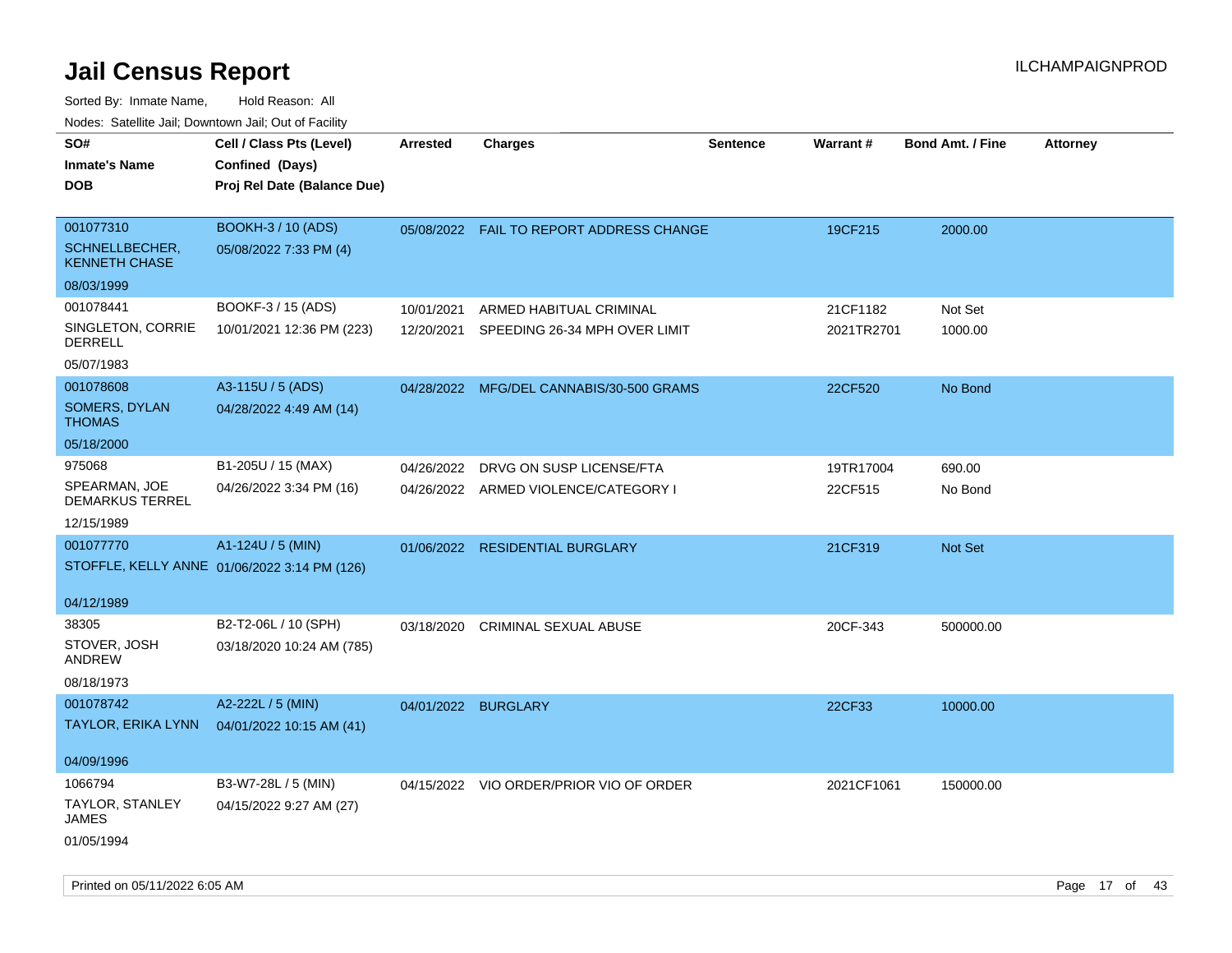# Jail Census Report

ILCHAMPAIGNPROD

Sorted By: Inmate Name, Hold Reason: All

Nodes: Satellite Jail; Downtown Jail; Out of Facility

| SO# / Inmate's Name / DOB | Cell / Class Pts (Level) / Confined (Days) / Proj Rel Date (Balance Due) | Arrested | Charges | Sentence | Warrant # | Bond Amt. / Fine | Attorney |
|---|---|---|---|---|---|---|---|
| 001077310<br>SCHNELLBECHER, KENNETH CHASE<br>08/03/1999 | BOOKH-3 / 10 (ADS)<br>05/08/2022 7:33 PM (4) | 05/08/2022 | FAIL TO REPORT ADDRESS CHANGE | | 19CF215 | 2000.00 | |
| 001078441<br>SINGLETON, CORRIE DERRELL<br>05/07/1983 | BOOKF-3 / 15 (ADS)<br>10/01/2021 12:36 PM (223) | 10/01/2021<br>12/20/2021 | ARMED HABITUAL CRIMINAL<br>SPEEDING 26-34 MPH OVER LIMIT | | 21CF1182<br>2021TR2701 | Not Set<br>1000.00 | |
| 001078608<br>SOMERS, DYLAN THOMAS<br>05/18/2000 | A3-115U / 5 (ADS)<br>04/28/2022 4:49 AM (14) | 04/28/2022 | MFG/DEL CANNABIS/30-500 GRAMS | | 22CF520 | No Bond | |
| 975068<br>SPEARMAN, JOE DEMARKUS TERREL<br>12/15/1989 | B1-205U / 15 (MAX)<br>04/26/2022 3:34 PM (16) | 04/26/2022<br>04/26/2022 | DRVG ON SUSP LICENSE/FTA<br>ARMED VIOLENCE/CATEGORY I | | 19TR17004<br>22CF515 | 690.00<br>No Bond | |
| 001077770<br>STOFFLE, KELLY ANNE<br>04/12/1989 | A1-124U / 5 (MIN)<br>01/06/2022 3:14 PM (126) | 01/06/2022 | RESIDENTIAL BURGLARY | | 21CF319 | Not Set | |
| 38305<br>STOVER, JOSH ANDREW<br>08/18/1973 | B2-T2-06L / 10 (SPH)<br>03/18/2020 10:24 AM (785) | 03/18/2020 | CRIMINAL SEXUAL ABUSE | | 20CF-343 | 500000.00 | |
| 001078742<br>TAYLOR, ERIKA LYNN<br>04/09/1996 | A2-222L / 5 (MIN)<br>04/01/2022 10:15 AM (41) | 04/01/2022 | BURGLARY | | 22CF33 | 10000.00 | |
| 1066794<br>TAYLOR, STANLEY JAMES<br>01/05/1994 | B3-W7-28L / 5 (MIN)<br>04/15/2022 9:27 AM (27) | 04/15/2022 | VIO ORDER/PRIOR VIO OF ORDER | | 2021CF1061 | 150000.00 | |

Printed on 05/11/2022 6:05 AM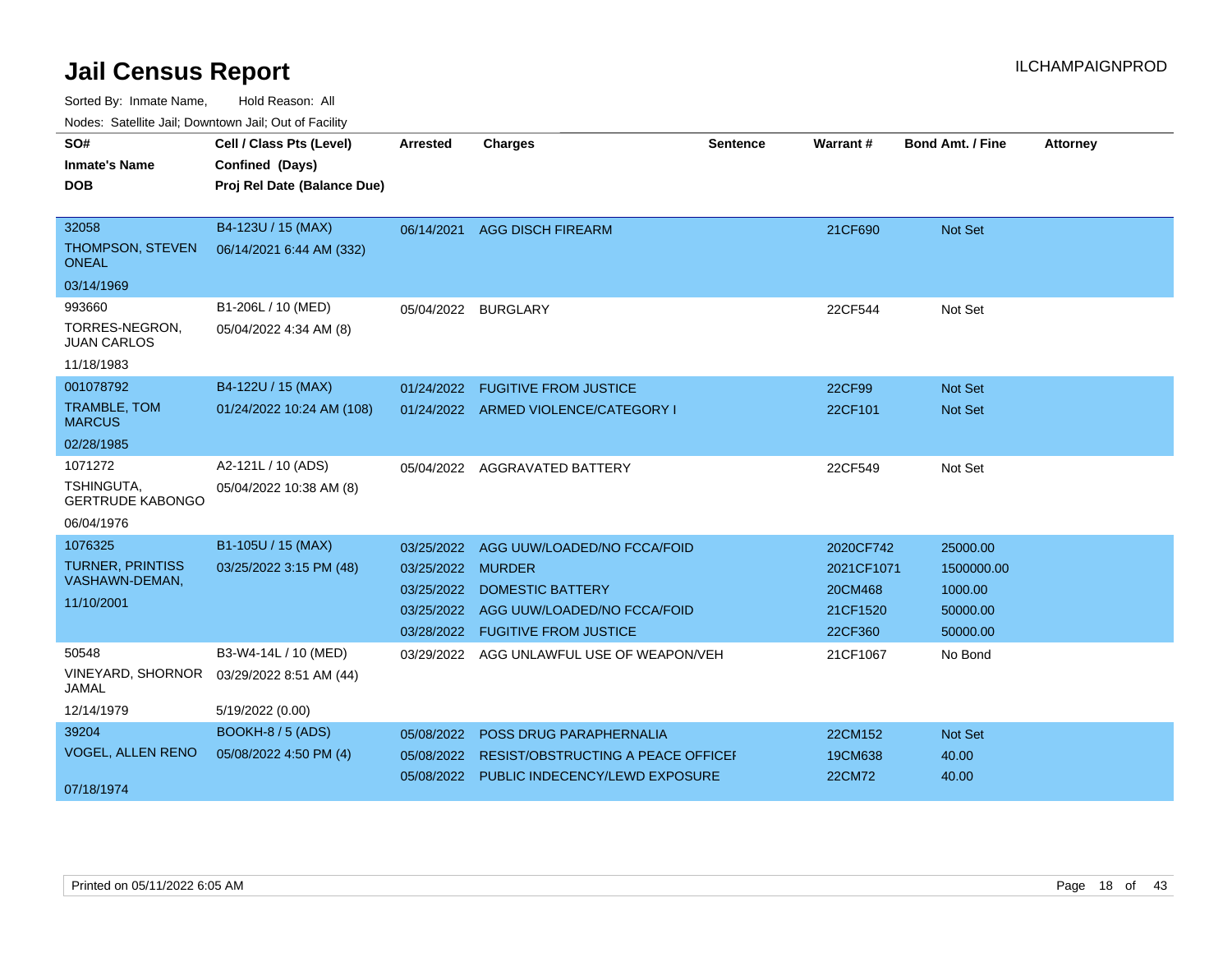# Jail Census Report

ILCHAMPAIGNPROD

Sorted By: Inmate Name, Hold Reason: All

Nodes: Satellite Jail; Downtown Jail; Out of Facility

| SO# / Inmate's Name / DOB | Cell / Class Pts (Level) / Confined (Days) / Proj Rel Date (Balance Due) | Arrested | Charges | Sentence | Warrant # | Bond Amt. / Fine | Attorney |
|---|---|---|---|---|---|---|---|
| 32058<br>THOMPSON, STEVEN ONEAL<br>03/14/1969 | B4-123U / 15 (MAX)<br>06/14/2021 6:44 AM (332) | 06/14/2021 | AGG DISCH FIREARM | | 21CF690 | Not Set | |
| 993660<br>TORRES-NEGRON, JUAN CARLOS<br>11/18/1983 | B1-206L / 10 (MED)<br>05/04/2022 4:34 AM (8) | 05/04/2022 | BURGLARY | | 22CF544 | Not Set | |
| 001078792<br>TRAMBLE, TOM MARCUS<br>02/28/1985 | B4-122U / 15 (MAX)<br>01/24/2022 10:24 AM (108) | 01/24/2022 | FUGITIVE FROM JUSTICE | | 22CF99 | Not Set | |
| | | 01/24/2022 | ARMED VIOLENCE/CATEGORY I | | 22CF101 | Not Set | |
| 1071272<br>TSHINGUTA, GERTRUDE KABONGO<br>06/04/1976 | A2-121L / 10 (ADS)<br>05/04/2022 10:38 AM (8) | 05/04/2022 | AGGRAVATED BATTERY | | 22CF549 | Not Set | |
| 1076325<br>TURNER, PRINTISS VASHAWN-DEMAN,<br>11/10/2001 | B1-105U / 15 (MAX)<br>03/25/2022 3:15 PM (48) | 03/25/2022 | AGG UUW/LOADED/NO FCCA/FOID | | 2020CF742 | 25000.00 | |
| | | 03/25/2022 | MURDER | | 2021CF1071 | 1500000.00 | |
| | | 03/25/2022 | DOMESTIC BATTERY | | 20CM468 | 1000.00 | |
| | | 03/25/2022 | AGG UUW/LOADED/NO FCCA/FOID | | 21CF1520 | 50000.00 | |
| | | 03/28/2022 | FUGITIVE FROM JUSTICE | | 22CF360 | 50000.00 | |
| 50548<br>VINEYARD, SHORNOR JAMAL<br>12/14/1979 | B3-W4-14L / 10 (MED)<br>03/29/2022 8:51 AM (44)<br>5/19/2022 (0.00) | 03/29/2022 | AGG UNLAWFUL USE OF WEAPON/VEH | | 21CF1067 | No Bond | |
| 39204<br>VOGEL, ALLEN RENO<br>07/18/1974 | BOOKH-8 / 5 (ADS)<br>05/08/2022 4:50 PM (4) | 05/08/2022 | POSS DRUG PARAPHERNALIA | | 22CM152 | Not Set | |
| | | 05/08/2022 | RESIST/OBSTRUCTING A PEACE OFFICEI | | 19CM638 | 40.00 | |
| | | 05/08/2022 | PUBLIC INDECENCY/LEWD EXPOSURE | | 22CM72 | 40.00 | |

Printed on 05/11/2022 6:05 AM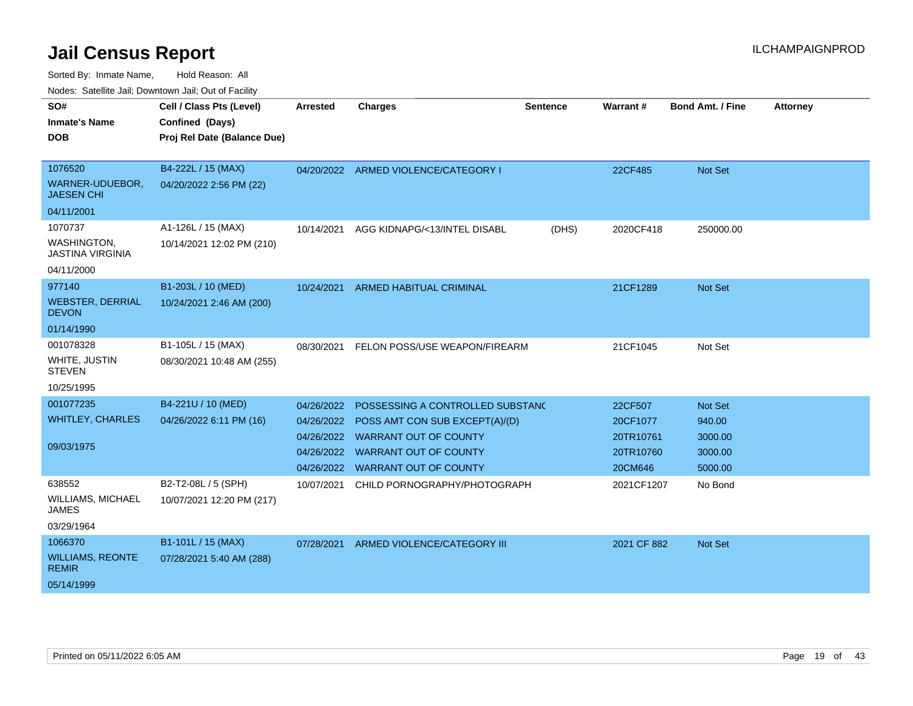# Jail Census Report

Sorted By: Inmate Name, Hold Reason: All

Nodes: Satellite Jail; Downtown Jail; Out of Facility

| SO# / Inmate's Name / DOB | Cell / Class Pts (Level) / Confined (Days) / Proj Rel Date (Balance Due) | Arrested | Charges | Sentence | Warrant # | Bond Amt. / Fine | Attorney |
|---|---|---|---|---|---|---|---|
| 1076520<br>WARNER-UDUEBOR, JAESEN CHI<br>04/11/2001 | B4-222L / 15 (MAX)<br>04/20/2022 2:56 PM (22) | 04/20/2022 | ARMED VIOLENCE/CATEGORY I | | 22CF485 | Not Set | |
| 1070737<br>WASHINGTON, JASTINA VIRGINIA<br>04/11/2000 | A1-126L / 15 (MAX)<br>10/14/2021 12:02 PM (210) | 10/14/2021 | AGG KIDNAPG/<13/INTEL DISABL | (DHS) | 2020CF418 | 250000.00 | |
| 977140<br>WEBSTER, DERRIAL DEVON<br>01/14/1990 | B1-203L / 10 (MED)<br>10/24/2021 2:46 AM (200) | 10/24/2021 | ARMED HABITUAL CRIMINAL | | 21CF1289 | Not Set | |
| 001078328<br>WHITE, JUSTIN STEVEN<br>10/25/1995 | B1-105L / 15 (MAX)<br>08/30/2021 10:48 AM (255) | 08/30/2021 | FELON POSS/USE WEAPON/FIREARM | | 21CF1045 | Not Set | |
| 001077235<br>WHITLEY, CHARLES<br>09/03/1975 | B4-221U / 10 (MED)<br>04/26/2022 6:11 PM (16) | 04/26/2022 | POSSESSING A CONTROLLED SUBSTANC | | 22CF507 | Not Set | |
| | | 04/26/2022 | POSS AMT CON SUB EXCEPT(A)/(D) | | 20CF1077 | 940.00 | |
| | | 04/26/2022 | WARRANT OUT OF COUNTY | | 20TR10761 | 3000.00 | |
| | | 04/26/2022 | WARRANT OUT OF COUNTY | | 20TR10760 | 3000.00 | |
| | | 04/26/2022 | WARRANT OUT OF COUNTY | | 20CM646 | 5000.00 | |
| 638552<br>WILLIAMS, MICHAEL JAMES<br>03/29/1964 | B2-T2-08L / 5 (SPH)<br>10/07/2021 12:20 PM (217) | 10/07/2021 | CHILD PORNOGRAPHY/PHOTOGRAPH | | 2021CF1207 | No Bond | |
| 1066370<br>WILLIAMS, REONTE REMIR<br>05/14/1999 | B1-101L / 15 (MAX)<br>07/28/2021 5:40 AM (288) | 07/28/2021 | ARMED VIOLENCE/CATEGORY III | | 2021 CF 882 | Not Set | |

Printed on 05/11/2022 6:05 AM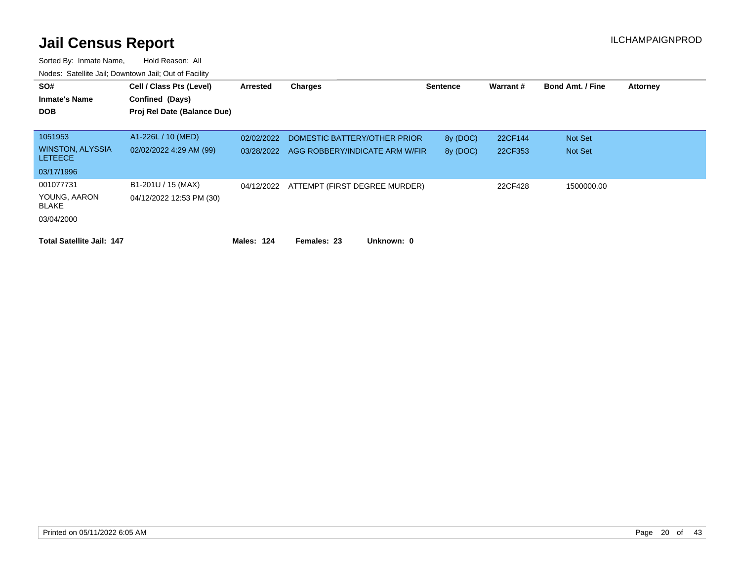# Jail Census Report

ILCHAMPAIGNPROD

Sorted By: Inmate Name, Hold Reason: All

Nodes: Satellite Jail; Downtown Jail; Out of Facility

| SO# / Inmate's Name / DOB | Cell / Class Pts (Level) / Confined (Days) / Proj Rel Date (Balance Due) | Arrested | Charges | Sentence | Warrant # | Bond Amt. / Fine | Attorney |
|---|---|---|---|---|---|---|---|
| 1051953 | A1-226L / 10 (MED) | 02/02/2022 | DOMESTIC BATTERY/OTHER PRIOR | 8y (DOC) | 22CF144 | Not Set | |
| WINSTON, ALYSSIA LETEECE | 02/02/2022 4:29 AM (99) | 03/28/2022 | AGG ROBBERY/INDICATE ARM W/FIR | 8y (DOC) | 22CF353 | Not Set | |
| 03/17/1996 | | | | | | | |
| 001077731 | B1-201U / 15 (MAX) | 04/12/2022 | ATTEMPT (FIRST DEGREE MURDER) | | 22CF428 | 1500000.00 | |
| YOUNG, AARON BLAKE | 04/12/2022 12:53 PM (30) | | | | | | |
| 03/04/2000 | | | | | | | |

**Total Satellite Jail: 147** **Males: 124** **Females: 23** **Unknown: 0**

Printed on 05/11/2022 6:05 AM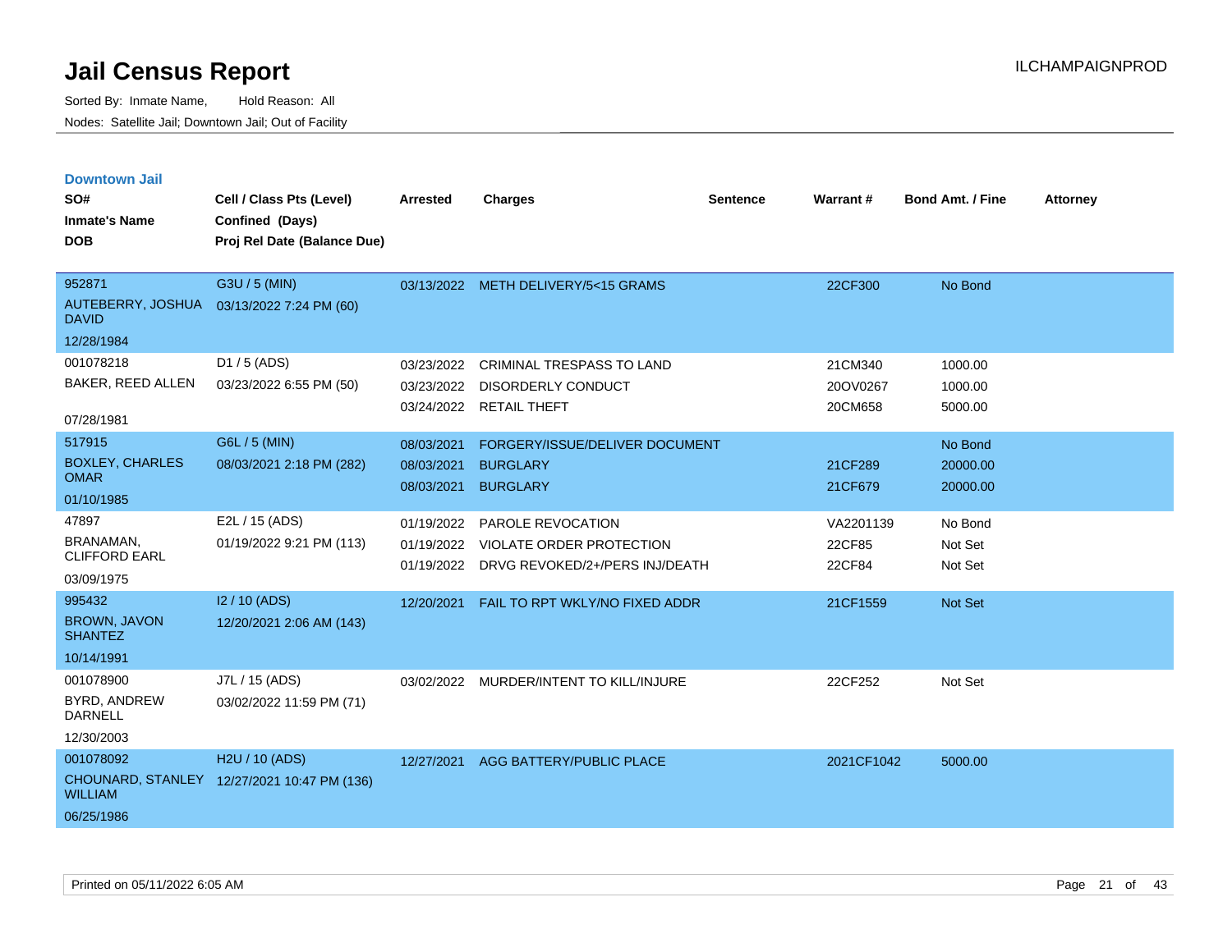# Jail Census Report

Sorted By: Inmate Name, Hold Reason: All

Nodes: Satellite Jail; Downtown Jail; Out of Facility

## Downtown Jail

| SO# / Inmate's Name / DOB | Cell / Class Pts (Level) / Confined (Days) / Proj Rel Date (Balance Due) | Arrested | Charges | Sentence | Warrant # | Bond Amt. / Fine | Attorney |
|---|---|---|---|---|---|---|---|
| 952871<br>AUTEBERRY, JOSHUA DAVID<br>12/28/1984 | G3U / 5 (MIN)<br>03/13/2022 7:24 PM (60) | 03/13/2022 | METH DELIVERY/5<15 GRAMS | | 22CF300 | No Bond | |
| 001078218<br>BAKER, REED ALLEN<br>07/28/1981 | D1 / 5 (ADS)<br>03/23/2022 6:55 PM (50) | 03/23/2022 | CRIMINAL TRESPASS TO LAND | | 21CM340 | 1000.00 | |
| | | 03/23/2022 | DISORDERLY CONDUCT | | 20OV0267 | 1000.00 | |
| | | 03/24/2022 | RETAIL THEFT | | 20CM658 | 5000.00 | |
| 517915<br>BOXLEY, CHARLES OMAR<br>01/10/1985 | G6L / 5 (MIN)<br>08/03/2021 2:18 PM (282) | 08/03/2021 | FORGERY/ISSUE/DELIVER DOCUMENT | | | No Bond | |
| | | 08/03/2021 | BURGLARY | | 21CF289 | 20000.00 | |
| | | 08/03/2021 | BURGLARY | | 21CF679 | 20000.00 | |
| 47897<br>BRANAMAN, CLIFFORD EARL<br>03/09/1975 | E2L / 15 (ADS)<br>01/19/2022 9:21 PM (113) | 01/19/2022 | PAROLE REVOCATION | | VA2201139 | No Bond | |
| | | 01/19/2022 | VIOLATE ORDER PROTECTION | | 22CF85 | Not Set | |
| | | 01/19/2022 | DRVG REVOKED/2+/PERS INJ/DEATH | | 22CF84 | Not Set | |
| 995432<br>BROWN, JAVON SHANTEZ<br>10/14/1991 | I2 / 10 (ADS)<br>12/20/2021 2:06 AM (143) | 12/20/2021 | FAIL TO RPT WKLY/NO FIXED ADDR | | 21CF1559 | Not Set | |
| 001078900<br>BYRD, ANDREW DARNELL<br>12/30/2003 | J7L / 15 (ADS)<br>03/02/2022 11:59 PM (71) | 03/02/2022 | MURDER/INTENT TO KILL/INJURE | | 22CF252 | Not Set | |
| 001078092<br>CHOUNARD, STANLEY WILLIAM<br>06/25/1986 | H2U / 10 (ADS)<br>12/27/2021 10:47 PM (136) | 12/27/2021 | AGG BATTERY/PUBLIC PLACE | | 2021CF1042 | 5000.00 | |

Printed on 05/11/2022 6:05 AM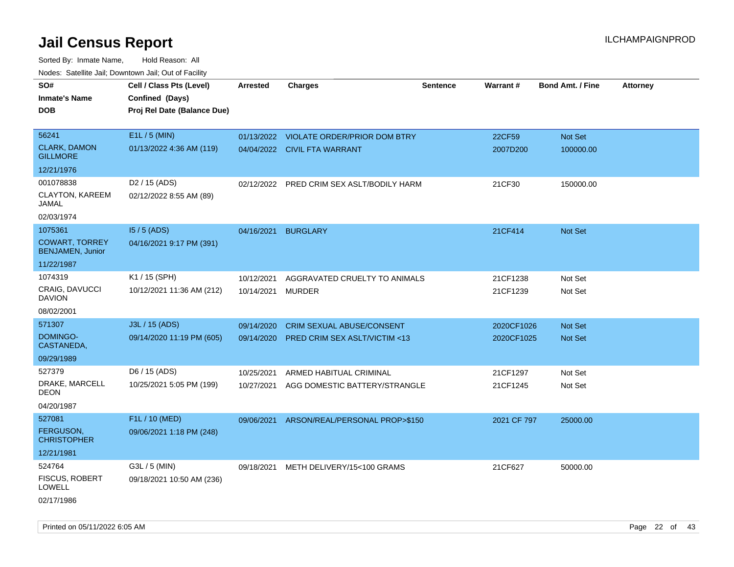# Jail Census Report

ILCHAMPAIGNPROD

Sorted By: Inmate Name, Hold Reason: All

Nodes: Satellite Jail; Downtown Jail; Out of Facility

| SO# / Inmate's Name / DOB | Cell / Class Pts (Level) / Confined (Days) / Proj Rel Date (Balance Due) | Arrested | Charges | Sentence | Warrant # | Bond Amt. / Fine | Attorney |
|---|---|---|---|---|---|---|---|
| 56241<br>CLARK, DAMON GILLMORE<br>12/21/1976 | E1L / 5 (MIN)<br>01/13/2022 4:36 AM (119) | 01/13/2022<br>04/04/2022 | VIOLATE ORDER/PRIOR DOM BTRY<br>CIVIL FTA WARRANT | | 22CF59<br>2007D200 | Not Set<br>100000.00 | |
| 001078838<br>CLAYTON, KAREEM JAMAL<br>02/03/1974 | D2 / 15 (ADS)<br>02/12/2022 8:55 AM (89) | 02/12/2022 | PRED CRIM SEX ASLT/BODILY HARM | | 21CF30 | 150000.00 | |
| 1075361<br>COWART, TORREY BENJAMEN, Junior<br>11/22/1987 | I5 / 5 (ADS)<br>04/16/2021 9:17 PM (391) | 04/16/2021 | BURGLARY | | 21CF414 | Not Set | |
| 1074319<br>CRAIG, DAVUCCI DAVION<br>08/02/2001 | K1 / 15 (SPH)<br>10/12/2021 11:36 AM (212) | 10/12/2021<br>10/14/2021 | AGGRAVATED CRUELTY TO ANIMALS<br>MURDER | | 21CF1238<br>21CF1239 | Not Set<br>Not Set | |
| 571307<br>DOMINGO-CASTANEDA,<br>09/29/1989 | J3L / 15 (ADS)<br>09/14/2020 11:19 PM (605) | 09/14/2020<br>09/14/2020 | CRIM SEXUAL ABUSE/CONSENT<br>PRED CRIM SEX ASLT/VICTIM <13 | | 2020CF1026<br>2020CF1025 | Not Set<br>Not Set | |
| 527379<br>DRAKE, MARCELL DEON<br>04/20/1987 | D6 / 15 (ADS)<br>10/25/2021 5:05 PM (199) | 10/25/2021<br>10/27/2021 | ARMED HABITUAL CRIMINAL<br>AGG DOMESTIC BATTERY/STRANGLE | | 21CF1297<br>21CF1245 | Not Set<br>Not Set | |
| 527081<br>FERGUSON, CHRISTOPHER<br>12/21/1981 | F1L / 10 (MED)<br>09/06/2021 1:18 PM (248) | 09/06/2021 | ARSON/REAL/PERSONAL PROP>$150 | | 2021 CF 797 | 25000.00 | |
| 524764<br>FISCUS, ROBERT LOWELL<br>02/17/1986 | G3L / 5 (MIN)<br>09/18/2021 10:50 AM (236) | 09/18/2021 | METH DELIVERY/15<100 GRAMS | | 21CF627 | 50000.00 | |

Printed on 05/11/2022 6:05 AM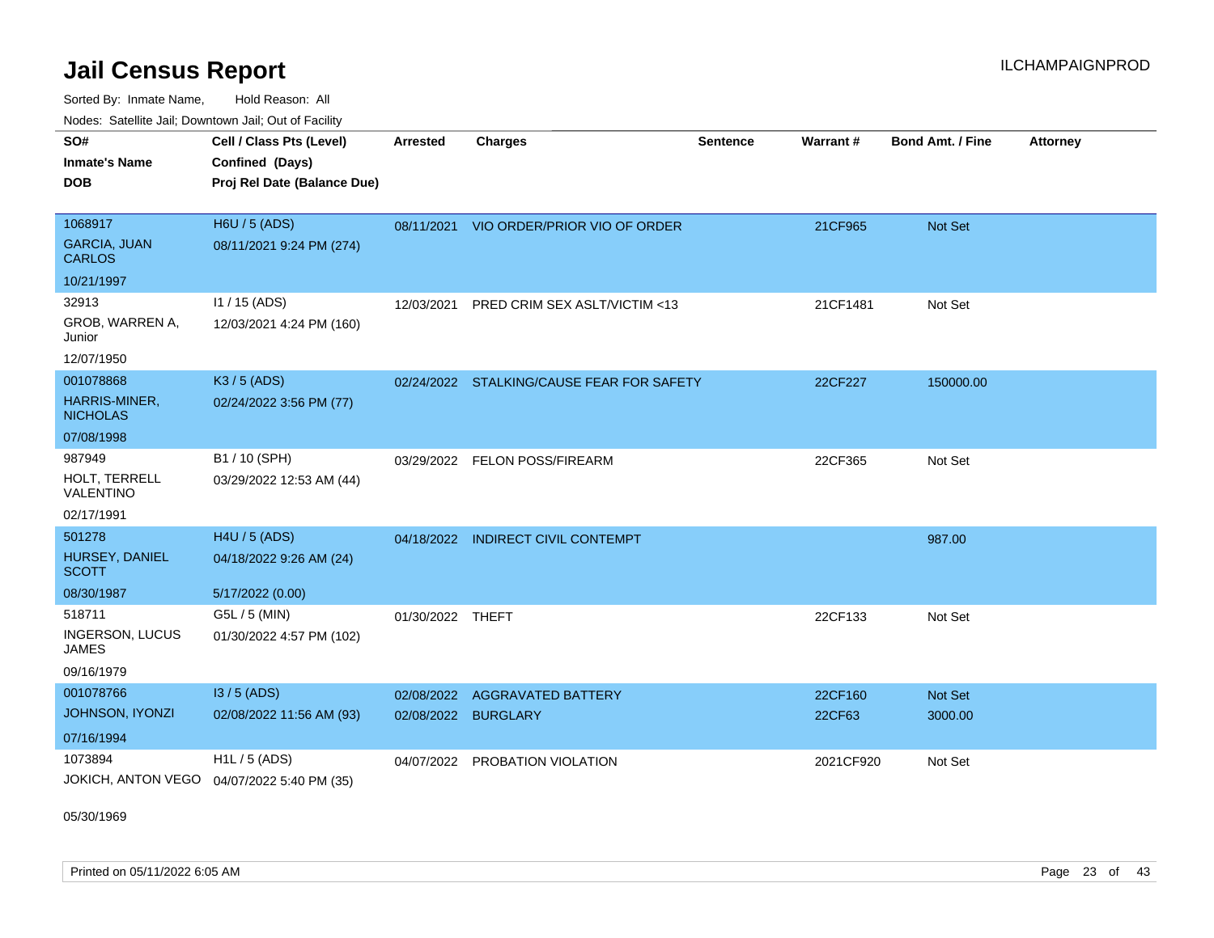# Jail Census Report

Sorted By: Inmate Name, Hold Reason: All

Nodes: Satellite Jail; Downtown Jail; Out of Facility

| SO# / Inmate's Name / DOB | Cell / Class Pts (Level) / Confined (Days) / Proj Rel Date (Balance Due) | Arrested | Charges | Sentence | Warrant # | Bond Amt. / Fine | Attorney |
|---|---|---|---|---|---|---|---|
| 1068917<br>GARCIA, JUAN CARLOS<br>10/21/1997 | H6U / 5 (ADS)<br>08/11/2021 9:24 PM (274) | 08/11/2021 | VIO ORDER/PRIOR VIO OF ORDER | | 21CF965 | Not Set | |
| 32913<br>GROB, WARREN A, Junior<br>12/07/1950 | I1 / 15 (ADS)<br>12/03/2021 4:24 PM (160) | 12/03/2021 | PRED CRIM SEX ASLT/VICTIM <13 | | 21CF1481 | Not Set | |
| 001078868<br>HARRIS-MINER, NICHOLAS<br>07/08/1998 | K3 / 5 (ADS)<br>02/24/2022 3:56 PM (77) | 02/24/2022 | STALKING/CAUSE FEAR FOR SAFETY | | 22CF227 | 150000.00 | |
| 987949<br>HOLT, TERRELL VALENTINO<br>02/17/1991 | B1 / 10 (SPH)<br>03/29/2022 12:53 AM (44) | 03/29/2022 | FELON POSS/FIREARM | | 22CF365 | Not Set | |
| 501278<br>HURSEY, DANIEL SCOTT<br>08/30/1987 | H4U / 5 (ADS)<br>04/18/2022 9:26 AM (24)<br>5/17/2022 (0.00) | 04/18/2022 | INDIRECT CIVIL CONTEMPT | | | 987.00 | |
| 518711<br>INGERSON, LUCUS JAMES<br>09/16/1979 | G5L / 5 (MIN)<br>01/30/2022 4:57 PM (102) | 01/30/2022 | THEFT | | 22CF133 | Not Set | |
| 001078766<br>JOHNSON, IYONZI<br>07/16/1994 | I3 / 5 (ADS)<br>02/08/2022 11:56 AM (93) | 02/08/2022<br>02/08/2022 | AGGRAVATED BATTERY<br>BURGLARY | | 22CF160<br>22CF63 | Not Set<br>3000.00 | |
| 1073894<br>JOKICH, ANTON VEGO<br>05/30/1969 | H1L / 5 (ADS)<br>04/07/2022 5:40 PM (35) | 04/07/2022 | PROBATION VIOLATION | | 2021CF920 | Not Set | |

Printed on 05/11/2022 6:05 AM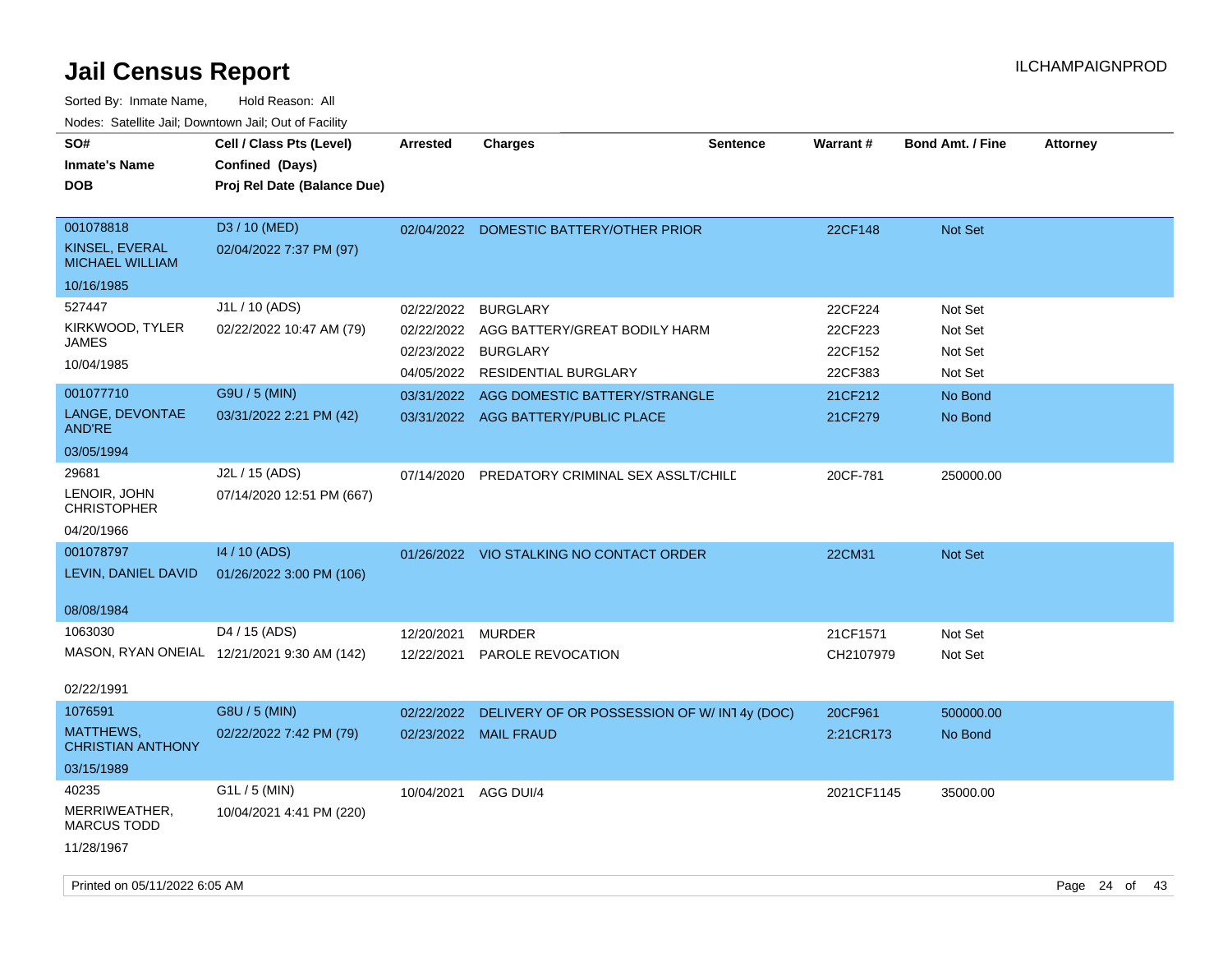# Jail Census Report

ILCHAMPAIGNPROD

Sorted By: Inmate Name, Hold Reason: All

Nodes: Satellite Jail; Downtown Jail; Out of Facility

| SO# / Inmate's Name / DOB | Cell / Class Pts (Level) / Confined (Days) / Proj Rel Date (Balance Due) | Arrested | Charges | Sentence | Warrant # | Bond Amt. / Fine | Attorney |
|---|---|---|---|---|---|---|---|
| 001078818 KINSEL, EVERAL MICHAEL WILLIAM 10/16/1985 | D3 / 10 (MED) 02/04/2022 7:37 PM (97) | 02/04/2022 | DOMESTIC BATTERY/OTHER PRIOR | | 22CF148 | Not Set | |
| 527447 KIRKWOOD, TYLER JAMES 10/04/1985 | J1L / 10 (ADS) 02/22/2022 10:47 AM (79) | 02/22/2022 | BURGLARY | | 22CF224 | Not Set | |
| | | 02/22/2022 | AGG BATTERY/GREAT BODILY HARM | | 22CF223 | Not Set | |
| | | 02/23/2022 | BURGLARY | | 22CF152 | Not Set | |
| | | 04/05/2022 | RESIDENTIAL BURGLARY | | 22CF383 | Not Set | |
| 001077710 LANGE, DEVONTAE AND'RE 03/05/1994 | G9U / 5 (MIN) 03/31/2022 2:21 PM (42) | 03/31/2022 | AGG DOMESTIC BATTERY/STRANGLE | | 21CF212 | No Bond | |
| | | 03/31/2022 | AGG BATTERY/PUBLIC PLACE | | 21CF279 | No Bond | |
| 29681 LENOIR, JOHN CHRISTOPHER 04/20/1966 | J2L / 15 (ADS) 07/14/2020 12:51 PM (667) | 07/14/2020 | PREDATORY CRIMINAL SEX ASSLT/CHILD | | 20CF-781 | 250000.00 | |
| 001078797 LEVIN, DANIEL DAVID 08/08/1984 | I4 / 10 (ADS) 01/26/2022 3:00 PM (106) | 01/26/2022 | VIO STALKING NO CONTACT ORDER | | 22CM31 | Not Set | |
| 1063030 MASON, RYAN ONEIAL 02/22/1991 | D4 / 15 (ADS) 12/21/2021 9:30 AM (142) | 12/20/2021 | MURDER | | 21CF1571 | Not Set | |
| | | 12/22/2021 | PAROLE REVOCATION | | CH2107979 | Not Set | |
| 1076591 MATTHEWS, CHRISTIAN ANTHONY 03/15/1989 | G8U / 5 (MIN) 02/22/2022 7:42 PM (79) | 02/22/2022 | DELIVERY OF OR POSSESSION OF W/ INT | 4y (DOC) | 20CF961 | 500000.00 | |
| | | 02/23/2022 | MAIL FRAUD | | 2:21CR173 | No Bond | |
| 40235 MERRIWEATHER, MARCUS TODD 11/28/1967 | G1L / 5 (MIN) 10/04/2021 4:41 PM (220) | 10/04/2021 | AGG DUI/4 | | 2021CF1145 | 35000.00 | |

Printed on 05/11/2022 6:05 AM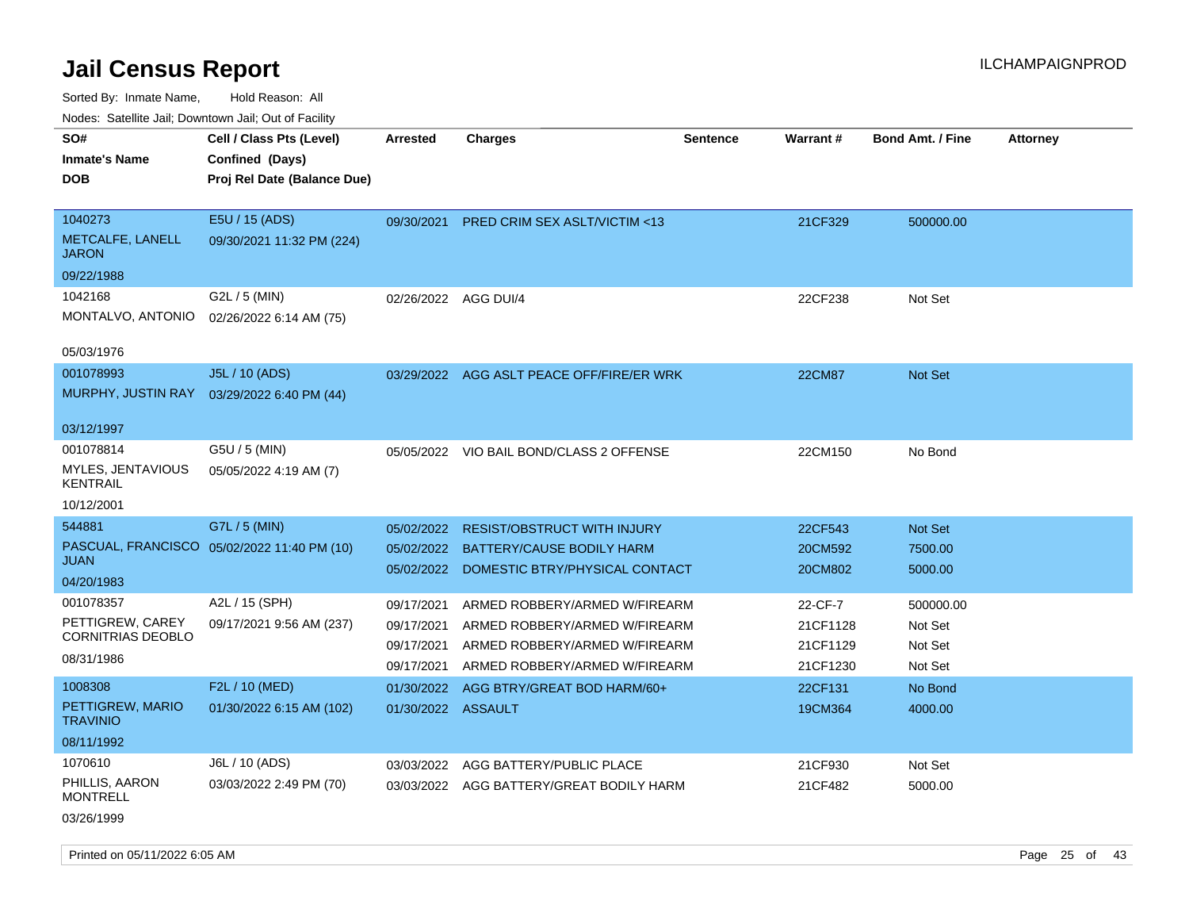# Jail Census Report

ILCHAMPAIGNPROD

Sorted By: Inmate Name, Hold Reason: All

Nodes: Satellite Jail; Downtown Jail; Out of Facility

| SO# / Inmate's Name / DOB | Cell / Class Pts (Level) / Confined (Days) / Proj Rel Date (Balance Due) | Arrested | Charges | Sentence | Warrant # | Bond Amt. / Fine | Attorney |
|---|---|---|---|---|---|---|---|
| 1040273<br>METCALFE, LANELL JARON<br>09/22/1988 | E5U / 15 (ADS)<br>09/30/2021 11:32 PM (224) | 09/30/2021 | PRED CRIM SEX ASLT/VICTIM <13 | | 21CF329 | 500000.00 | |
| 1042168<br>MONTALVO, ANTONIO<br>05/03/1976 | G2L / 5 (MIN)<br>02/26/2022 6:14 AM (75) | 02/26/2022 | AGG DUI/4 | | 22CF238 | Not Set | |
| 001078993<br>MURPHY, JUSTIN RAY<br>03/12/1997 | J5L / 10 (ADS)<br>03/29/2022 6:40 PM (44) | 03/29/2022 | AGG ASLT PEACE OFF/FIRE/ER WRK | | 22CM87 | Not Set | |
| 001078814<br>MYLES, JENTAVIOUS KENTRAIL<br>10/12/2001 | G5U / 5 (MIN)<br>05/05/2022 4:19 AM (7) | 05/05/2022 | VIO BAIL BOND/CLASS 2 OFFENSE | | 22CM150 | No Bond | |
| 544881<br>PASCUAL, FRANCISCO JUAN<br>04/20/1983 | G7L / 5 (MIN)<br>05/02/2022 11:40 PM (10) | 05/02/2022 | RESIST/OBSTRUCT WITH INJURY | | 22CF543 | Not Set | |
| | | 05/02/2022 | BATTERY/CAUSE BODILY HARM | | 20CM592 | 7500.00 | |
| | | 05/02/2022 | DOMESTIC BTRY/PHYSICAL CONTACT | | 20CM802 | 5000.00 | |
| 001078357<br>PETTIGREW, CAREY CORNITRIAS DEOBLO<br>08/31/1986 | A2L / 15 (SPH)<br>09/17/2021 9:56 AM (237) | 09/17/2021 | ARMED ROBBERY/ARMED W/FIREARM | | 22-CF-7 | 500000.00 | |
| | | 09/17/2021 | ARMED ROBBERY/ARMED W/FIREARM | | 21CF1128 | Not Set | |
| | | 09/17/2021 | ARMED ROBBERY/ARMED W/FIREARM | | 21CF1129 | Not Set | |
| | | 09/17/2021 | ARMED ROBBERY/ARMED W/FIREARM | | 21CF1230 | Not Set | |
| 1008308<br>PETTIGREW, MARIO TRAVINIO<br>08/11/1992 | F2L / 10 (MED)<br>01/30/2022 6:15 AM (102) | 01/30/2022 | AGG BTRY/GREAT BOD HARM/60+ | | 22CF131 | No Bond | |
| | | 01/30/2022 | ASSAULT | | 19CM364 | 4000.00 | |
| 1070610<br>PHILLIS, AARON MONTRELL<br>03/26/1999 | J6L / 10 (ADS)<br>03/03/2022 2:49 PM (70) | 03/03/2022 | AGG BATTERY/PUBLIC PLACE | | 21CF930 | Not Set | |
| | | 03/03/2022 | AGG BATTERY/GREAT BODILY HARM | | 21CF482 | 5000.00 | |

Printed on 05/11/2022 6:05 AM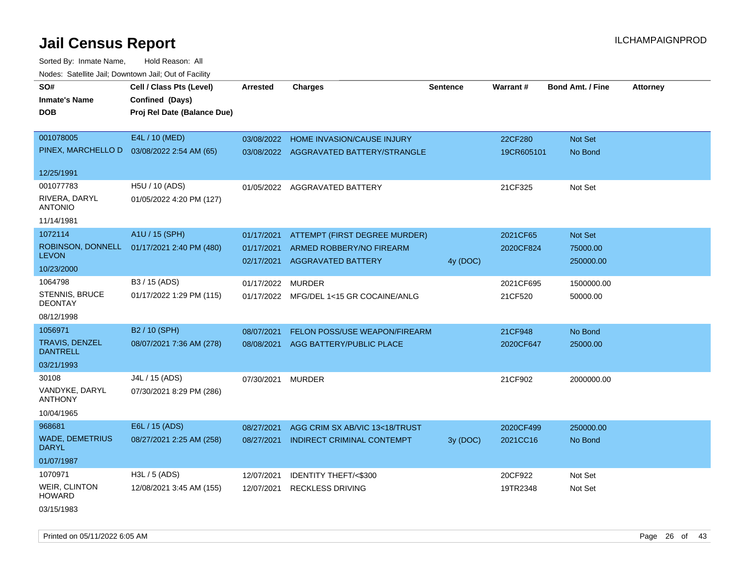# Jail Census Report

ILCHAMPAIGNPROD

Sorted By: Inmate Name, Hold Reason: All

Nodes: Satellite Jail; Downtown Jail; Out of Facility

| SO# / Inmate's Name / DOB | Cell / Class Pts (Level) / Confined (Days) / Proj Rel Date (Balance Due) | Arrested | Charges | Sentence | Warrant # | Bond Amt. / Fine | Attorney |
|---|---|---|---|---|---|---|---|
| 001078005<br>PINEX, MARCHELLO D<br>12/25/1991 | E4L / 10 (MED)<br>03/08/2022 2:54 AM (65) | 03/08/2022<br>03/08/2022 | HOME INVASION/CAUSE INJURY<br>AGGRAVATED BATTERY/STRANGLE | | 22CF280<br>19CR605101 | Not Set<br>No Bond | |
| 001077783<br>RIVERA, DARYL ANTONIO<br>11/14/1981 | H5U / 10 (ADS)<br>01/05/2022 4:20 PM (127) | 01/05/2022 | AGGRAVATED BATTERY | | 21CF325 | Not Set | |
| 1072114<br>ROBINSON, DONNELL LEVON<br>10/23/2000 | A1U / 15 (SPH)<br>01/17/2021 2:40 PM (480) | 01/17/2021<br>01/17/2021<br>02/17/2021 | ATTEMPT (FIRST DEGREE MURDER)<br>ARMED ROBBERY/NO FIREARM<br>AGGRAVATED BATTERY | <br><br>4y (DOC) | 2021CF65<br>2020CF824 | Not Set<br>75000.00<br>250000.00 | |
| 1064798<br>STENNIS, BRUCE DEONTAY<br>08/12/1998 | B3 / 15 (ADS)<br>01/17/2022 1:29 PM (115) | 01/17/2022<br>01/17/2022 | MURDER<br>MFG/DEL 1<15 GR COCAINE/ANLG | | 2021CF695<br>21CF520 | 1500000.00<br>50000.00 | |
| 1056971<br>TRAVIS, DENZEL DANTRELL<br>03/21/1993 | B2 / 10 (SPH)<br>08/07/2021 7:36 AM (278) | 08/07/2021<br>08/08/2021 | FELON POSS/USE WEAPON/FIREARM<br>AGG BATTERY/PUBLIC PLACE | | 21CF948<br>2020CF647 | No Bond<br>25000.00 | |
| 30108<br>VANDYKE, DARYL ANTHONY<br>10/04/1965 | J4L / 15 (ADS)<br>07/30/2021 8:29 PM (286) | 07/30/2021 | MURDER | | 21CF902 | 2000000.00 | |
| 968681<br>WADE, DEMETRIUS DARYL<br>01/07/1987 | E6L / 15 (ADS)<br>08/27/2021 2:25 AM (258) | 08/27/2021<br>08/27/2021 | AGG CRIM SX AB/VIC 13<18/TRUST<br>INDIRECT CRIMINAL CONTEMPT | <br>3y (DOC) | 2020CF499<br>2021CC16 | 250000.00<br>No Bond | |
| 1070971<br>WEIR, CLINTON HOWARD<br>03/15/1983 | H3L / 5 (ADS)<br>12/08/2021 3:45 AM (155) | 12/07/2021<br>12/07/2021 | IDENTITY THEFT/<$300<br>RECKLESS DRIVING | | 20CF922<br>19TR2348 | Not Set<br>Not Set | |

Printed on 05/11/2022 6:05 AM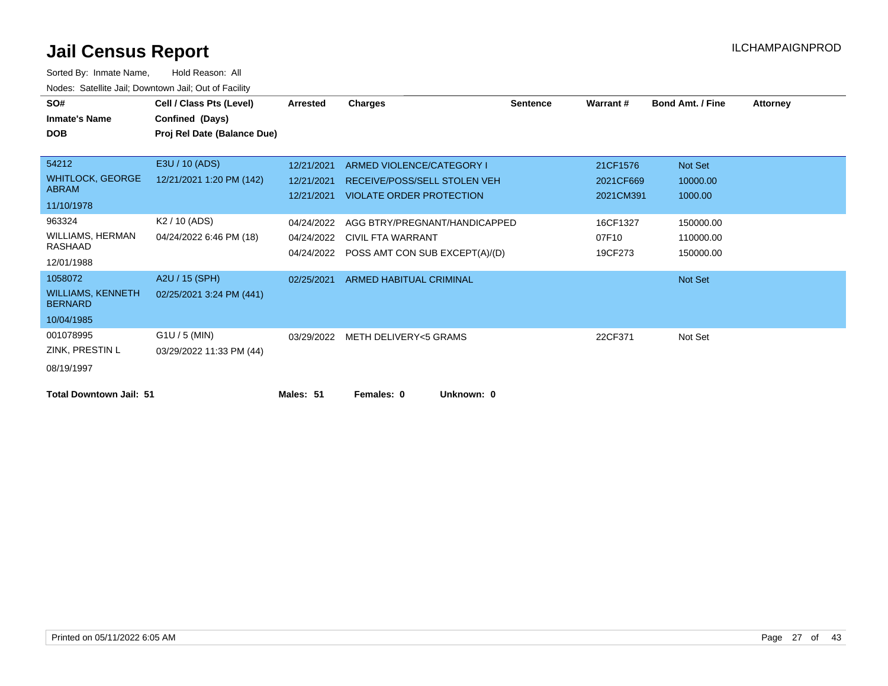# Jail Census Report

Sorted By: Inmate Name, Hold Reason: All

Nodes: Satellite Jail; Downtown Jail; Out of Facility

| SO# / Inmate's Name / DOB | Cell / Class Pts (Level) / Confined (Days) / Proj Rel Date (Balance Due) | Arrested | Charges | Sentence | Warrant # | Bond Amt. / Fine | Attorney |
|---|---|---|---|---|---|---|---|
| 54212 | E3U / 10 (ADS) | 12/21/2021 | ARMED VIOLENCE/CATEGORY I | | 21CF1576 | Not Set | |
| WHITLOCK, GEORGE ABRAM | 12/21/2021 1:20 PM (142) | 12/21/2021 | RECEIVE/POSS/SELL STOLEN VEH | | 2021CF669 | 10000.00 | |
| 11/10/1978 | | 12/21/2021 | VIOLATE ORDER PROTECTION | | 2021CM391 | 1000.00 | |
| 963324 | K2 / 10 (ADS) | 04/24/2022 | AGG BTRY/PREGNANT/HANDICAPPED | | 16CF1327 | 150000.00 | |
| WILLIAMS, HERMAN RASHAAD | 04/24/2022 6:46 PM (18) | 04/24/2022 | CIVIL FTA WARRANT | | 07F10 | 110000.00 | |
| 12/01/1988 | | 04/24/2022 | POSS AMT CON SUB EXCEPT(A)/(D) | | 19CF273 | 150000.00 | |
| 1058072 | A2U / 15 (SPH) | 02/25/2021 | ARMED HABITUAL CRIMINAL | | | Not Set | |
| WILLIAMS, KENNETH BERNARD | 02/25/2021 3:24 PM (441) | | | | | | |
| 10/04/1985 | | | | | | | |
| 001078995 | G1U / 5 (MIN) | 03/29/2022 | METH DELIVERY<5 GRAMS | | 22CF371 | Not Set | |
| ZINK, PRESTIN L | 03/29/2022 11:33 PM (44) | | | | | | |
| 08/19/1997 | | | | | | | |

**Total Downtown Jail: 51** **Males: 51** **Females: 0** **Unknown: 0**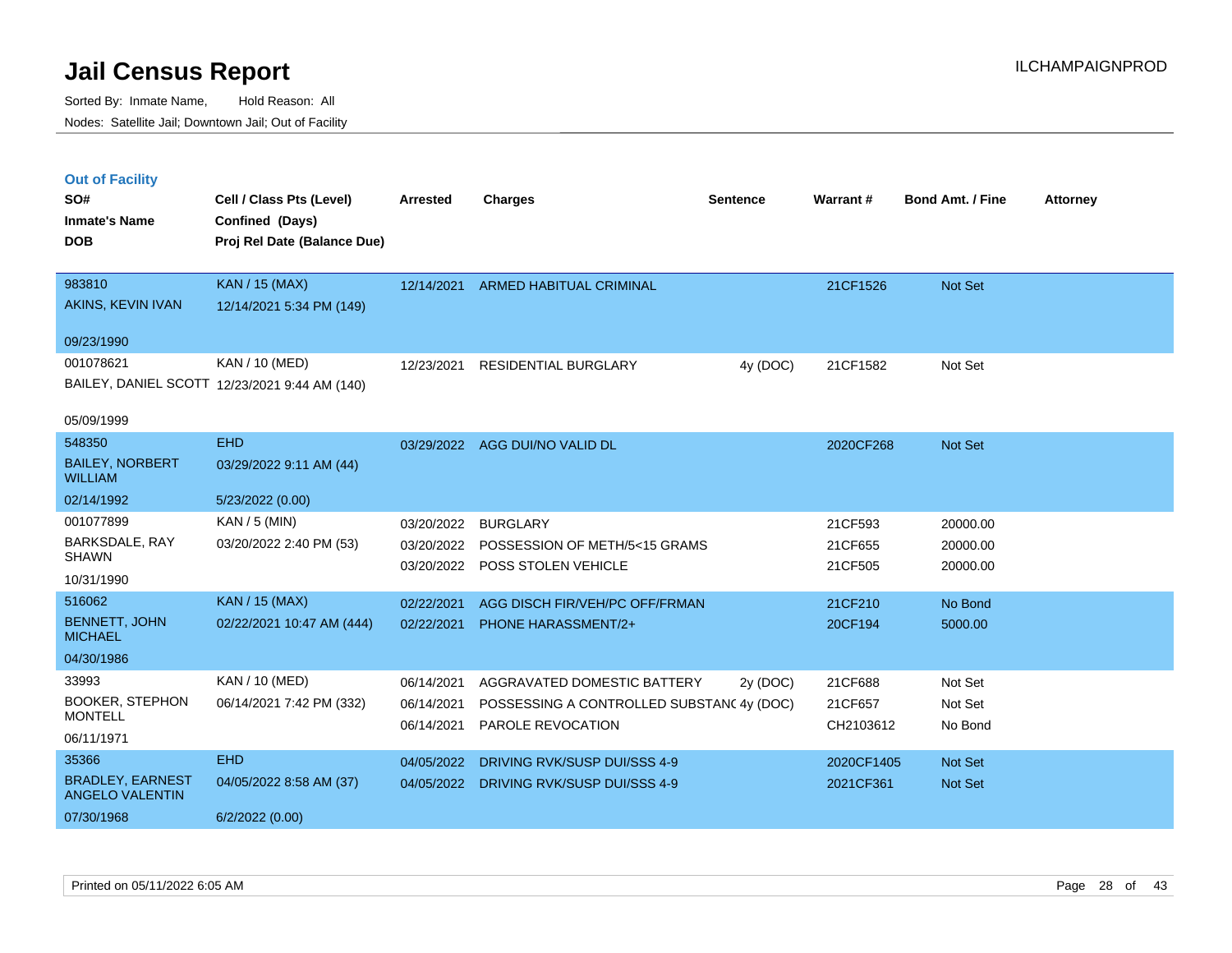# Jail Census Report

Sorted By: Inmate Name, Hold Reason: All

Nodes: Satellite Jail; Downtown Jail; Out of Facility

ILCHAMPAIGNPROD

### Out of Facility

| SO# / Inmate's Name / DOB | Cell / Class Pts (Level) / Confined (Days) / Proj Rel Date (Balance Due) | Arrested | Charges | Sentence | Warrant # | Bond Amt. / Fine | Attorney |
|---|---|---|---|---|---|---|---|
| 983810<br>AKINS, KEVIN IVAN<br>09/23/1990 | KAN / 15 (MAX)<br>12/14/2021 5:34 PM (149) | 12/14/2021 | ARMED HABITUAL CRIMINAL | | 21CF1526 | Not Set | |
| 001078621<br>BAILEY, DANIEL SCOTT<br>05/09/1999 | KAN / 10 (MED)<br>12/23/2021 9:44 AM (140) | 12/23/2021 | RESIDENTIAL BURGLARY | 4y (DOC) | 21CF1582 | Not Set | |
| 548350<br>BAILEY, NORBERT WILLIAM<br>02/14/1992 | EHD<br>03/29/2022 9:11 AM (44)<br>5/23/2022 (0.00) | 03/29/2022 | AGG DUI/NO VALID DL | | 2020CF268 | Not Set | |
| 001077899<br>BARKSDALE, RAY SHAWN<br>10/31/1990 | KAN / 5 (MIN)<br>03/20/2022 2:40 PM (53) | 03/20/2022 | BURGLARY | | 21CF593 | 20000.00 | |
| | | 03/20/2022 | POSSESSION OF METH/5<15 GRAMS | | 21CF655 | 20000.00 | |
| | | 03/20/2022 | POSS STOLEN VEHICLE | | 21CF505 | 20000.00 | |
| 516062<br>BENNETT, JOHN MICHAEL<br>04/30/1986 | KAN / 15 (MAX)<br>02/22/2021 10:47 AM (444) | 02/22/2021 | AGG DISCH FIR/VEH/PC OFF/FRMAN | | 21CF210 | No Bond | |
| | | 02/22/2021 | PHONE HARASSMENT/2+ | | 20CF194 | 5000.00 | |
| 33993<br>BOOKER, STEPHON MONTELL<br>06/11/1971 | KAN / 10 (MED)<br>06/14/2021 7:42 PM (332) | 06/14/2021 | AGGRAVATED DOMESTIC BATTERY | 2y (DOC) | 21CF688 | Not Set | |
| | | 06/14/2021 | POSSESSING A CONTROLLED SUBSTANC | 4y (DOC) | 21CF657 | Not Set | |
| | | 06/14/2021 | PAROLE REVOCATION | | CH2103612 | No Bond | |
| 35366<br>BRADLEY, EARNEST ANGELO VALENTIN<br>07/30/1968 | EHD<br>04/05/2022 8:58 AM (37)<br>6/2/2022 (0.00) | 04/05/2022 | DRIVING RVK/SUSP DUI/SSS 4-9 | | 2020CF1405 | Not Set | |
| | | 04/05/2022 | DRIVING RVK/SUSP DUI/SSS 4-9 | | 2021CF361 | Not Set | |

Printed on 05/11/2022 6:05 AM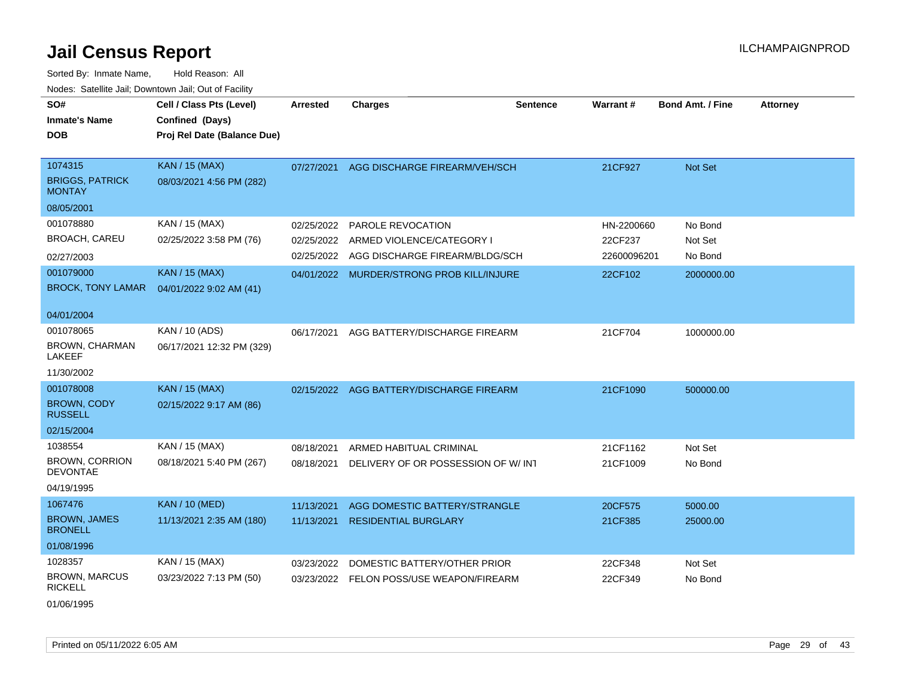# Jail Census Report

ILCHAMPAIGNPROD

Sorted By: Inmate Name, Hold Reason: All

Nodes: Satellite Jail; Downtown Jail; Out of Facility

| SO# / Inmate's Name / DOB | Cell / Class Pts (Level) / Confined (Days) / Proj Rel Date (Balance Due) | Arrested | Charges | Sentence | Warrant # | Bond Amt. / Fine | Attorney |
|---|---|---|---|---|---|---|---|
| 1074315<br>BRIGGS, PATRICK MONTAY<br>08/05/2001 | KAN / 15 (MAX)<br>08/03/2021 4:56 PM (282) | 07/27/2021 | AGG DISCHARGE FIREARM/VEH/SCH | | 21CF927 | Not Set | |
| 001078880<br>BROACH, CAREU<br>02/27/2003 | KAN / 15 (MAX)<br>02/25/2022 3:58 PM (76) | 02/25/2022 | PAROLE REVOCATION | | HN-2200660 | No Bond | |
| | | 02/25/2022 | ARMED VIOLENCE/CATEGORY I | | 22CF237 | Not Set | |
| | | 02/25/2022 | AGG DISCHARGE FIREARM/BLDG/SCH | | 22600096201 | No Bond | |
| 001079000<br>BROCK, TONY LAMAR<br>04/01/2004 | KAN / 15 (MAX)<br>04/01/2022 9:02 AM (41) | 04/01/2022 | MURDER/STRONG PROB KILL/INJURE | | 22CF102 | 2000000.00 | |
| 001078065<br>BROWN, CHARMAN LAKEEF<br>11/30/2002 | KAN / 10 (ADS)<br>06/17/2021 12:32 PM (329) | 06/17/2021 | AGG BATTERY/DISCHARGE FIREARM | | 21CF704 | 1000000.00 | |
| 001078008<br>BROWN, CODY RUSSELL<br>02/15/2004 | KAN / 15 (MAX)<br>02/15/2022 9:17 AM (86) | 02/15/2022 | AGG BATTERY/DISCHARGE FIREARM | | 21CF1090 | 500000.00 | |
| 1038554<br>BROWN, CORRION DEVONTAE<br>04/19/1995 | KAN / 15 (MAX)<br>08/18/2021 5:40 PM (267) | 08/18/2021 | ARMED HABITUAL CRIMINAL | | 21CF1162 | Not Set | |
| | | 08/18/2021 | DELIVERY OF OR POSSESSION OF W/ INT | | 21CF1009 | No Bond | |
| 1067476<br>BROWN, JAMES BRONELL<br>01/08/1996 | KAN / 10 (MED)<br>11/13/2021 2:35 AM (180) | 11/13/2021 | AGG DOMESTIC BATTERY/STRANGLE | | 20CF575 | 5000.00 | |
| | | 11/13/2021 | RESIDENTIAL BURGLARY | | 21CF385 | 25000.00 | |
| 1028357<br>BROWN, MARCUS RICKELL<br>01/06/1995 | KAN / 15 (MAX)<br>03/23/2022 7:13 PM (50) | 03/23/2022 | DOMESTIC BATTERY/OTHER PRIOR | | 22CF348 | Not Set | |
| | | 03/23/2022 | FELON POSS/USE WEAPON/FIREARM | | 22CF349 | No Bond | |

Printed on 05/11/2022 6:05 AM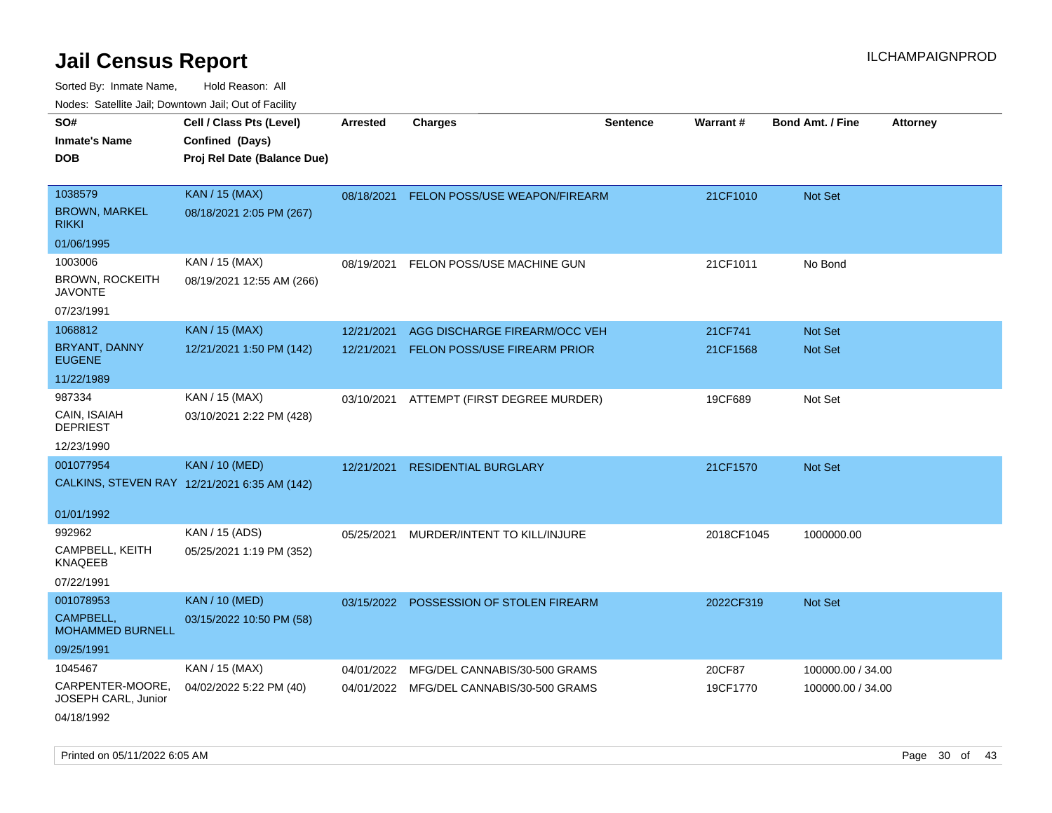# Jail Census Report

Sorted By: Inmate Name, Hold Reason: All

Nodes: Satellite Jail; Downtown Jail; Out of Facility

| SO# / Inmate's Name / DOB | Cell / Class Pts (Level) / Confined (Days) / Proj Rel Date (Balance Due) | Arrested | Charges | Sentence | Warrant # | Bond Amt. / Fine | Attorney |
|---|---|---|---|---|---|---|---|
| 1038579<br>BROWN, MARKEL RIKKI<br>01/06/1995 | KAN / 15 (MAX)<br>08/18/2021 2:05 PM (267) | 08/18/2021 | FELON POSS/USE WEAPON/FIREARM | | 21CF1010 | Not Set | |
| 1003006<br>BROWN, ROCKEITH JAVONTE<br>07/23/1991 | KAN / 15 (MAX)<br>08/19/2021 12:55 AM (266) | 08/19/2021 | FELON POSS/USE MACHINE GUN | | 21CF1011 | No Bond | |
| 1068812<br>BRYANT, DANNY EUGENE<br>11/22/1989 | KAN / 15 (MAX)<br>12/21/2021 1:50 PM (142) | 12/21/2021 | AGG DISCHARGE FIREARM/OCC VEH | | 21CF741 | Not Set | |
| | | 12/21/2021 | FELON POSS/USE FIREARM PRIOR | | 21CF1568 | Not Set | |
| 987334<br>CAIN, ISAIAH DEPRIEST<br>12/23/1990 | KAN / 15 (MAX)<br>03/10/2021 2:22 PM (428) | 03/10/2021 | ATTEMPT (FIRST DEGREE MURDER) | | 19CF689 | Not Set | |
| 001077954<br>CALKINS, STEVEN RAY<br>01/01/1992 | KAN / 10 (MED)<br>12/21/2021 6:35 AM (142) | 12/21/2021 | RESIDENTIAL BURGLARY | | 21CF1570 | Not Set | |
| 992962<br>CAMPBELL, KEITH KNAQEEB<br>07/22/1991 | KAN / 15 (ADS)<br>05/25/2021 1:19 PM (352) | 05/25/2021 | MURDER/INTENT TO KILL/INJURE | | 2018CF1045 | 1000000.00 | |
| 001078953<br>CAMPBELL, MOHAMMED BURNELL<br>09/25/1991 | KAN / 10 (MED)<br>03/15/2022 10:50 PM (58) | 03/15/2022 | POSSESSION OF STOLEN FIREARM | | 2022CF319 | Not Set | |
| 1045467<br>CARPENTER-MOORE, JOSEPH CARL, Junior<br>04/18/1992 | KAN / 15 (MAX)<br>04/02/2022 5:22 PM (40) | 04/01/2022 | MFG/DEL CANNABIS/30-500 GRAMS | | 20CF87 | 100000.00 / 34.00 | |
| | | 04/01/2022 | MFG/DEL CANNABIS/30-500 GRAMS | | 19CF1770 | 100000.00 / 34.00 | |

Printed on 05/11/2022 6:05 AM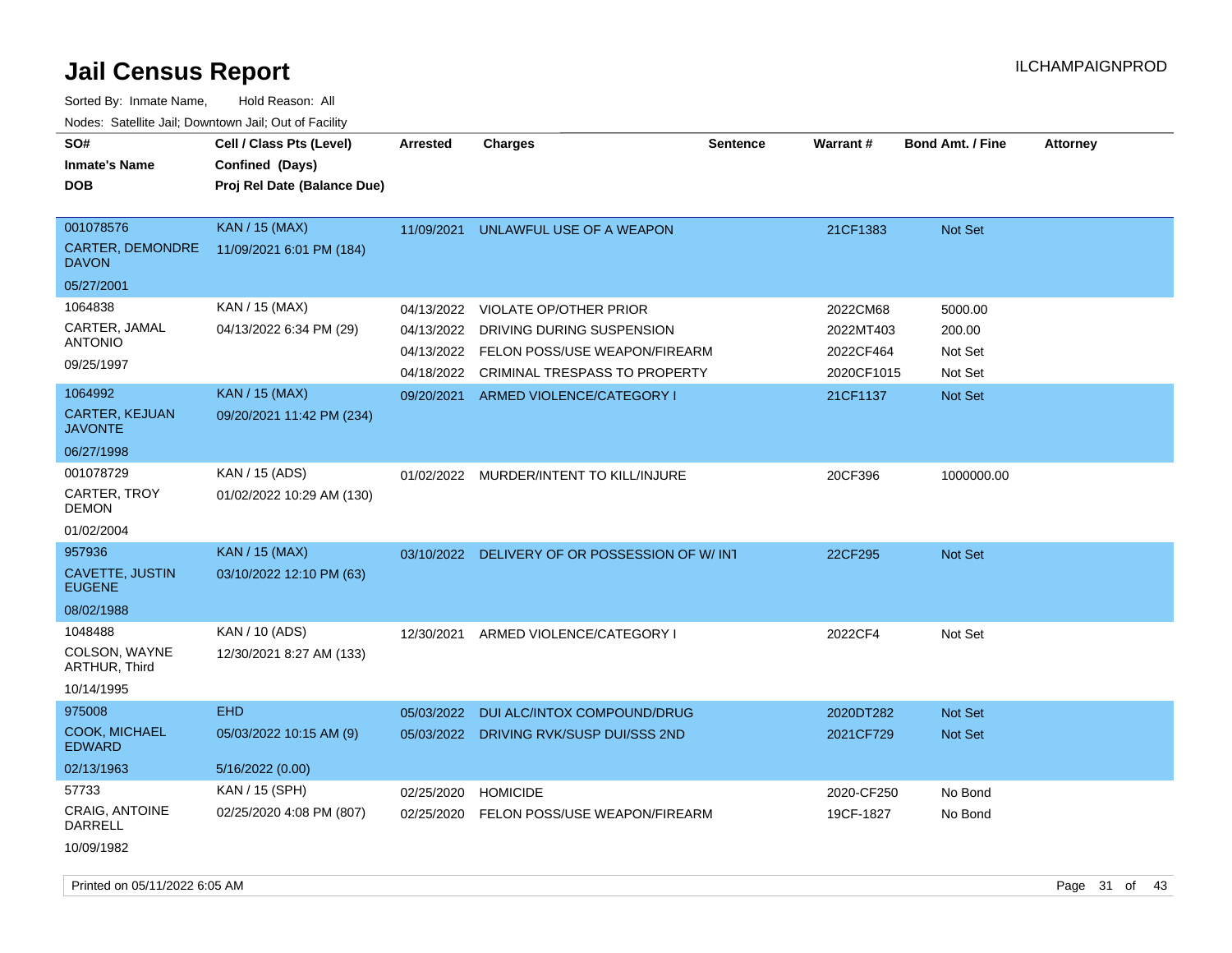# Jail Census Report

ILCHAMPAIGNPROD

Sorted By: Inmate Name, Hold Reason: All

Nodes: Satellite Jail; Downtown Jail; Out of Facility

| SO# / Inmate's Name / DOB | Cell / Class Pts (Level) / Confined (Days) / Proj Rel Date (Balance Due) | Arrested | Charges | Sentence | Warrant # | Bond Amt. / Fine | Attorney |
|---|---|---|---|---|---|---|---|
| 001078576<br>CARTER, DEMONDRE DAVON<br>05/27/2001 | KAN / 15 (MAX)<br>11/09/2021 6:01 PM (184) | 11/09/2021 | UNLAWFUL USE OF A WEAPON | | 21CF1383 | Not Set | |
| 1064838<br>CARTER, JAMAL ANTONIO<br>09/25/1997 | KAN / 15 (MAX)<br>04/13/2022 6:34 PM (29) | 04/13/2022 | VIOLATE OP/OTHER PRIOR | | 2022CM68 | 5000.00 | |
| | | 04/13/2022 | DRIVING DURING SUSPENSION | | 2022MT403 | 200.00 | |
| | | 04/13/2022 | FELON POSS/USE WEAPON/FIREARM | | 2022CF464 | Not Set | |
| | | 04/18/2022 | CRIMINAL TRESPASS TO PROPERTY | | 2020CF1015 | Not Set | |
| 1064992<br>CARTER, KEJUAN JAVONTE<br>06/27/1998 | KAN / 15 (MAX)<br>09/20/2021 11:42 PM (234) | 09/20/2021 | ARMED VIOLENCE/CATEGORY I | | 21CF1137 | Not Set | |
| 001078729<br>CARTER, TROY DEMON<br>01/02/2004 | KAN / 15 (ADS)<br>01/02/2022 10:29 AM (130) | 01/02/2022 | MURDER/INTENT TO KILL/INJURE | | 20CF396 | 1000000.00 | |
| 957936<br>CAVETTE, JUSTIN EUGENE<br>08/02/1988 | KAN / 15 (MAX)<br>03/10/2022 12:10 PM (63) | 03/10/2022 | DELIVERY OF OR POSSESSION OF W/ INT | | 22CF295 | Not Set | |
| 1048488<br>COLSON, WAYNE ARTHUR, Third<br>10/14/1995 | KAN / 10 (ADS)<br>12/30/2021 8:27 AM (133) | 12/30/2021 | ARMED VIOLENCE/CATEGORY I | | 2022CF4 | Not Set | |
| 975008<br>COOK, MICHAEL EDWARD<br>02/13/1963 | EHD<br>05/03/2022 10:15 AM (9)<br>5/16/2022 (0.00) | 05/03/2022 | DUI ALC/INTOX COMPOUND/DRUG | | 2020DT282 | Not Set | |
| | | 05/03/2022 | DRIVING RVK/SUSP DUI/SSS 2ND | | 2021CF729 | Not Set | |
| 57733<br>CRAIG, ANTOINE DARRELL<br>10/09/1982 | KAN / 15 (SPH)<br>02/25/2020 4:08 PM (807) | 02/25/2020 | HOMICIDE | | 2020-CF250 | No Bond | |
| | | 02/25/2020 | FELON POSS/USE WEAPON/FIREARM | | 19CF-1827 | No Bond | |

Printed on 05/11/2022 6:05 AM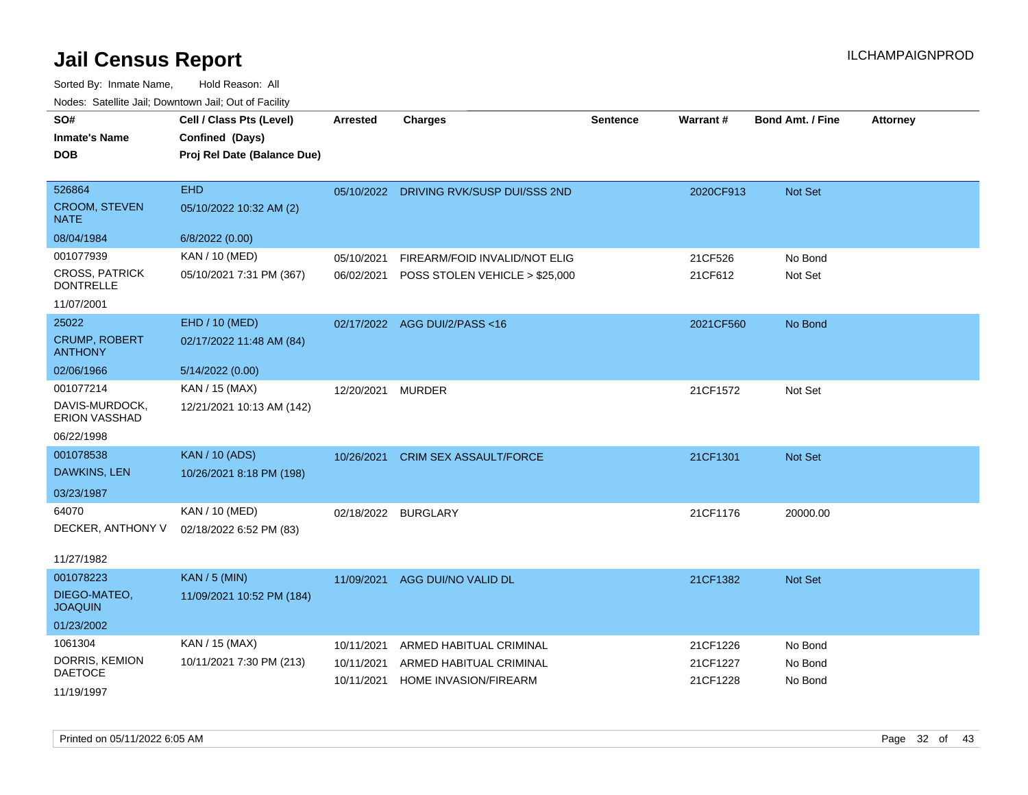# Jail Census Report

Sorted By: Inmate Name, Hold Reason: All

Nodes: Satellite Jail; Downtown Jail; Out of Facility

ILCHAMPAIGNPROD

| SO# / Inmate's Name / DOB | Cell / Class Pts (Level) / Confined (Days) / Proj Rel Date (Balance Due) | Arrested | Charges | Sentence | Warrant # | Bond Amt. / Fine | Attorney |
|---|---|---|---|---|---|---|---|
| 526864<br>CROOM, STEVEN NATE<br>08/04/1984 | EHD<br>05/10/2022 10:32 AM (2)<br>6/8/2022 (0.00) | 05/10/2022 | DRIVING RVK/SUSP DUI/SSS 2ND | | 2020CF913 | Not Set | |
| 001077939<br>CROSS, PATRICK DONTRELLE<br>11/07/2001 | KAN / 10 (MED)<br>05/10/2021 7:31 PM (367) | 05/10/2021<br>06/02/2021 | FIREARM/FOID INVALID/NOT ELIG<br>POSS STOLEN VEHICLE > $25,000 | | 21CF526<br>21CF612 | No Bond<br>Not Set | |
| 25022<br>CRUMP, ROBERT ANTHONY<br>02/06/1966 | EHD / 10 (MED)<br>02/17/2022 11:48 AM (84)<br>5/14/2022 (0.00) | 02/17/2022 | AGG DUI/2/PASS <16 | | 2021CF560 | No Bond | |
| 001077214<br>DAVIS-MURDOCK, ERION VASSHAD<br>06/22/1998 | KAN / 15 (MAX)<br>12/21/2021 10:13 AM (142) | 12/20/2021 | MURDER | | 21CF1572 | Not Set | |
| 001078538<br>DAWKINS, LEN<br>03/23/1987 | KAN / 10 (ADS)<br>10/26/2021 8:18 PM (198) | 10/26/2021 | CRIM SEX ASSAULT/FORCE | | 21CF1301 | Not Set | |
| 64070<br>DECKER, ANTHONY V<br>11/27/1982 | KAN / 10 (MED)<br>02/18/2022 6:52 PM (83) | 02/18/2022 | BURGLARY | | 21CF1176 | 20000.00 | |
| 001078223<br>DIEGO-MATEO, JOAQUIN<br>01/23/2002 | KAN / 5 (MIN)<br>11/09/2021 10:52 PM (184) | 11/09/2021 | AGG DUI/NO VALID DL | | 21CF1382 | Not Set | |
| 1061304<br>DORRIS, KEMION DAETOCE<br>11/19/1997 | KAN / 15 (MAX)<br>10/11/2021 7:30 PM (213) | 10/11/2021<br>10/11/2021<br>10/11/2021 | ARMED HABITUAL CRIMINAL<br>ARMED HABITUAL CRIMINAL<br>HOME INVASION/FIREARM | | 21CF1226<br>21CF1227<br>21CF1228 | No Bond<br>No Bond<br>No Bond | |

Printed on 05/11/2022 6:05 AM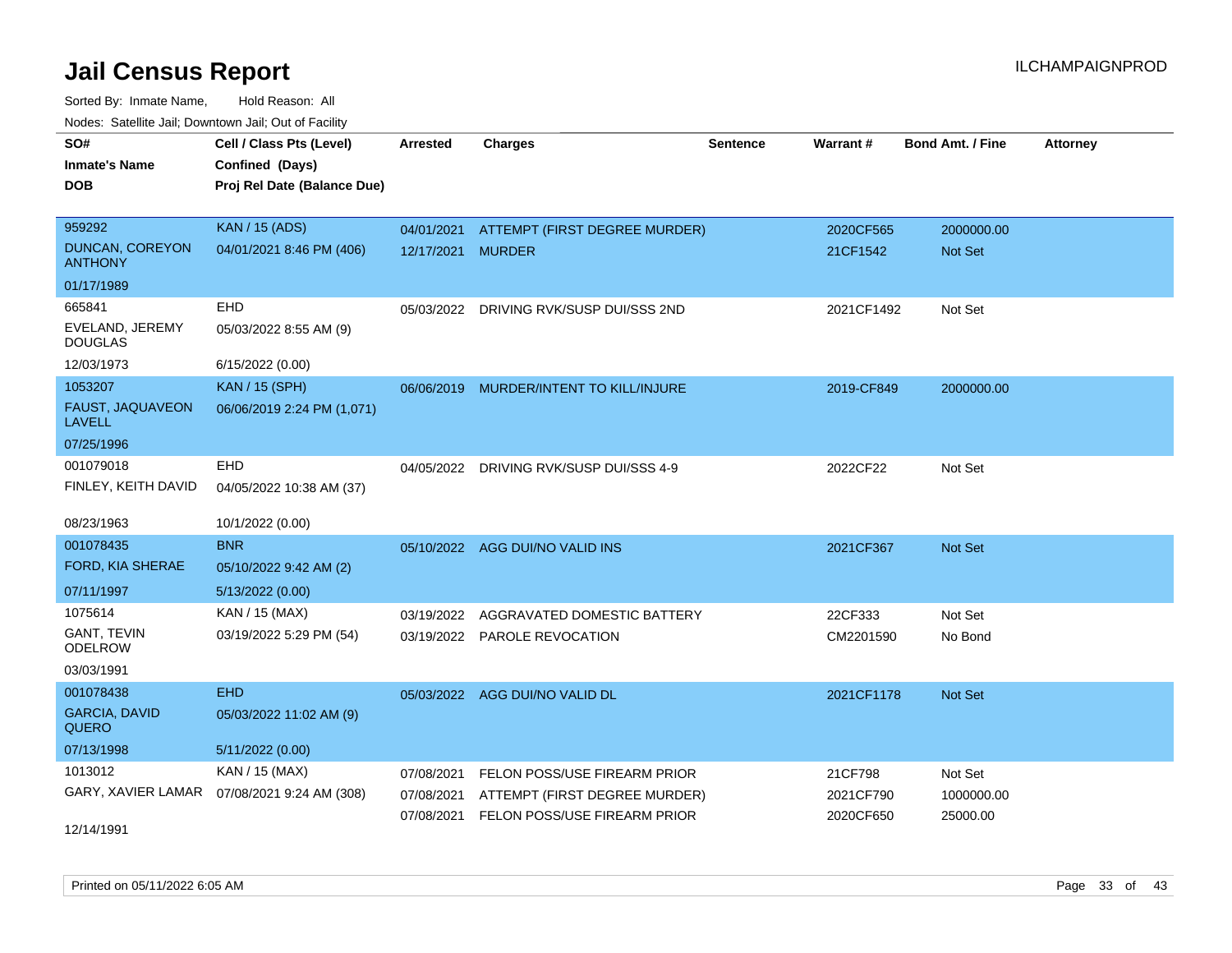# Jail Census Report

Sorted By: Inmate Name, Hold Reason: All

Nodes: Satellite Jail; Downtown Jail; Out of Facility

| SO# / Inmate's Name / DOB | Cell / Class Pts (Level) / Confined (Days) / Proj Rel Date (Balance Due) | Arrested | Charges | Sentence | Warrant # | Bond Amt. / Fine | Attorney |
|---|---|---|---|---|---|---|---|
| 959292<br>DUNCAN, COREYON ANTHONY<br>01/17/1989 | KAN / 15 (ADS)<br>04/01/2021 8:46 PM (406) | 04/01/2021<br>12/17/2021 | ATTEMPT (FIRST DEGREE MURDER)<br>MURDER | | 2020CF565<br>21CF1542 | 2000000.00<br>Not Set | |
| 665841<br>EVELAND, JEREMY DOUGLAS<br>12/03/1973 | EHD<br>05/03/2022 8:55 AM (9)<br>6/15/2022 (0.00) | 05/03/2022 | DRIVING RVK/SUSP DUI/SSS 2ND | | 2021CF1492 | Not Set | |
| 1053207<br>FAUST, JAQUAVEON LAVELL<br>07/25/1996 | KAN / 15 (SPH)<br>06/06/2019 2:24 PM (1,071) | 06/06/2019 | MURDER/INTENT TO KILL/INJURE | | 2019-CF849 | 2000000.00 | |
| 001079018<br>FINLEY, KEITH DAVID<br>08/23/1963 | EHD<br>04/05/2022 10:38 AM (37)<br>10/1/2022 (0.00) | 04/05/2022 | DRIVING RVK/SUSP DUI/SSS 4-9 | | 2022CF22 | Not Set | |
| 001078435<br>FORD, KIA SHERAE<br>07/11/1997 | BNR<br>05/10/2022 9:42 AM (2)<br>5/13/2022 (0.00) | 05/10/2022 | AGG DUI/NO VALID INS | | 2021CF367 | Not Set | |
| 1075614<br>GANT, TEVIN ODELROW<br>03/03/1991 | KAN / 15 (MAX)<br>03/19/2022 5:29 PM (54) | 03/19/2022<br>03/19/2022 | AGGRAVATED DOMESTIC BATTERY<br>PAROLE REVOCATION | | 22CF333<br>CM2201590 | Not Set<br>No Bond | |
| 001078438<br>GARCIA, DAVID QUERO<br>07/13/1998 | EHD<br>05/03/2022 11:02 AM (9)<br>5/11/2022 (0.00) | 05/03/2022 | AGG DUI/NO VALID DL | | 2021CF1178 | Not Set | |
| 1013012<br>GARY, XAVIER LAMAR<br>12/14/1991 | KAN / 15 (MAX)<br>07/08/2021 9:24 AM (308) | 07/08/2021<br>07/08/2021<br>07/08/2021 | FELON POSS/USE FIREARM PRIOR<br>ATTEMPT (FIRST DEGREE MURDER)<br>FELON POSS/USE FIREARM PRIOR | | 21CF798<br>2021CF790<br>2020CF650 | Not Set<br>1000000.00<br>25000.00 | |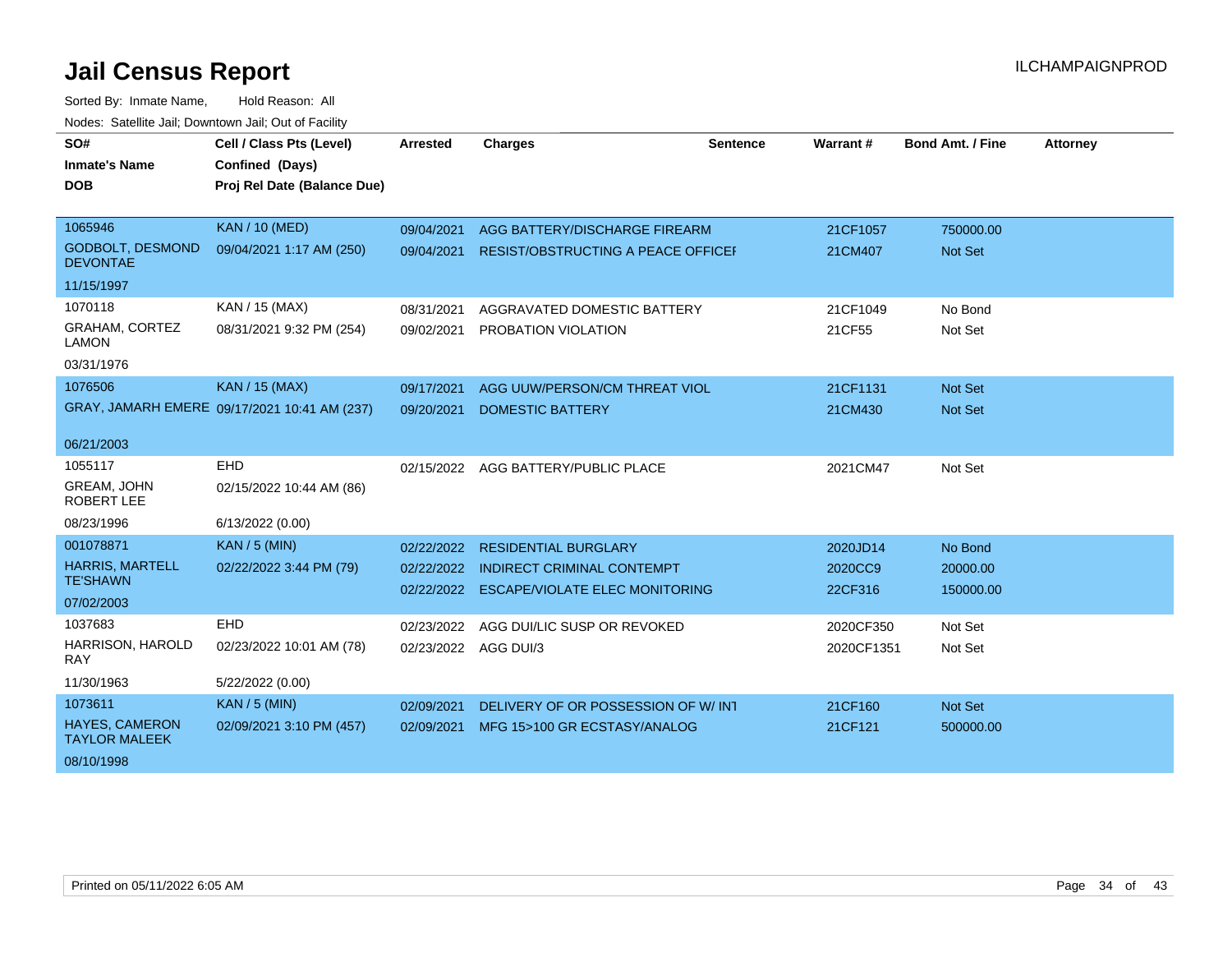# Jail Census Report

Sorted By: Inmate Name, Hold Reason: All

Nodes: Satellite Jail; Downtown Jail; Out of Facility

| SO# / Inmate's Name / DOB | Cell / Class Pts (Level) / Confined (Days) / Proj Rel Date (Balance Due) | Arrested | Charges | Sentence | Warrant # | Bond Amt. / Fine | Attorney |
|---|---|---|---|---|---|---|---|
| 1065946 | KAN / 10 (MED) | 09/04/2021 | AGG BATTERY/DISCHARGE FIREARM | | 21CF1057 | 750000.00 | |
| GODBOLT, DESMOND DEVONTAE | 09/04/2021 1:17 AM (250) | 09/04/2021 | RESIST/OBSTRUCTING A PEACE OFFICEI | | 21CM407 | Not Set | |
| 11/15/1997 | | | | | | | |
| 1070118 | KAN / 15 (MAX) | 08/31/2021 | AGGRAVATED DOMESTIC BATTERY | | 21CF1049 | No Bond | |
| GRAHAM, CORTEZ LAMON | 08/31/2021 9:32 PM (254) | 09/02/2021 | PROBATION VIOLATION | | 21CF55 | Not Set | |
| 03/31/1976 | | | | | | | |
| 1076506 | KAN / 15 (MAX) | 09/17/2021 | AGG UUW/PERSON/CM THREAT VIOL | | 21CF1131 | Not Set | |
| GRAY, JAMARH EMERE | 09/17/2021 10:41 AM (237) | 09/20/2021 | DOMESTIC BATTERY | | 21CM430 | Not Set | |
| 06/21/2003 | | | | | | | |
| 1055117 | EHD | 02/15/2022 | AGG BATTERY/PUBLIC PLACE | | 2021CM47 | Not Set | |
| GREAM, JOHN ROBERT LEE | 02/15/2022 10:44 AM (86) | | | | | | |
| 08/23/1996 | 6/13/2022 (0.00) | | | | | | |
| 001078871 | KAN / 5 (MIN) | 02/22/2022 | RESIDENTIAL BURGLARY | | 2020JD14 | No Bond | |
| HARRIS, MARTELL TE'SHAWN | 02/22/2022 3:44 PM (79) | 02/22/2022 | INDIRECT CRIMINAL CONTEMPT | | 2020CC9 | 20000.00 | |
| 07/02/2003 | | 02/22/2022 | ESCAPE/VIOLATE ELEC MONITORING | | 22CF316 | 150000.00 | |
| 1037683 | EHD | 02/23/2022 | AGG DUI/LIC SUSP OR REVOKED | | 2020CF350 | Not Set | |
| HARRISON, HAROLD RAY | 02/23/2022 10:01 AM (78) | 02/23/2022 | AGG DUI/3 | | 2020CF1351 | Not Set | |
| 11/30/1963 | 5/22/2022 (0.00) | | | | | | |
| 1073611 | KAN / 5 (MIN) | 02/09/2021 | DELIVERY OF OR POSSESSION OF W/ INT | | 21CF160 | Not Set | |
| HAYES, CAMERON TAYLOR MALEEK | 02/09/2021 3:10 PM (457) | 02/09/2021 | MFG 15>100 GR ECSTASY/ANALOG | | 21CF121 | 500000.00 | |
| 08/10/1998 | | | | | | | |

Printed on 05/11/2022 6:05 AM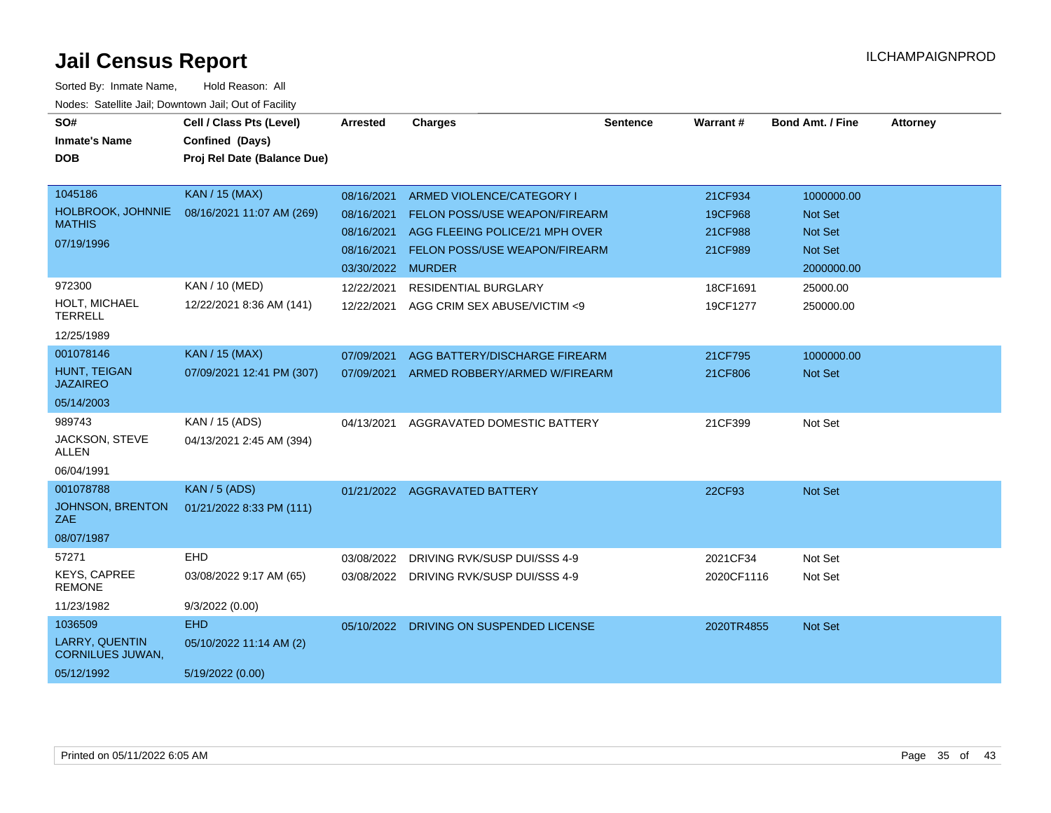# Jail Census Report

Sorted By: Inmate Name, Hold Reason: All

Nodes: Satellite Jail; Downtown Jail; Out of Facility

ILCHAMPAIGNPROD

| SO# / Inmate's Name / DOB | Cell / Class Pts (Level) / Confined (Days) / Proj Rel Date (Balance Due) | Arrested | Charges | Sentence | Warrant # | Bond Amt. / Fine | Attorney |
|---|---|---|---|---|---|---|---|
| 1045186<br>HOLBROOK, JOHNNIE MATHIS<br>07/19/1996 | KAN / 15 (MAX)<br>08/16/2021 11:07 AM (269) | 08/16/2021 | ARMED VIOLENCE/CATEGORY I | | 21CF934 | 1000000.00 | |
| | | 08/16/2021 | FELON POSS/USE WEAPON/FIREARM | | 19CF968 | Not Set | |
| | | 08/16/2021 | AGG FLEEING POLICE/21 MPH OVER | | 21CF988 | Not Set | |
| | | 08/16/2021 | FELON POSS/USE WEAPON/FIREARM | | 21CF989 | Not Set | |
| | | 03/30/2022 | MURDER | | | 2000000.00 | |
| 972300<br>HOLT, MICHAEL TERRELL<br>12/25/1989 | KAN / 10 (MED)<br>12/22/2021 8:36 AM (141) | 12/22/2021 | RESIDENTIAL BURGLARY | | 18CF1691 | 25000.00 | |
| | | 12/22/2021 | AGG CRIM SEX ABUSE/VICTIM <9 | | 19CF1277 | 250000.00 | |
| 001078146<br>HUNT, TEIGAN JAZAIREO<br>05/14/2003 | KAN / 15 (MAX)<br>07/09/2021 12:41 PM (307) | 07/09/2021 | AGG BATTERY/DISCHARGE FIREARM | | 21CF795 | 1000000.00 | |
| | | 07/09/2021 | ARMED ROBBERY/ARMED W/FIREARM | | 21CF806 | Not Set | |
| 989743<br>JACKSON, STEVE ALLEN<br>06/04/1991 | KAN / 15 (ADS)<br>04/13/2021 2:45 AM (394) | 04/13/2021 | AGGRAVATED DOMESTIC BATTERY | | 21CF399 | Not Set | |
| 001078788<br>JOHNSON, BRENTON ZAE<br>08/07/1987 | KAN / 5 (ADS)<br>01/21/2022 8:33 PM (111) | 01/21/2022 | AGGRAVATED BATTERY | | 22CF93 | Not Set | |
| 57271<br>KEYS, CAPREE REMONE<br>11/23/1982 | EHD<br>03/08/2022 9:17 AM (65)<br>9/3/2022 (0.00) | 03/08/2022 | DRIVING RVK/SUSP DUI/SSS 4-9 | | 2021CF34 | Not Set | |
| | | 03/08/2022 | DRIVING RVK/SUSP DUI/SSS 4-9 | | 2020CF1116 | Not Set | |
| 1036509<br>LARRY, QUENTIN CORNILUES JUWAN,<br>05/12/1992 | EHD<br>05/10/2022 11:14 AM (2)<br>5/19/2022 (0.00) | 05/10/2022 | DRIVING ON SUSPENDED LICENSE | | 2020TR4855 | Not Set | |

Printed on 05/11/2022 6:05 AM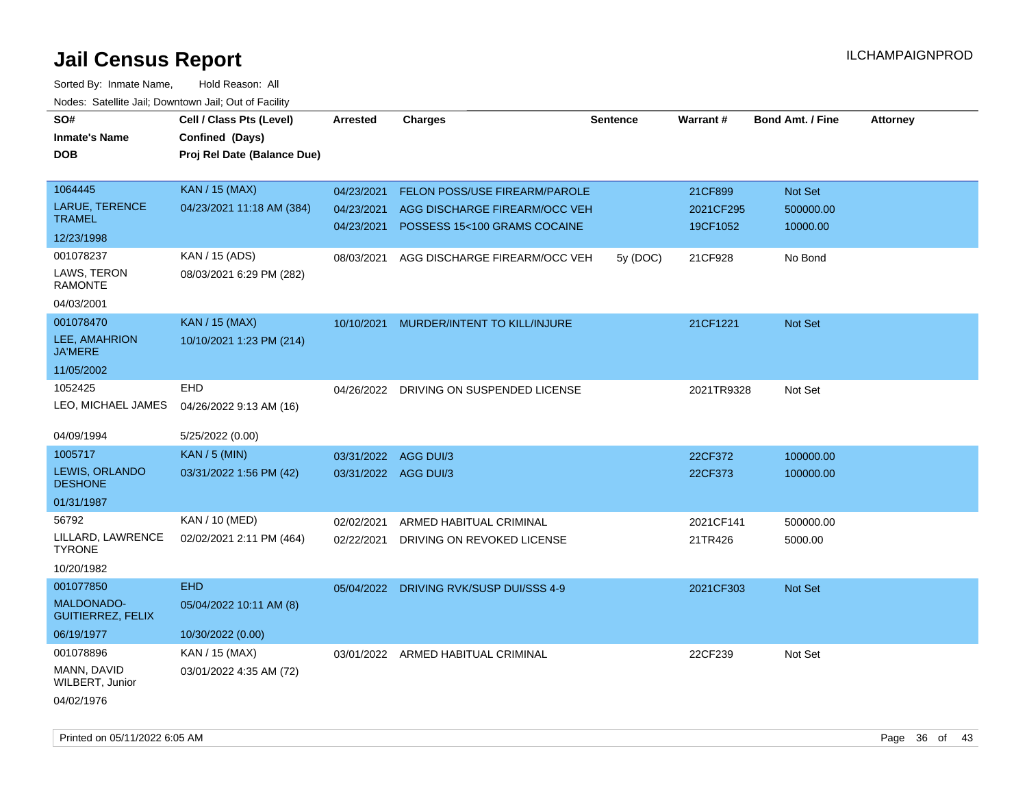# Jail Census Report

ILCHAMPAIGNPROD

Sorted By: Inmate Name, Hold Reason: All

Nodes: Satellite Jail; Downtown Jail; Out of Facility

| SO# / Inmate's Name / DOB | Cell / Class Pts (Level) / Confined (Days) / Proj Rel Date (Balance Due) | Arrested | Charges | Sentence | Warrant # | Bond Amt. / Fine | Attorney |
|---|---|---|---|---|---|---|---|
| 1064445 LARUE, TERENCE TRAMEL 12/23/1998 | KAN / 15 (MAX) 04/23/2021 11:18 AM (384) | 04/23/2021 | FELON POSS/USE FIREARM/PAROLE | | 21CF899 | Not Set | |
| | | 04/23/2021 | AGG DISCHARGE FIREARM/OCC VEH | | 2021CF295 | 500000.00 | |
| | | 04/23/2021 | POSSESS 15<100 GRAMS COCAINE | | 19CF1052 | 10000.00 | |
| 001078237 LAWS, TERON RAMONTE 04/03/2001 | KAN / 15 (ADS) 08/03/2021 6:29 PM (282) | 08/03/2021 | AGG DISCHARGE FIREARM/OCC VEH | 5y (DOC) | 21CF928 | No Bond | |
| 001078470 LEE, AMAHRION JA'MERE 11/05/2002 | KAN / 15 (MAX) 10/10/2021 1:23 PM (214) | 10/10/2021 | MURDER/INTENT TO KILL/INJURE | | 21CF1221 | Not Set | |
| 1052425 LEO, MICHAEL JAMES 04/09/1994 | EHD 04/26/2022 9:13 AM (16) 5/25/2022 (0.00) | 04/26/2022 | DRIVING ON SUSPENDED LICENSE | | 2021TR9328 | Not Set | |
| 1005717 LEWIS, ORLANDO DESHONE 01/31/1987 | KAN / 5 (MIN) 03/31/2022 1:56 PM (42) | 03/31/2022 | AGG DUI/3 | | 22CF372 | 100000.00 | |
| | | 03/31/2022 | AGG DUI/3 | | 22CF373 | 100000.00 | |
| 56792 LILLARD, LAWRENCE TYRONE 10/20/1982 | KAN / 10 (MED) 02/02/2021 2:11 PM (464) | 02/02/2021 | ARMED HABITUAL CRIMINAL | | 2021CF141 | 500000.00 | |
| | | 02/22/2021 | DRIVING ON REVOKED LICENSE | | 21TR426 | 5000.00 | |
| 001077850 MALDONADO-GUITIERREZ, FELIX 06/19/1977 | EHD 05/04/2022 10:11 AM (8) 10/30/2022 (0.00) | 05/04/2022 | DRIVING RVK/SUSP DUI/SSS 4-9 | | 2021CF303 | Not Set | |
| 001078896 MANN, DAVID WILBERT, Junior 04/02/1976 | KAN / 15 (MAX) 03/01/2022 4:35 AM (72) | 03/01/2022 | ARMED HABITUAL CRIMINAL | | 22CF239 | Not Set | |

Printed on 05/11/2022 6:05 AM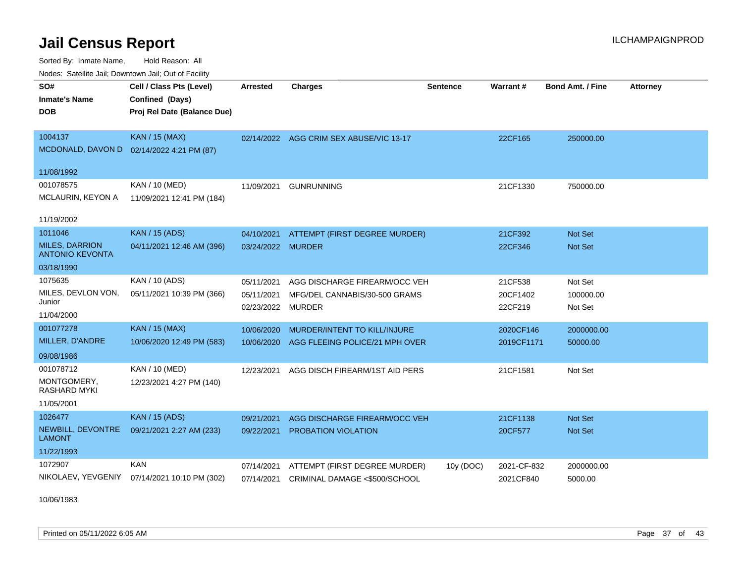# Jail Census Report

Sorted By: Inmate Name, Hold Reason: All

Nodes: Satellite Jail; Downtown Jail; Out of Facility

| SO# / Inmate's Name / DOB | Cell / Class Pts (Level) / Confined (Days) / Proj Rel Date (Balance Due) | Arrested | Charges | Sentence | Warrant # | Bond Amt. / Fine | Attorney |
|---|---|---|---|---|---|---|---|
| 1004137<br>MCDONALD, DAVON D<br>11/08/1992 | KAN / 15 (MAX)<br>02/14/2022 4:21 PM (87) | 02/14/2022 | AGG CRIM SEX ABUSE/VIC 13-17 | | 22CF165 | 250000.00 | |
| 001078575<br>MCLAURIN, KEYON A<br>11/19/2002 | KAN / 10 (MED)<br>11/09/2021 12:41 PM (184) | 11/09/2021 | GUNRUNNING | | 21CF1330 | 750000.00 | |
| 1011046<br>MILES, DARRION ANTONIO KEVONTA<br>03/18/1990 | KAN / 15 (ADS)<br>04/11/2021 12:46 AM (396) | 04/10/2021<br>03/24/2022 | ATTEMPT (FIRST DEGREE MURDER)<br>MURDER | | 21CF392<br>22CF346 | Not Set<br>Not Set | |
| 1075635<br>MILES, DEVLON VON, Junior<br>11/04/2000 | KAN / 10 (ADS)<br>05/11/2021 10:39 PM (366) | 05/11/2021<br>05/11/2021<br>02/23/2022 | AGG DISCHARGE FIREARM/OCC VEH<br>MFG/DEL CANNABIS/30-500 GRAMS<br>MURDER | | 21CF538<br>20CF1402<br>22CF219 | Not Set<br>100000.00<br>Not Set | |
| 001077278<br>MILLER, D'ANDRE<br>09/08/1986 | KAN / 15 (MAX)<br>10/06/2020 12:49 PM (583) | 10/06/2020<br>10/06/2020 | MURDER/INTENT TO KILL/INJURE<br>AGG FLEEING POLICE/21 MPH OVER | | 2020CF146<br>2019CF1171 | 2000000.00<br>50000.00 | |
| 001078712<br>MONTGOMERY, RASHARD MYKI<br>11/05/2001 | KAN / 10 (MED)<br>12/23/2021 4:27 PM (140) | 12/23/2021 | AGG DISCH FIREARM/1ST AID PERS | | 21CF1581 | Not Set | |
| 1026477<br>NEWBILL, DEVONTRE LAMONT<br>11/22/1993 | KAN / 15 (ADS)<br>09/21/2021 2:27 AM (233) | 09/21/2021<br>09/22/2021 | AGG DISCHARGE FIREARM/OCC VEH<br>PROBATION VIOLATION | | 21CF1138<br>20CF577 | Not Set<br>Not Set | |
| 1072907<br>NIKOLAEV, YEVGENIY<br>10/06/1983 | KAN<br>07/14/2021 10:10 PM (302) | 07/14/2021<br>07/14/2021 | ATTEMPT (FIRST DEGREE MURDER)<br>CRIMINAL DAMAGE <$500/SCHOOL | 10y (DOC) | 2021-CF-832<br>2021CF840 | 2000000.00<br>5000.00 | |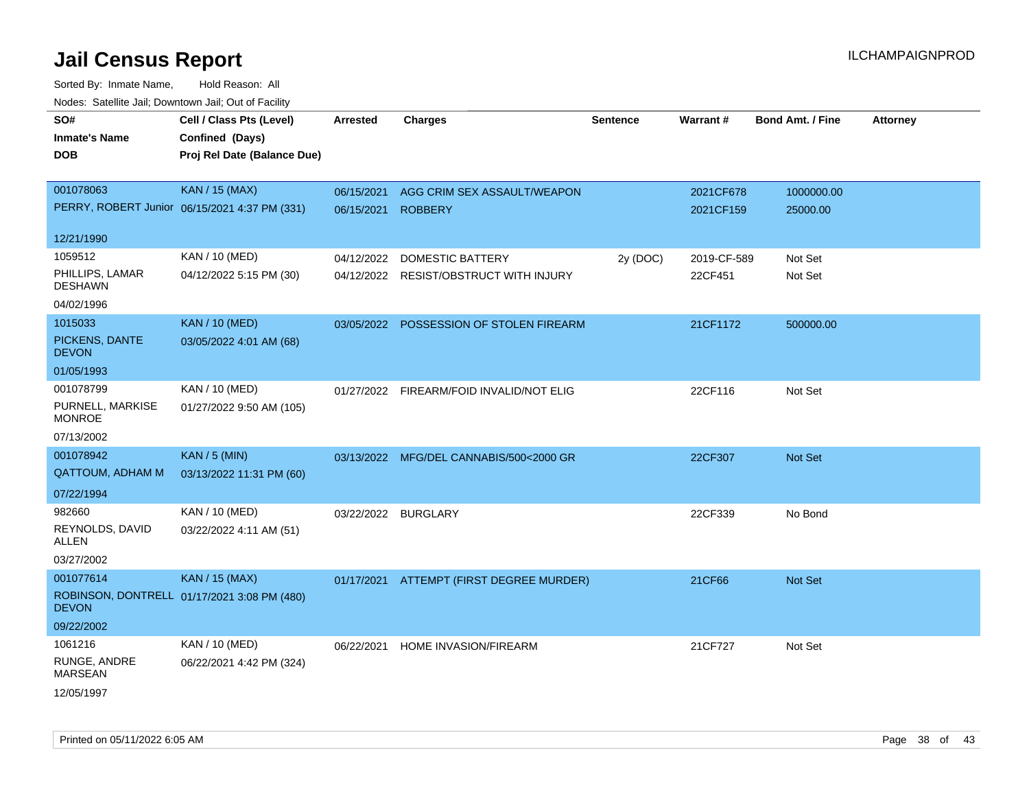# Jail Census Report

ILCHAMPAIGNPROD

Sorted By: Inmate Name, Hold Reason: All

Nodes: Satellite Jail; Downtown Jail; Out of Facility

| SO# / Inmate's Name / DOB | Cell / Class Pts (Level) / Confined (Days) / Proj Rel Date (Balance Due) | Arrested | Charges | Sentence | Warrant # | Bond Amt. / Fine | Attorney |
|---|---|---|---|---|---|---|---|
| 001078063<br>PERRY, ROBERT Junior<br>12/21/1990 | KAN / 15 (MAX)<br>06/15/2021 4:37 PM (331) | 06/15/2021<br>06/15/2021 | AGG CRIM SEX ASSAULT/WEAPON<br>ROBBERY | | 2021CF678<br>2021CF159 | 1000000.00<br>25000.00 | |
| 1059512<br>PHILLIPS, LAMAR DESHAWN<br>04/02/1996 | KAN / 10 (MED)<br>04/12/2022 5:15 PM (30) | 04/12/2022<br>04/12/2022 | DOMESTIC BATTERY<br>RESIST/OBSTRUCT WITH INJURY | 2y (DOC) | 2019-CF-589<br>22CF451 | Not Set<br>Not Set | |
| 1015033<br>PICKENS, DANTE DEVON<br>01/05/1993 | KAN / 10 (MED)<br>03/05/2022 4:01 AM (68) | 03/05/2022 | POSSESSION OF STOLEN FIREARM | | 21CF1172 | 500000.00 | |
| 001078799<br>PURNELL, MARKISE MONROE<br>07/13/2002 | KAN / 10 (MED)<br>01/27/2022 9:50 AM (105) | 01/27/2022 | FIREARM/FOID INVALID/NOT ELIG | | 22CF116 | Not Set | |
| 001078942<br>QATTOUM, ADHAM M<br>07/22/1994 | KAN / 5 (MIN)<br>03/13/2022 11:31 PM (60) | 03/13/2022 | MFG/DEL CANNABIS/500<2000 GR | | 22CF307 | Not Set | |
| 982660<br>REYNOLDS, DAVID ALLEN<br>03/27/2002 | KAN / 10 (MED)<br>03/22/2022 4:11 AM (51) | 03/22/2022 | BURGLARY | | 22CF339 | No Bond | |
| 001077614<br>ROBINSON, DONTRELL DEVON<br>09/22/2002 | KAN / 15 (MAX)<br>01/17/2021 3:08 PM (480) | 01/17/2021 | ATTEMPT (FIRST DEGREE MURDER) | | 21CF66 | Not Set | |
| 1061216<br>RUNGE, ANDRE MARSEAN<br>12/05/1997 | KAN / 10 (MED)<br>06/22/2021 4:42 PM (324) | 06/22/2021 | HOME INVASION/FIREARM | | 21CF727 | Not Set | |

Printed on 05/11/2022 6:05 AM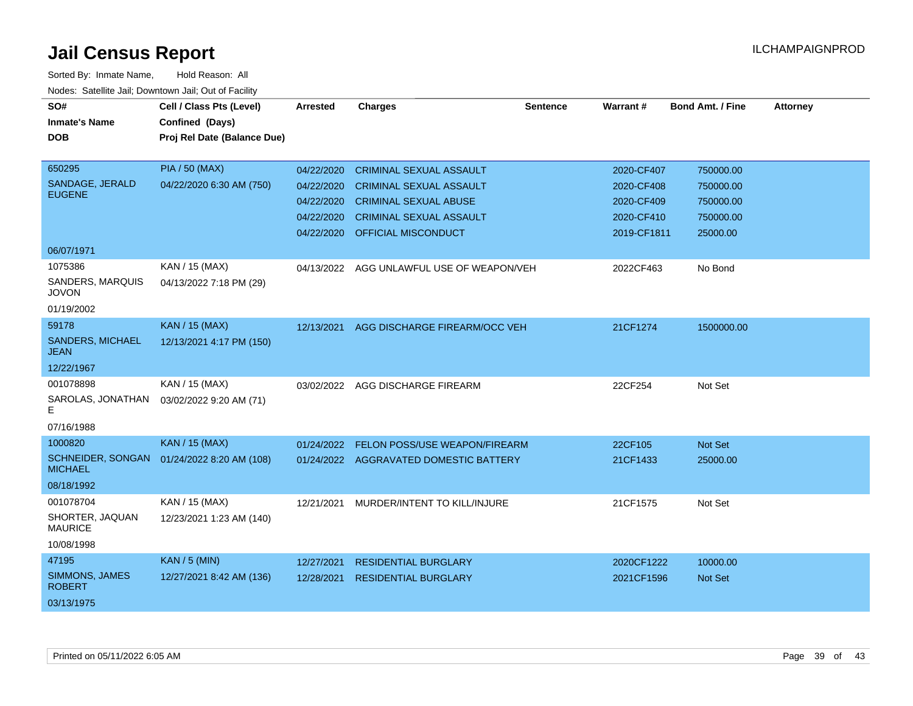# Jail Census Report

ILCHAMPAIGNPROD

Sorted By: Inmate Name, Hold Reason: All

Nodes: Satellite Jail; Downtown Jail; Out of Facility

| SO# / Inmate's Name / DOB | Cell / Class Pts (Level) / Confined (Days) / Proj Rel Date (Balance Due) | Arrested | Charges | Sentence | Warrant # | Bond Amt. / Fine | Attorney |
|---|---|---|---|---|---|---|---|
| 650295 SANDAGE, JERALD EUGENE 06/07/1971 | PIA / 50 (MAX) 04/22/2020 6:30 AM (750) | 04/22/2020 | CRIMINAL SEXUAL ASSAULT | | 2020-CF407 | 750000.00 | |
| | | 04/22/2020 | CRIMINAL SEXUAL ASSAULT | | 2020-CF408 | 750000.00 | |
| | | 04/22/2020 | CRIMINAL SEXUAL ABUSE | | 2020-CF409 | 750000.00 | |
| | | 04/22/2020 | CRIMINAL SEXUAL ASSAULT | | 2020-CF410 | 750000.00 | |
| | | 04/22/2020 | OFFICIAL MISCONDUCT | | 2019-CF1811 | 25000.00 | |
| 1075386 SANDERS, MARQUIS JOVON 01/19/2002 | KAN / 15 (MAX) 04/13/2022 7:18 PM (29) | 04/13/2022 | AGG UNLAWFUL USE OF WEAPON/VEH | | 2022CF463 | No Bond | |
| 59178 SANDERS, MICHAEL JEAN 12/22/1967 | KAN / 15 (MAX) 12/13/2021 4:17 PM (150) | 12/13/2021 | AGG DISCHARGE FIREARM/OCC VEH | | 21CF1274 | 1500000.00 | |
| 001078898 SAROLAS, JONATHAN E 07/16/1988 | KAN / 15 (MAX) 03/02/2022 9:20 AM (71) | 03/02/2022 | AGG DISCHARGE FIREARM | | 22CF254 | Not Set | |
| 1000820 SCHNEIDER, SONGAN MICHAEL 08/18/1992 | KAN / 15 (MAX) 01/24/2022 8:20 AM (108) | 01/24/2022 | FELON POSS/USE WEAPON/FIREARM | | 22CF105 | Not Set | |
| | | 01/24/2022 | AGGRAVATED DOMESTIC BATTERY | | 21CF1433 | 25000.00 | |
| 001078704 SHORTER, JAQUAN MAURICE 10/08/1998 | KAN / 15 (MAX) 12/23/2021 1:23 AM (140) | 12/21/2021 | MURDER/INTENT TO KILL/INJURE | | 21CF1575 | Not Set | |
| 47195 SIMMONS, JAMES ROBERT 03/13/1975 | KAN / 5 (MIN) 12/27/2021 8:42 AM (136) | 12/27/2021 | RESIDENTIAL BURGLARY | | 2020CF1222 | 10000.00 | |
| | | 12/28/2021 | RESIDENTIAL BURGLARY | | 2021CF1596 | Not Set | |

Printed on 05/11/2022 6:05 AM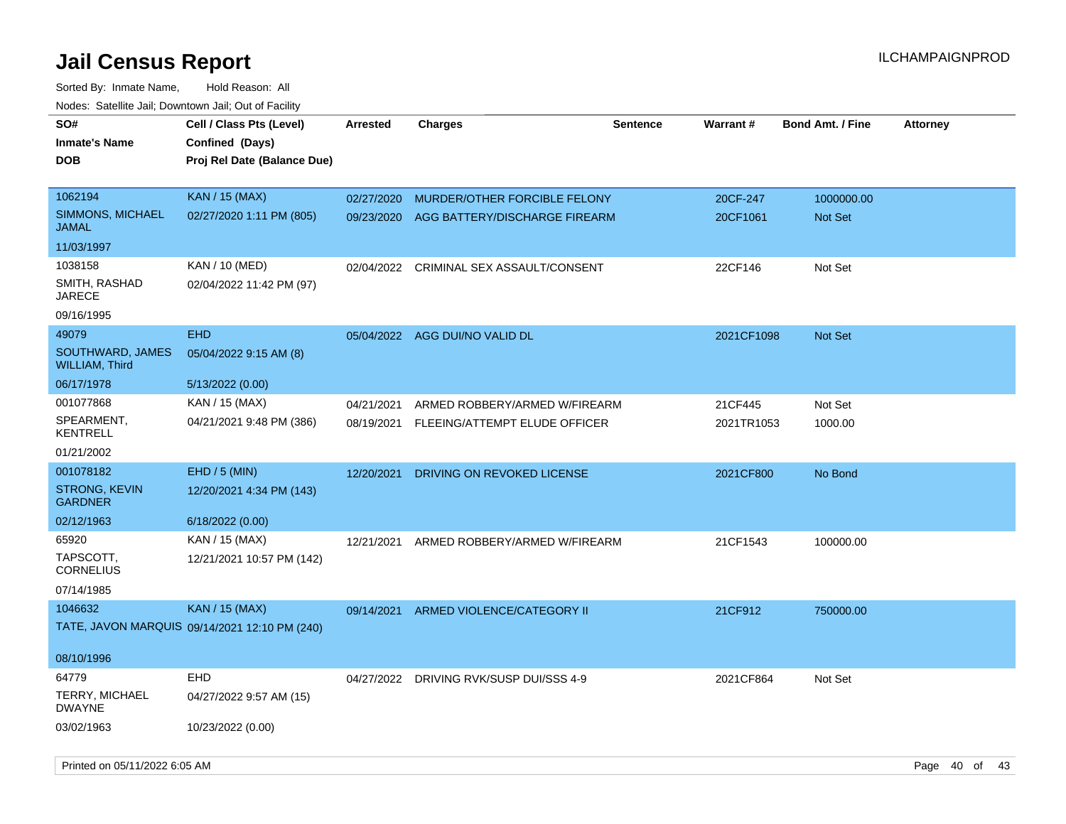# Jail Census Report

ILCHAMPAIGNPROD

Sorted By: Inmate Name, Hold Reason: All

Nodes: Satellite Jail; Downtown Jail; Out of Facility

| SO# / Inmate's Name / DOB | Cell / Class Pts (Level) / Confined (Days) / Proj Rel Date (Balance Due) | Arrested | Charges | Sentence | Warrant # | Bond Amt. / Fine | Attorney |
|---|---|---|---|---|---|---|---|
| 1062194<br>SIMMONS, MICHAEL JAMAL<br>11/03/1997 | KAN / 15 (MAX)<br>02/27/2020 1:11 PM (805) | 02/27/2020<br>09/23/2020 | MURDER/OTHER FORCIBLE FELONY<br>AGG BATTERY/DISCHARGE FIREARM | | 20CF-247<br>20CF1061 | 1000000.00<br>Not Set | |
| 1038158<br>SMITH, RASHAD JARECE<br>09/16/1995 | KAN / 10 (MED)<br>02/04/2022 11:42 PM (97) | 02/04/2022 | CRIMINAL SEX ASSAULT/CONSENT | | 22CF146 | Not Set | |
| 49079<br>SOUTHWARD, JAMES WILLIAM, Third<br>06/17/1978 | EHD<br>05/04/2022 9:15 AM (8)<br>5/13/2022 (0.00) | 05/04/2022 | AGG DUI/NO VALID DL | | 2021CF1098 | Not Set | |
| 001077868<br>SPEARMENT, KENTRELL<br>01/21/2002 | KAN / 15 (MAX)<br>04/21/2021 9:48 PM (386) | 04/21/2021<br>08/19/2021 | ARMED ROBBERY/ARMED W/FIREARM<br>FLEEING/ATTEMPT ELUDE OFFICER | | 21CF445<br>2021TR1053 | Not Set<br>1000.00 | |
| 001078182<br>STRONG, KEVIN GARDNER<br>02/12/1963 | EHD / 5 (MIN)<br>12/20/2021 4:34 PM (143)<br>6/18/2022 (0.00) | 12/20/2021 | DRIVING ON REVOKED LICENSE | | 2021CF800 | No Bond | |
| 65920<br>TAPSCOTT, CORNELIUS<br>07/14/1985 | KAN / 15 (MAX)<br>12/21/2021 10:57 PM (142) | 12/21/2021 | ARMED ROBBERY/ARMED W/FIREARM | | 21CF1543 | 100000.00 | |
| 1046632<br>TATE, JAVON MARQUIS<br>08/10/1996 | KAN / 15 (MAX)<br>09/14/2021 12:10 PM (240) | 09/14/2021 | ARMED VIOLENCE/CATEGORY II | | 21CF912 | 750000.00 | |
| 64779<br>TERRY, MICHAEL DWAYNE<br>03/02/1963 | EHD<br>04/27/2022 9:57 AM (15)<br>10/23/2022 (0.00) | 04/27/2022 | DRIVING RVK/SUSP DUI/SSS 4-9 | | 2021CF864 | Not Set | |

Printed on 05/11/2022 6:05 AM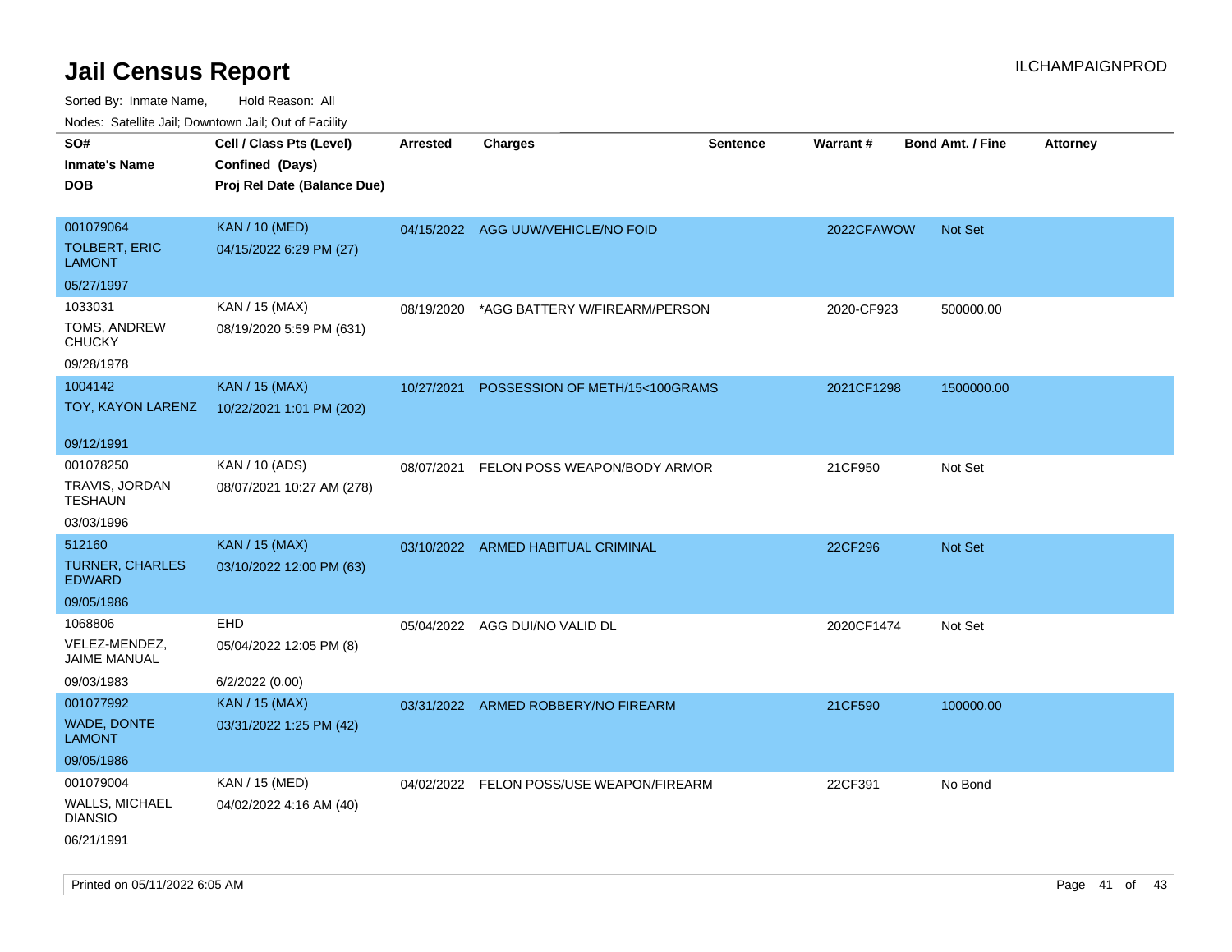# Jail Census Report

ILCHAMPAIGNPROD

Sorted By: Inmate Name, Hold Reason: All

Nodes: Satellite Jail; Downtown Jail; Out of Facility

| SO# / Inmate's Name / DOB | Cell / Class Pts (Level) / Confined (Days) / Proj Rel Date (Balance Due) | Arrested | Charges | Sentence | Warrant # | Bond Amt. / Fine | Attorney |
|---|---|---|---|---|---|---|---|
| 001079064<br>TOLBERT, ERIC LAMONT<br>05/27/1997 | KAN / 10 (MED)<br>04/15/2022 6:29 PM (27) | 04/15/2022 | AGG UUW/VEHICLE/NO FOID | | 2022CFAWOW | Not Set | |
| 1033031<br>TOMS, ANDREW CHUCKY<br>09/28/1978 | KAN / 15 (MAX)<br>08/19/2020 5:59 PM (631) | 08/19/2020 | *AGG BATTERY W/FIREARM/PERSON | | 2020-CF923 | 500000.00 | |
| 1004142<br>TOY, KAYON LARENZ<br>09/12/1991 | KAN / 15 (MAX)<br>10/22/2021 1:01 PM (202) | 10/27/2021 | POSSESSION OF METH/15<100GRAMS | | 2021CF1298 | 1500000.00 | |
| 001078250<br>TRAVIS, JORDAN TESHAUN<br>03/03/1996 | KAN / 10 (ADS)<br>08/07/2021 10:27 AM (278) | 08/07/2021 | FELON POSS WEAPON/BODY ARMOR | | 21CF950 | Not Set | |
| 512160<br>TURNER, CHARLES EDWARD<br>09/05/1986 | KAN / 15 (MAX)<br>03/10/2022 12:00 PM (63) | 03/10/2022 | ARMED HABITUAL CRIMINAL | | 22CF296 | Not Set | |
| 1068806<br>VELEZ-MENDEZ, JAIME MANUAL<br>09/03/1983 | EHD<br>05/04/2022 12:05 PM (8)<br>6/2/2022 (0.00) | 05/04/2022 | AGG DUI/NO VALID DL | | 2020CF1474 | Not Set | |
| 001077992<br>WADE, DONTE LAMONT<br>09/05/1986 | KAN / 15 (MAX)<br>03/31/2022 1:25 PM (42) | 03/31/2022 | ARMED ROBBERY/NO FIREARM | | 21CF590 | 100000.00 | |
| 001079004<br>WALLS, MICHAEL DIANSIO<br>06/21/1991 | KAN / 15 (MED)<br>04/02/2022 4:16 AM (40) | 04/02/2022 | FELON POSS/USE WEAPON/FIREARM | | 22CF391 | No Bond | |

Printed on 05/11/2022 6:05 AM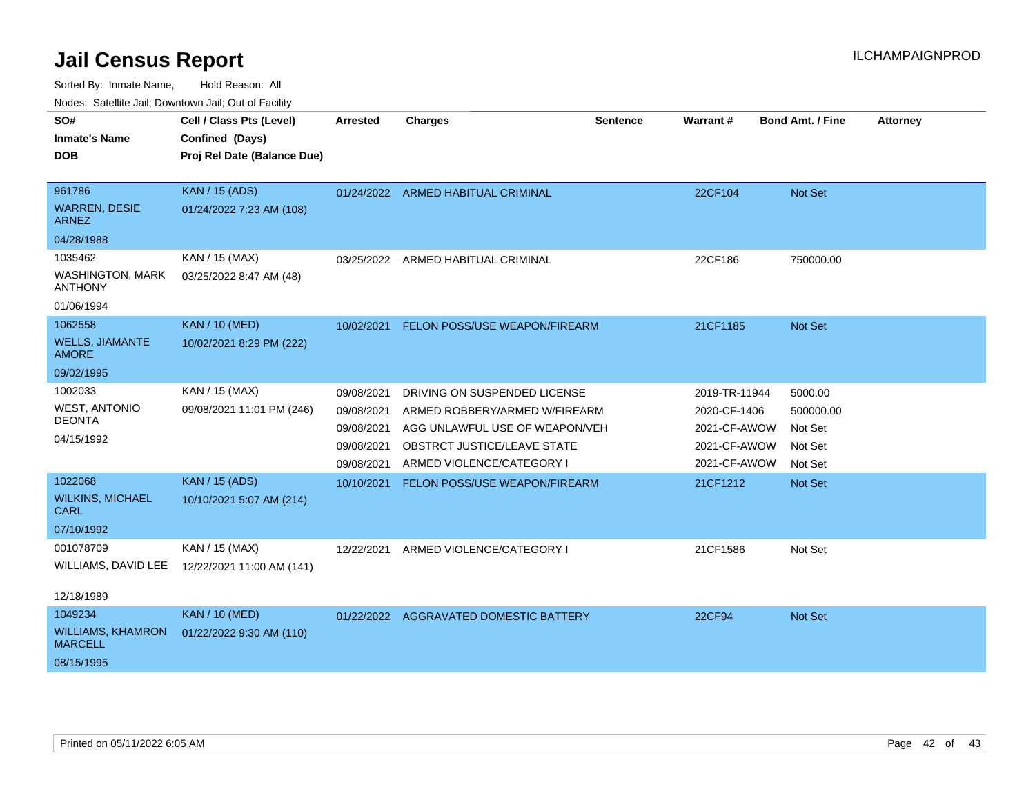# Jail Census Report

Sorted By: Inmate Name, Hold Reason: All

Nodes: Satellite Jail; Downtown Jail; Out of Facility

| SO# / Inmate's Name / DOB | Cell / Class Pts (Level) / Confined (Days) / Proj Rel Date (Balance Due) | Arrested | Charges | Sentence | Warrant # | Bond Amt. / Fine | Attorney |
|---|---|---|---|---|---|---|---|
| 961786<br>WARREN, DESIE ARNEZ<br>04/28/1988 | KAN / 15 (ADS)<br>01/24/2022 7:23 AM (108) | 01/24/2022 | ARMED HABITUAL CRIMINAL | | 22CF104 | Not Set | |
| 1035462<br>WASHINGTON, MARK ANTHONY<br>01/06/1994 | KAN / 15 (MAX)<br>03/25/2022 8:47 AM (48) | 03/25/2022 | ARMED HABITUAL CRIMINAL | | 22CF186 | 750000.00 | |
| 1062558<br>WELLS, JIAMANTE AMORE<br>09/02/1995 | KAN / 10 (MED)<br>10/02/2021 8:29 PM (222) | 10/02/2021 | FELON POSS/USE WEAPON/FIREARM | | 21CF1185 | Not Set | |
| 1002033<br>WEST, ANTONIO DEONTA<br>04/15/1992 | KAN / 15 (MAX)<br>09/08/2021 11:01 PM (246) | 09/08/2021 | DRIVING ON SUSPENDED LICENSE | | 2019-TR-11944 | 5000.00 | |
| | | 09/08/2021 | ARMED ROBBERY/ARMED W/FIREARM | | 2020-CF-1406 | 500000.00 | |
| | | 09/08/2021 | AGG UNLAWFUL USE OF WEAPON/VEH | | 2021-CF-AWOW | Not Set | |
| | | 09/08/2021 | OBSTRCT JUSTICE/LEAVE STATE | | 2021-CF-AWOW | Not Set | |
| | | 09/08/2021 | ARMED VIOLENCE/CATEGORY I | | 2021-CF-AWOW | Not Set | |
| 1022068<br>WILKINS, MICHAEL CARL<br>07/10/1992 | KAN / 15 (ADS)<br>10/10/2021 5:07 AM (214) | 10/10/2021 | FELON POSS/USE WEAPON/FIREARM | | 21CF1212 | Not Set | |
| 001078709<br>WILLIAMS, DAVID LEE<br>12/18/1989 | KAN / 15 (MAX)<br>12/22/2021 11:00 AM (141) | 12/22/2021 | ARMED VIOLENCE/CATEGORY I | | 21CF1586 | Not Set | |
| 1049234<br>WILLIAMS, KHAMRON MARCELL<br>08/15/1995 | KAN / 10 (MED)<br>01/22/2022 9:30 AM (110) | 01/22/2022 | AGGRAVATED DOMESTIC BATTERY | | 22CF94 | Not Set | |

Printed on 05/11/2022 6:05 AM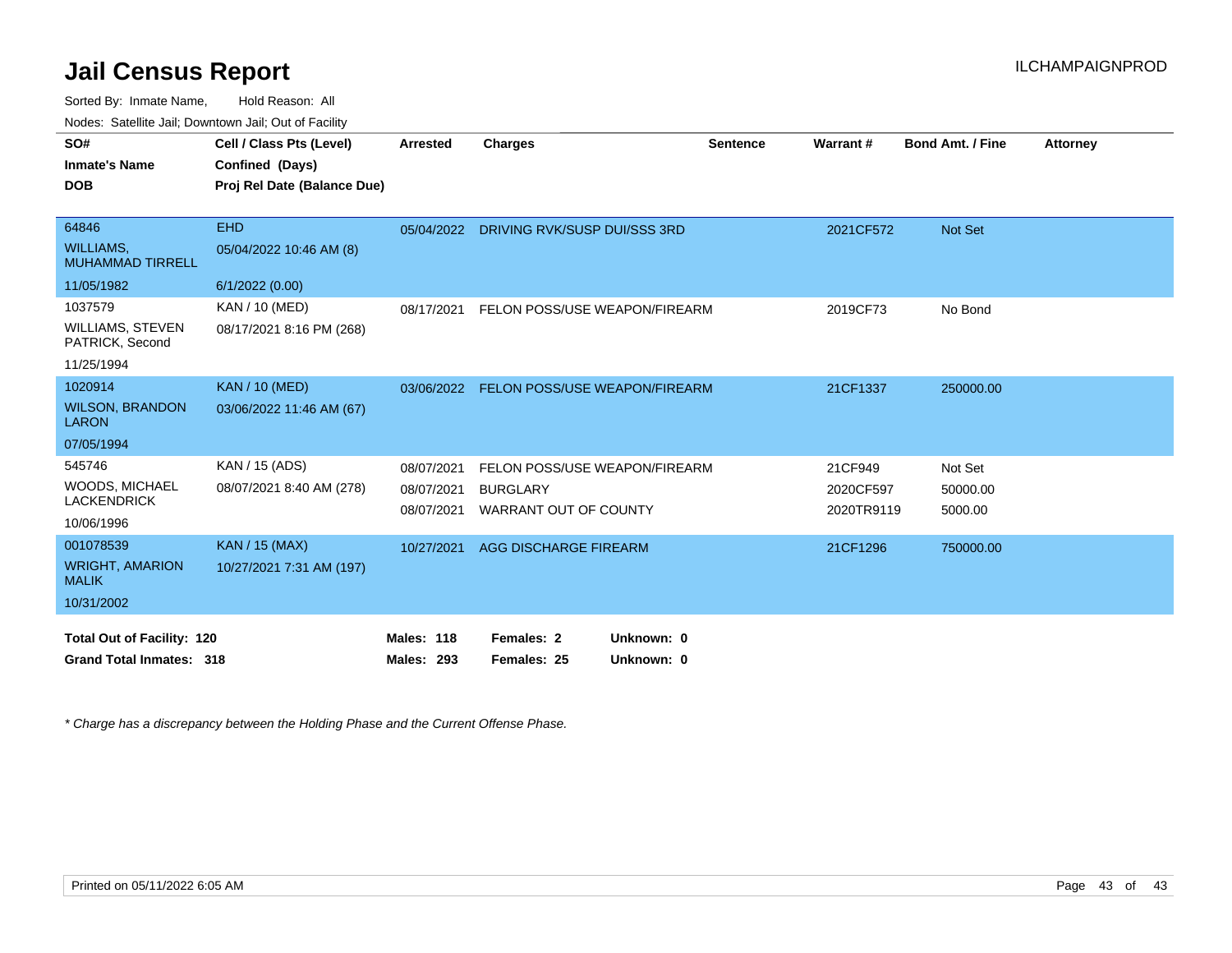# Jail Census Report

ILCHAMPAIGNPROD

Sorted By: Inmate Name, Hold Reason: All

Nodes: Satellite Jail; Downtown Jail; Out of Facility

| SO# / Inmate's Name / DOB | Cell / Class Pts (Level) / Confined (Days) / Proj Rel Date (Balance Due) | Arrested | Charges | Sentence | Warrant # | Bond Amt. / Fine | Attorney |
|---|---|---|---|---|---|---|---|
| 64846<br>WILLIAMS, MUHAMMAD TIRRELL<br>11/05/1982 | EHD<br>05/04/2022 10:46 AM (8)<br>6/1/2022 (0.00) | 05/04/2022 | DRIVING RVK/SUSP DUI/SSS 3RD | | 2021CF572 | Not Set | |
| 1037579<br>WILLIAMS, STEVEN PATRICK, Second<br>11/25/1994 | KAN / 10 (MED)<br>08/17/2021 8:16 PM (268) | 08/17/2021 | FELON POSS/USE WEAPON/FIREARM | | 2019CF73 | No Bond | |
| 1020914<br>WILSON, BRANDON LARON<br>07/05/1994 | KAN / 10 (MED)<br>03/06/2022 11:46 AM (67) | 03/06/2022 | FELON POSS/USE WEAPON/FIREARM | | 21CF1337 | 250000.00 | |
| 545746<br>WOODS, MICHAEL LACKENDRICK<br>10/06/1996 | KAN / 15 (ADS)<br>08/07/2021 8:40 AM (278) | 08/07/2021<br>08/07/2021<br>08/07/2021 | FELON POSS/USE WEAPON/FIREARM<br>BURGLARY<br>WARRANT OUT OF COUNTY | | 21CF949<br>2020CF597<br>2020TR9119 | Not Set<br>50000.00<br>5000.00 | |
| 001078539<br>WRIGHT, AMARION MALIK<br>10/31/2002 | KAN / 15 (MAX)<br>10/27/2021 7:31 AM (197) | 10/27/2021 | AGG DISCHARGE FIREARM | | 21CF1296 | 750000.00 | |

| | | | |
|---|---|---|---|
| **Total Out of Facility: 120** | **Males: 118** | **Females: 2** | **Unknown: 0** |
| **Grand Total Inmates: 318** | **Males: 293** | **Females: 25** | **Unknown: 0** |

*\* Charge has a discrepancy between the Holding Phase and the Current Offense Phase.*

Printed on 05/11/2022 6:05 AM